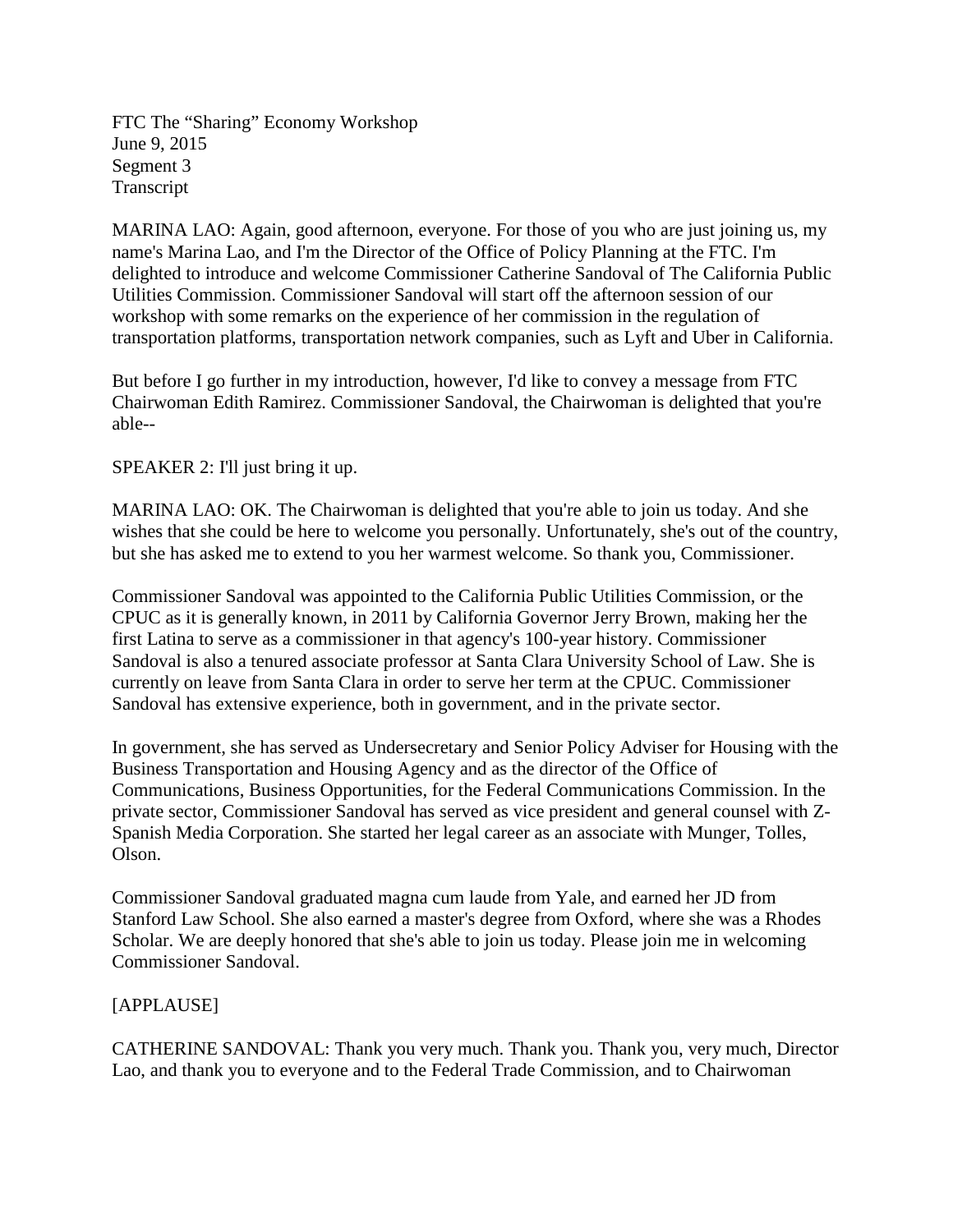FTC The "Sharing" Economy Workshop
June 9, 2015
Segment 3
Transcript

MARINA LAO: Again, good afternoon, everyone. For those of you who are just joining us, my name's Marina Lao, and I'm the Director of the Office of Policy Planning at the FTC. I'm delighted to introduce and welcome Commissioner Catherine Sandoval of The California Public Utilities Commission. Commissioner Sandoval will start off the afternoon session of our workshop with some remarks on the experience of her commission in the regulation of transportation platforms, transportation network companies, such as Lyft and Uber in California.

But before I go further in my introduction, however, I'd like to convey a message from FTC Chairwoman Edith Ramirez. Commissioner Sandoval, the Chairwoman is delighted that you're able--

SPEAKER 2: I'll just bring it up.

MARINA LAO: OK. The Chairwoman is delighted that you're able to join us today. And she wishes that she could be here to welcome you personally. Unfortunately, she's out of the country, but she has asked me to extend to you her warmest welcome. So thank you, Commissioner.

Commissioner Sandoval was appointed to the California Public Utilities Commission, or the CPUC as it is generally known, in 2011 by California Governor Jerry Brown, making her the first Latina to serve as a commissioner in that agency's 100-year history. Commissioner Sandoval is also a tenured associate professor at Santa Clara University School of Law. She is currently on leave from Santa Clara in order to serve her term at the CPUC. Commissioner Sandoval has extensive experience, both in government, and in the private sector.

In government, she has served as Undersecretary and Senior Policy Adviser for Housing with the Business Transportation and Housing Agency and as the director of the Office of Communications, Business Opportunities, for the Federal Communications Commission. In the private sector, Commissioner Sandoval has served as vice president and general counsel with Z-Spanish Media Corporation. She started her legal career as an associate with Munger, Tolles, Olson.

Commissioner Sandoval graduated magna cum laude from Yale, and earned her JD from Stanford Law School. She also earned a master's degree from Oxford, where she was a Rhodes Scholar. We are deeply honored that she's able to join us today. Please join me in welcoming Commissioner Sandoval.

[APPLAUSE]

CATHERINE SANDOVAL: Thank you very much. Thank you. Thank you, very much, Director Lao, and thank you to everyone and to the Federal Trade Commission, and to Chairwoman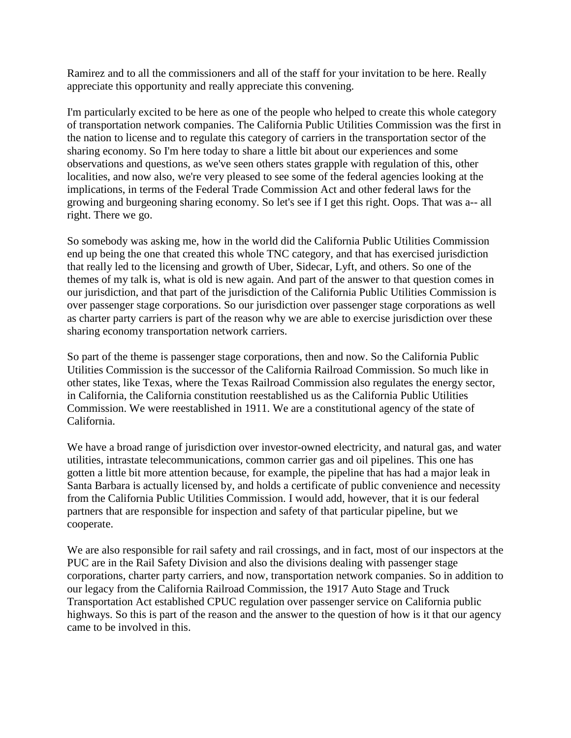Ramirez and to all the commissioners and all of the staff for your invitation to be here. Really appreciate this opportunity and really appreciate this convening.

I'm particularly excited to be here as one of the people who helped to create this whole category of transportation network companies. The California Public Utilities Commission was the first in the nation to license and to regulate this category of carriers in the transportation sector of the sharing economy. So I'm here today to share a little bit about our experiences and some observations and questions, as we've seen others states grapple with regulation of this, other localities, and now also, we're very pleased to see some of the federal agencies looking at the implications, in terms of the Federal Trade Commission Act and other federal laws for the growing and burgeoning sharing economy. So let's see if I get this right. Oops. That was a-- all right. There we go.

So somebody was asking me, how in the world did the California Public Utilities Commission end up being the one that created this whole TNC category, and that has exercised jurisdiction that really led to the licensing and growth of Uber, Sidecar, Lyft, and others. So one of the themes of my talk is, what is old is new again. And part of the answer to that question comes in our jurisdiction, and that part of the jurisdiction of the California Public Utilities Commission is over passenger stage corporations. So our jurisdiction over passenger stage corporations as well as charter party carriers is part of the reason why we are able to exercise jurisdiction over these sharing economy transportation network carriers.

So part of the theme is passenger stage corporations, then and now. So the California Public Utilities Commission is the successor of the California Railroad Commission. So much like in other states, like Texas, where the Texas Railroad Commission also regulates the energy sector, in California, the California constitution reestablished us as the California Public Utilities Commission. We were reestablished in 1911. We are a constitutional agency of the state of California.

We have a broad range of jurisdiction over investor-owned electricity, and natural gas, and water utilities, intrastate telecommunications, common carrier gas and oil pipelines. This one has gotten a little bit more attention because, for example, the pipeline that has had a major leak in Santa Barbara is actually licensed by, and holds a certificate of public convenience and necessity from the California Public Utilities Commission. I would add, however, that it is our federal partners that are responsible for inspection and safety of that particular pipeline, but we cooperate.

We are also responsible for rail safety and rail crossings, and in fact, most of our inspectors at the PUC are in the Rail Safety Division and also the divisions dealing with passenger stage corporations, charter party carriers, and now, transportation network companies. So in addition to our legacy from the California Railroad Commission, the 1917 Auto Stage and Truck Transportation Act established CPUC regulation over passenger service on California public highways. So this is part of the reason and the answer to the question of how is it that our agency came to be involved in this.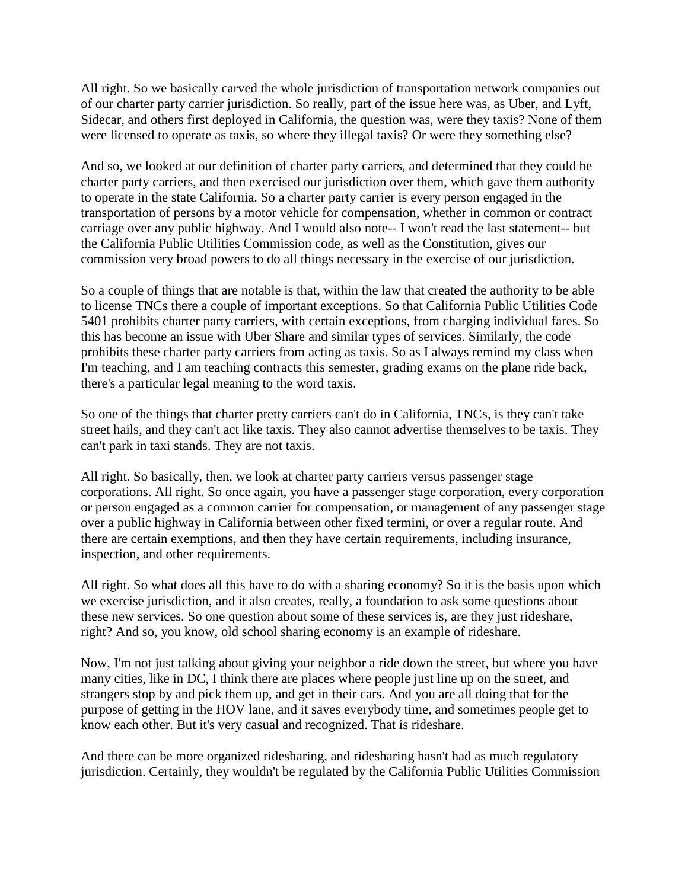All right. So we basically carved the whole jurisdiction of transportation network companies out of our charter party carrier jurisdiction. So really, part of the issue here was, as Uber, and Lyft, Sidecar, and others first deployed in California, the question was, were they taxis? None of them were licensed to operate as taxis, so where they illegal taxis? Or were they something else?

And so, we looked at our definition of charter party carriers, and determined that they could be charter party carriers, and then exercised our jurisdiction over them, which gave them authority to operate in the state California. So a charter party carrier is every person engaged in the transportation of persons by a motor vehicle for compensation, whether in common or contract carriage over any public highway. And I would also note-- I won't read the last statement-- but the California Public Utilities Commission code, as well as the Constitution, gives our commission very broad powers to do all things necessary in the exercise of our jurisdiction.

So a couple of things that are notable is that, within the law that created the authority to be able to license TNCs there a couple of important exceptions. So that California Public Utilities Code 5401 prohibits charter party carriers, with certain exceptions, from charging individual fares. So this has become an issue with Uber Share and similar types of services. Similarly, the code prohibits these charter party carriers from acting as taxis. So as I always remind my class when I'm teaching, and I am teaching contracts this semester, grading exams on the plane ride back, there's a particular legal meaning to the word taxis.

So one of the things that charter pretty carriers can't do in California, TNCs, is they can't take street hails, and they can't act like taxis. They also cannot advertise themselves to be taxis. They can't park in taxi stands. They are not taxis.

All right. So basically, then, we look at charter party carriers versus passenger stage corporations. All right. So once again, you have a passenger stage corporation, every corporation or person engaged as a common carrier for compensation, or management of any passenger stage over a public highway in California between other fixed termini, or over a regular route. And there are certain exemptions, and then they have certain requirements, including insurance, inspection, and other requirements.

All right. So what does all this have to do with a sharing economy? So it is the basis upon which we exercise jurisdiction, and it also creates, really, a foundation to ask some questions about these new services. So one question about some of these services is, are they just rideshare, right? And so, you know, old school sharing economy is an example of rideshare.

Now, I'm not just talking about giving your neighbor a ride down the street, but where you have many cities, like in DC, I think there are places where people just line up on the street, and strangers stop by and pick them up, and get in their cars. And you are all doing that for the purpose of getting in the HOV lane, and it saves everybody time, and sometimes people get to know each other. But it's very casual and recognized. That is rideshare.

And there can be more organized ridesharing, and ridesharing hasn't had as much regulatory jurisdiction. Certainly, they wouldn't be regulated by the California Public Utilities Commission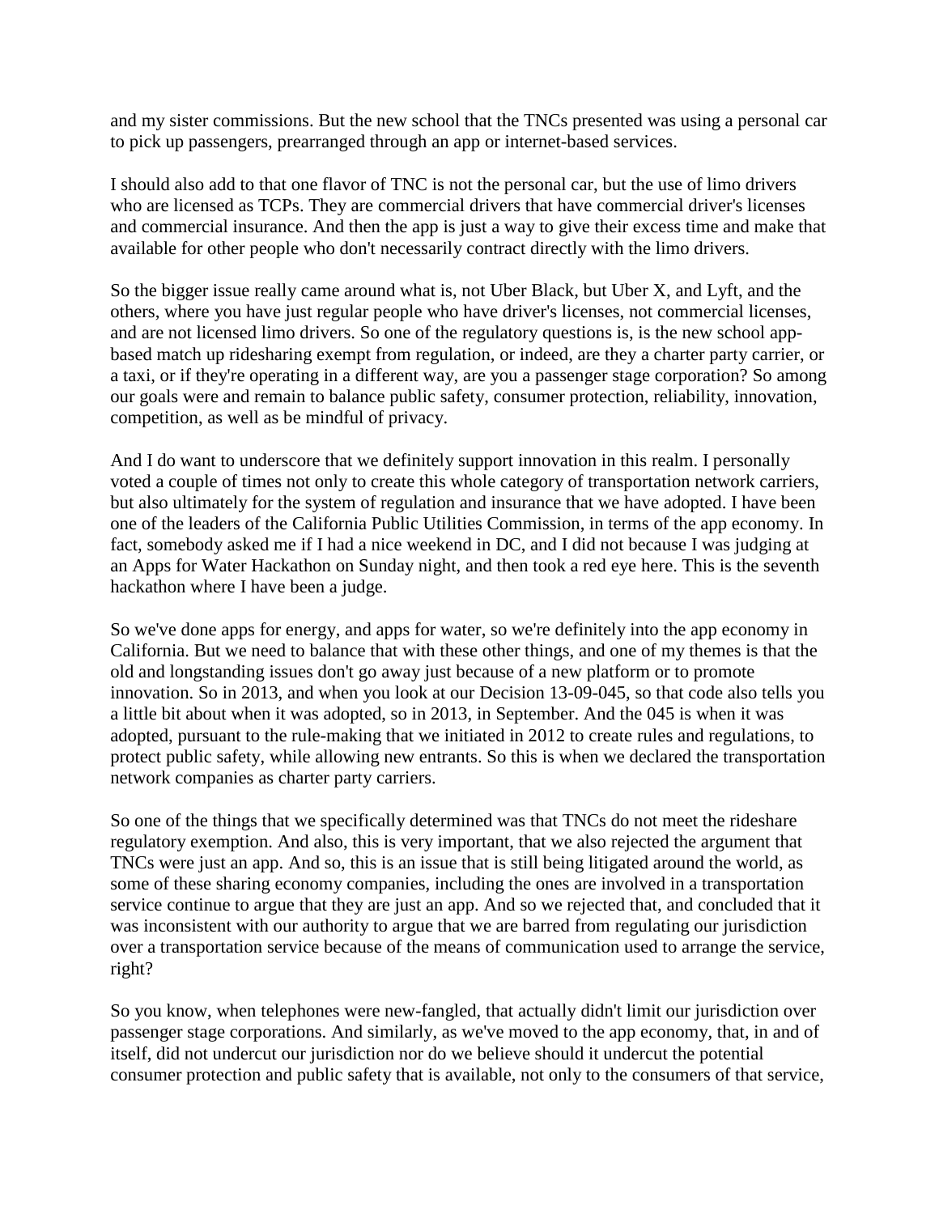and my sister commissions. But the new school that the TNCs presented was using a personal car to pick up passengers, prearranged through an app or internet-based services.

I should also add to that one flavor of TNC is not the personal car, but the use of limo drivers who are licensed as TCPs. They are commercial drivers that have commercial driver's licenses and commercial insurance. And then the app is just a way to give their excess time and make that available for other people who don't necessarily contract directly with the limo drivers.

So the bigger issue really came around what is, not Uber Black, but Uber X, and Lyft, and the others, where you have just regular people who have driver's licenses, not commercial licenses, and are not licensed limo drivers. So one of the regulatory questions is, is the new school app-based match up ridesharing exempt from regulation, or indeed, are they a charter party carrier, or a taxi, or if they're operating in a different way, are you a passenger stage corporation? So among our goals were and remain to balance public safety, consumer protection, reliability, innovation, competition, as well as be mindful of privacy.

And I do want to underscore that we definitely support innovation in this realm. I personally voted a couple of times not only to create this whole category of transportation network carriers, but also ultimately for the system of regulation and insurance that we have adopted. I have been one of the leaders of the California Public Utilities Commission, in terms of the app economy. In fact, somebody asked me if I had a nice weekend in DC, and I did not because I was judging at an Apps for Water Hackathon on Sunday night, and then took a red eye here. This is the seventh hackathon where I have been a judge.

So we've done apps for energy, and apps for water, so we're definitely into the app economy in California. But we need to balance that with these other things, and one of my themes is that the old and longstanding issues don't go away just because of a new platform or to promote innovation. So in 2013, and when you look at our Decision 13-09-045, so that code also tells you a little bit about when it was adopted, so in 2013, in September. And the 045 is when it was adopted, pursuant to the rule-making that we initiated in 2012 to create rules and regulations, to protect public safety, while allowing new entrants. So this is when we declared the transportation network companies as charter party carriers.

So one of the things that we specifically determined was that TNCs do not meet the rideshare regulatory exemption. And also, this is very important, that we also rejected the argument that TNCs were just an app. And so, this is an issue that is still being litigated around the world, as some of these sharing economy companies, including the ones are involved in a transportation service continue to argue that they are just an app. And so we rejected that, and concluded that it was inconsistent with our authority to argue that we are barred from regulating our jurisdiction over a transportation service because of the means of communication used to arrange the service, right?

So you know, when telephones were new-fangled, that actually didn't limit our jurisdiction over passenger stage corporations. And similarly, as we've moved to the app economy, that, in and of itself, did not undercut our jurisdiction nor do we believe should it undercut the potential consumer protection and public safety that is available, not only to the consumers of that service,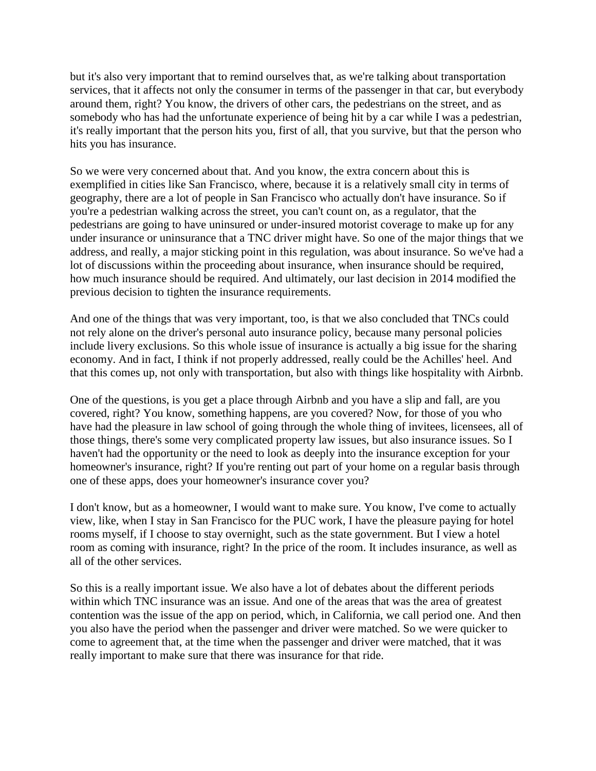but it's also very important that to remind ourselves that, as we're talking about transportation services, that it affects not only the consumer in terms of the passenger in that car, but everybody around them, right? You know, the drivers of other cars, the pedestrians on the street, and as somebody who has had the unfortunate experience of being hit by a car while I was a pedestrian, it's really important that the person hits you, first of all, that you survive, but that the person who hits you has insurance.

So we were very concerned about that. And you know, the extra concern about this is exemplified in cities like San Francisco, where, because it is a relatively small city in terms of geography, there are a lot of people in San Francisco who actually don't have insurance. So if you're a pedestrian walking across the street, you can't count on, as a regulator, that the pedestrians are going to have uninsured or under-insured motorist coverage to make up for any under insurance or uninsurance that a TNC driver might have. So one of the major things that we address, and really, a major sticking point in this regulation, was about insurance. So we've had a lot of discussions within the proceeding about insurance, when insurance should be required, how much insurance should be required. And ultimately, our last decision in 2014 modified the previous decision to tighten the insurance requirements.

And one of the things that was very important, too, is that we also concluded that TNCs could not rely alone on the driver's personal auto insurance policy, because many personal policies include livery exclusions. So this whole issue of insurance is actually a big issue for the sharing economy. And in fact, I think if not properly addressed, really could be the Achilles' heel. And that this comes up, not only with transportation, but also with things like hospitality with Airbnb.

One of the questions, is you get a place through Airbnb and you have a slip and fall, are you covered, right? You know, something happens, are you covered? Now, for those of you who have had the pleasure in law school of going through the whole thing of invitees, licensees, all of those things, there's some very complicated property law issues, but also insurance issues. So I haven't had the opportunity or the need to look as deeply into the insurance exception for your homeowner's insurance, right? If you're renting out part of your home on a regular basis through one of these apps, does your homeowner's insurance cover you?

I don't know, but as a homeowner, I would want to make sure. You know, I've come to actually view, like, when I stay in San Francisco for the PUC work, I have the pleasure paying for hotel rooms myself, if I choose to stay overnight, such as the state government. But I view a hotel room as coming with insurance, right? In the price of the room. It includes insurance, as well as all of the other services.

So this is a really important issue. We also have a lot of debates about the different periods within which TNC insurance was an issue. And one of the areas that was the area of greatest contention was the issue of the app on period, which, in California, we call period one. And then you also have the period when the passenger and driver were matched. So we were quicker to come to agreement that, at the time when the passenger and driver were matched, that it was really important to make sure that there was insurance for that ride.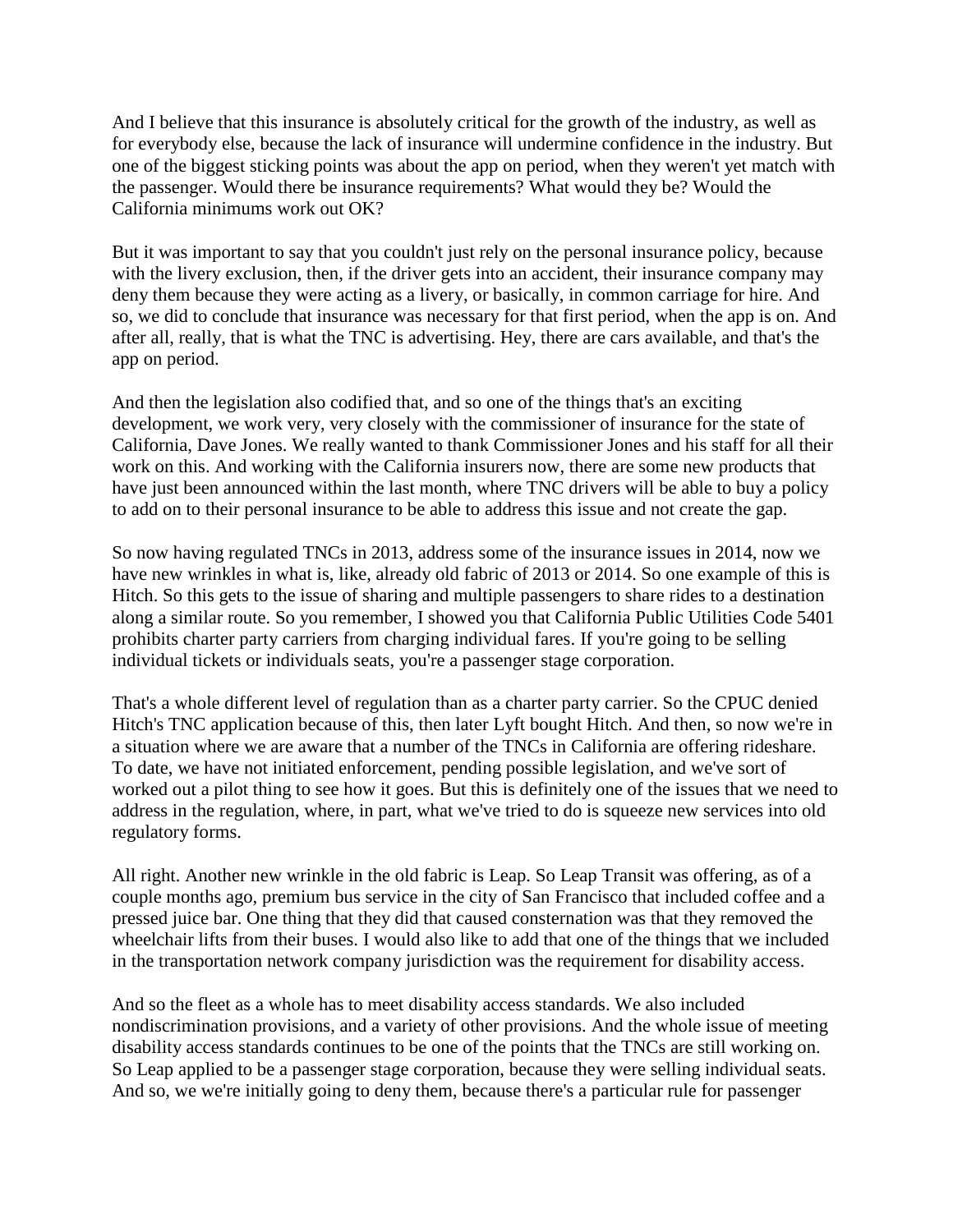And I believe that this insurance is absolutely critical for the growth of the industry, as well as for everybody else, because the lack of insurance will undermine confidence in the industry. But one of the biggest sticking points was about the app on period, when they weren't yet match with the passenger. Would there be insurance requirements? What would they be? Would the California minimums work out OK?

But it was important to say that you couldn't just rely on the personal insurance policy, because with the livery exclusion, then, if the driver gets into an accident, their insurance company may deny them because they were acting as a livery, or basically, in common carriage for hire. And so, we did to conclude that insurance was necessary for that first period, when the app is on. And after all, really, that is what the TNC is advertising. Hey, there are cars available, and that's the app on period.

And then the legislation also codified that, and so one of the things that's an exciting development, we work very, very closely with the commissioner of insurance for the state of California, Dave Jones. We really wanted to thank Commissioner Jones and his staff for all their work on this. And working with the California insurers now, there are some new products that have just been announced within the last month, where TNC drivers will be able to buy a policy to add on to their personal insurance to be able to address this issue and not create the gap.

So now having regulated TNCs in 2013, address some of the insurance issues in 2014, now we have new wrinkles in what is, like, already old fabric of 2013 or 2014. So one example of this is Hitch. So this gets to the issue of sharing and multiple passengers to share rides to a destination along a similar route. So you remember, I showed you that California Public Utilities Code 5401 prohibits charter party carriers from charging individual fares. If you're going to be selling individual tickets or individuals seats, you're a passenger stage corporation.

That's a whole different level of regulation than as a charter party carrier. So the CPUC denied Hitch's TNC application because of this, then later Lyft bought Hitch. And then, so now we're in a situation where we are aware that a number of the TNCs in California are offering rideshare. To date, we have not initiated enforcement, pending possible legislation, and we've sort of worked out a pilot thing to see how it goes. But this is definitely one of the issues that we need to address in the regulation, where, in part, what we've tried to do is squeeze new services into old regulatory forms.

All right. Another new wrinkle in the old fabric is Leap. So Leap Transit was offering, as of a couple months ago, premium bus service in the city of San Francisco that included coffee and a pressed juice bar. One thing that they did that caused consternation was that they removed the wheelchair lifts from their buses. I would also like to add that one of the things that we included in the transportation network company jurisdiction was the requirement for disability access.

And so the fleet as a whole has to meet disability access standards. We also included nondiscrimination provisions, and a variety of other provisions. And the whole issue of meeting disability access standards continues to be one of the points that the TNCs are still working on. So Leap applied to be a passenger stage corporation, because they were selling individual seats. And so, we we're initially going to deny them, because there's a particular rule for passenger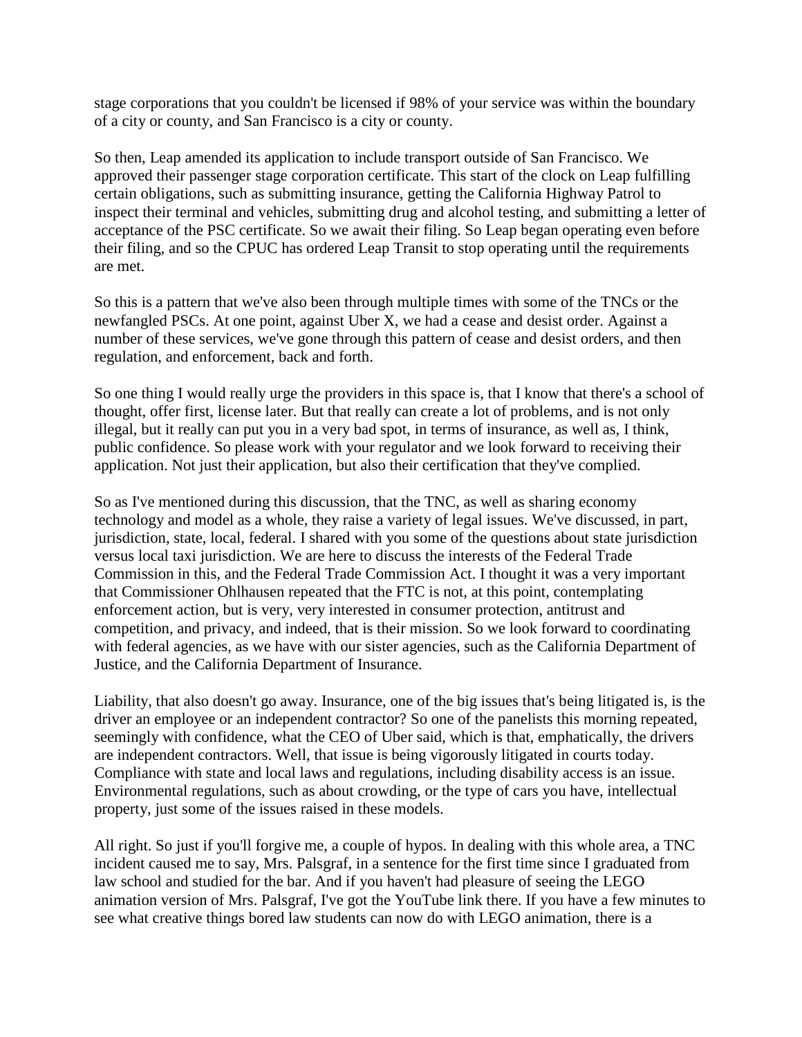stage corporations that you couldn't be licensed if 98% of your service was within the boundary of a city or county, and San Francisco is a city or county.

So then, Leap amended its application to include transport outside of San Francisco. We approved their passenger stage corporation certificate. This start of the clock on Leap fulfilling certain obligations, such as submitting insurance, getting the California Highway Patrol to inspect their terminal and vehicles, submitting drug and alcohol testing, and submitting a letter of acceptance of the PSC certificate. So we await their filing. So Leap began operating even before their filing, and so the CPUC has ordered Leap Transit to stop operating until the requirements are met.

So this is a pattern that we've also been through multiple times with some of the TNCs or the newfangled PSCs. At one point, against Uber X, we had a cease and desist order. Against a number of these services, we've gone through this pattern of cease and desist orders, and then regulation, and enforcement, back and forth.

So one thing I would really urge the providers in this space is, that I know that there's a school of thought, offer first, license later. But that really can create a lot of problems, and is not only illegal, but it really can put you in a very bad spot, in terms of insurance, as well as, I think, public confidence. So please work with your regulator and we look forward to receiving their application. Not just their application, but also their certification that they've complied.

So as I've mentioned during this discussion, that the TNC, as well as sharing economy technology and model as a whole, they raise a variety of legal issues. We've discussed, in part, jurisdiction, state, local, federal. I shared with you some of the questions about state jurisdiction versus local taxi jurisdiction. We are here to discuss the interests of the Federal Trade Commission in this, and the Federal Trade Commission Act. I thought it was a very important that Commissioner Ohlhausen repeated that the FTC is not, at this point, contemplating enforcement action, but is very, very interested in consumer protection, antitrust and competition, and privacy, and indeed, that is their mission. So we look forward to coordinating with federal agencies, as we have with our sister agencies, such as the California Department of Justice, and the California Department of Insurance.

Liability, that also doesn't go away. Insurance, one of the big issues that's being litigated is, is the driver an employee or an independent contractor? So one of the panelists this morning repeated, seemingly with confidence, what the CEO of Uber said, which is that, emphatically, the drivers are independent contractors. Well, that issue is being vigorously litigated in courts today. Compliance with state and local laws and regulations, including disability access is an issue. Environmental regulations, such as about crowding, or the type of cars you have, intellectual property, just some of the issues raised in these models.

All right. So just if you'll forgive me, a couple of hypos. In dealing with this whole area, a TNC incident caused me to say, Mrs. Palsgraf, in a sentence for the first time since I graduated from law school and studied for the bar. And if you haven't had pleasure of seeing the LEGO animation version of Mrs. Palsgraf, I've got the YouTube link there. If you have a few minutes to see what creative things bored law students can now do with LEGO animation, there is a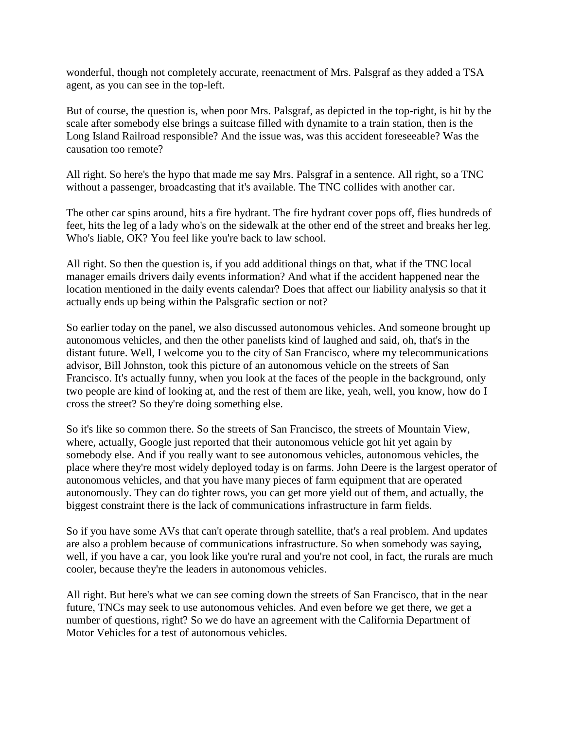wonderful, though not completely accurate, reenactment of Mrs. Palsgraf as they added a TSA agent, as you can see in the top-left.

But of course, the question is, when poor Mrs. Palsgraf, as depicted in the top-right, is hit by the scale after somebody else brings a suitcase filled with dynamite to a train station, then is the Long Island Railroad responsible? And the issue was, was this accident foreseeable? Was the causation too remote?

All right. So here's the hypo that made me say Mrs. Palsgraf in a sentence. All right, so a TNC without a passenger, broadcasting that it's available. The TNC collides with another car.

The other car spins around, hits a fire hydrant. The fire hydrant cover pops off, flies hundreds of feet, hits the leg of a lady who's on the sidewalk at the other end of the street and breaks her leg. Who's liable, OK? You feel like you're back to law school.

All right. So then the question is, if you add additional things on that, what if the TNC local manager emails drivers daily events information? And what if the accident happened near the location mentioned in the daily events calendar? Does that affect our liability analysis so that it actually ends up being within the Palsgrafic section or not?

So earlier today on the panel, we also discussed autonomous vehicles. And someone brought up autonomous vehicles, and then the other panelists kind of laughed and said, oh, that's in the distant future. Well, I welcome you to the city of San Francisco, where my telecommunications advisor, Bill Johnston, took this picture of an autonomous vehicle on the streets of San Francisco. It's actually funny, when you look at the faces of the people in the background, only two people are kind of looking at, and the rest of them are like, yeah, well, you know, how do I cross the street? So they're doing something else.

So it's like so common there. So the streets of San Francisco, the streets of Mountain View, where, actually, Google just reported that their autonomous vehicle got hit yet again by somebody else. And if you really want to see autonomous vehicles, autonomous vehicles, the place where they're most widely deployed today is on farms. John Deere is the largest operator of autonomous vehicles, and that you have many pieces of farm equipment that are operated autonomously. They can do tighter rows, you can get more yield out of them, and actually, the biggest constraint there is the lack of communications infrastructure in farm fields.

So if you have some AVs that can't operate through satellite, that's a real problem. And updates are also a problem because of communications infrastructure. So when somebody was saying, well, if you have a car, you look like you're rural and you're not cool, in fact, the rurals are much cooler, because they're the leaders in autonomous vehicles.

All right. But here's what we can see coming down the streets of San Francisco, that in the near future, TNCs may seek to use autonomous vehicles. And even before we get there, we get a number of questions, right? So we do have an agreement with the California Department of Motor Vehicles for a test of autonomous vehicles.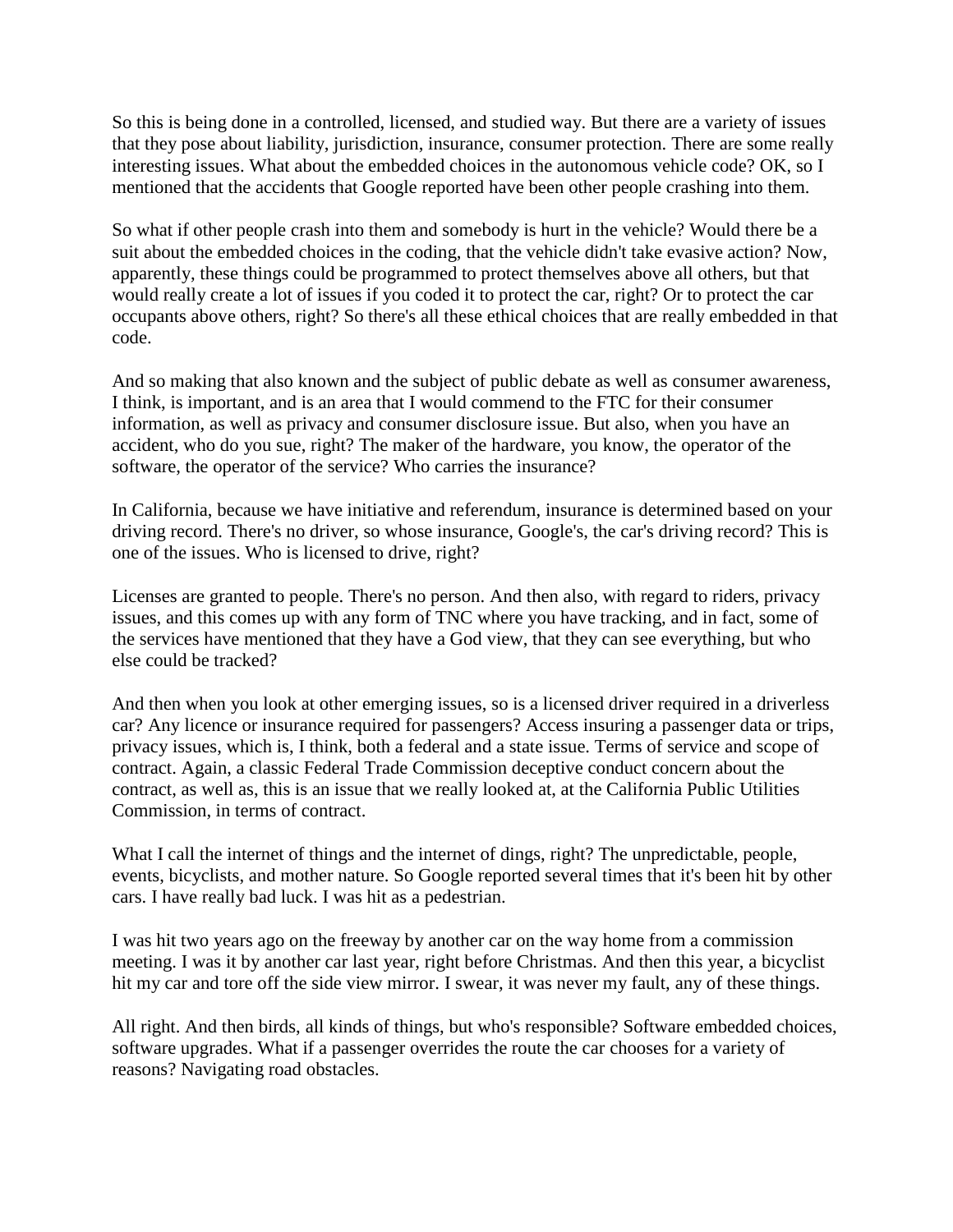So this is being done in a controlled, licensed, and studied way. But there are a variety of issues that they pose about liability, jurisdiction, insurance, consumer protection. There are some really interesting issues. What about the embedded choices in the autonomous vehicle code? OK, so I mentioned that the accidents that Google reported have been other people crashing into them.

So what if other people crash into them and somebody is hurt in the vehicle? Would there be a suit about the embedded choices in the coding, that the vehicle didn't take evasive action? Now, apparently, these things could be programmed to protect themselves above all others, but that would really create a lot of issues if you coded it to protect the car, right? Or to protect the car occupants above others, right? So there's all these ethical choices that are really embedded in that code.

And so making that also known and the subject of public debate as well as consumer awareness, I think, is important, and is an area that I would commend to the FTC for their consumer information, as well as privacy and consumer disclosure issue. But also, when you have an accident, who do you sue, right? The maker of the hardware, you know, the operator of the software, the operator of the service? Who carries the insurance?

In California, because we have initiative and referendum, insurance is determined based on your driving record. There's no driver, so whose insurance, Google's, the car's driving record? This is one of the issues. Who is licensed to drive, right?

Licenses are granted to people. There's no person. And then also, with regard to riders, privacy issues, and this comes up with any form of TNC where you have tracking, and in fact, some of the services have mentioned that they have a God view, that they can see everything, but who else could be tracked?

And then when you look at other emerging issues, so is a licensed driver required in a driverless car? Any licence or insurance required for passengers? Access insuring a passenger data or trips, privacy issues, which is, I think, both a federal and a state issue. Terms of service and scope of contract. Again, a classic Federal Trade Commission deceptive conduct concern about the contract, as well as, this is an issue that we really looked at, at the California Public Utilities Commission, in terms of contract.

What I call the internet of things and the internet of dings, right? The unpredictable, people, events, bicyclists, and mother nature. So Google reported several times that it's been hit by other cars. I have really bad luck. I was hit as a pedestrian.

I was hit two years ago on the freeway by another car on the way home from a commission meeting. I was it by another car last year, right before Christmas. And then this year, a bicyclist hit my car and tore off the side view mirror. I swear, it was never my fault, any of these things.

All right. And then birds, all kinds of things, but who's responsible? Software embedded choices, software upgrades. What if a passenger overrides the route the car chooses for a variety of reasons? Navigating road obstacles.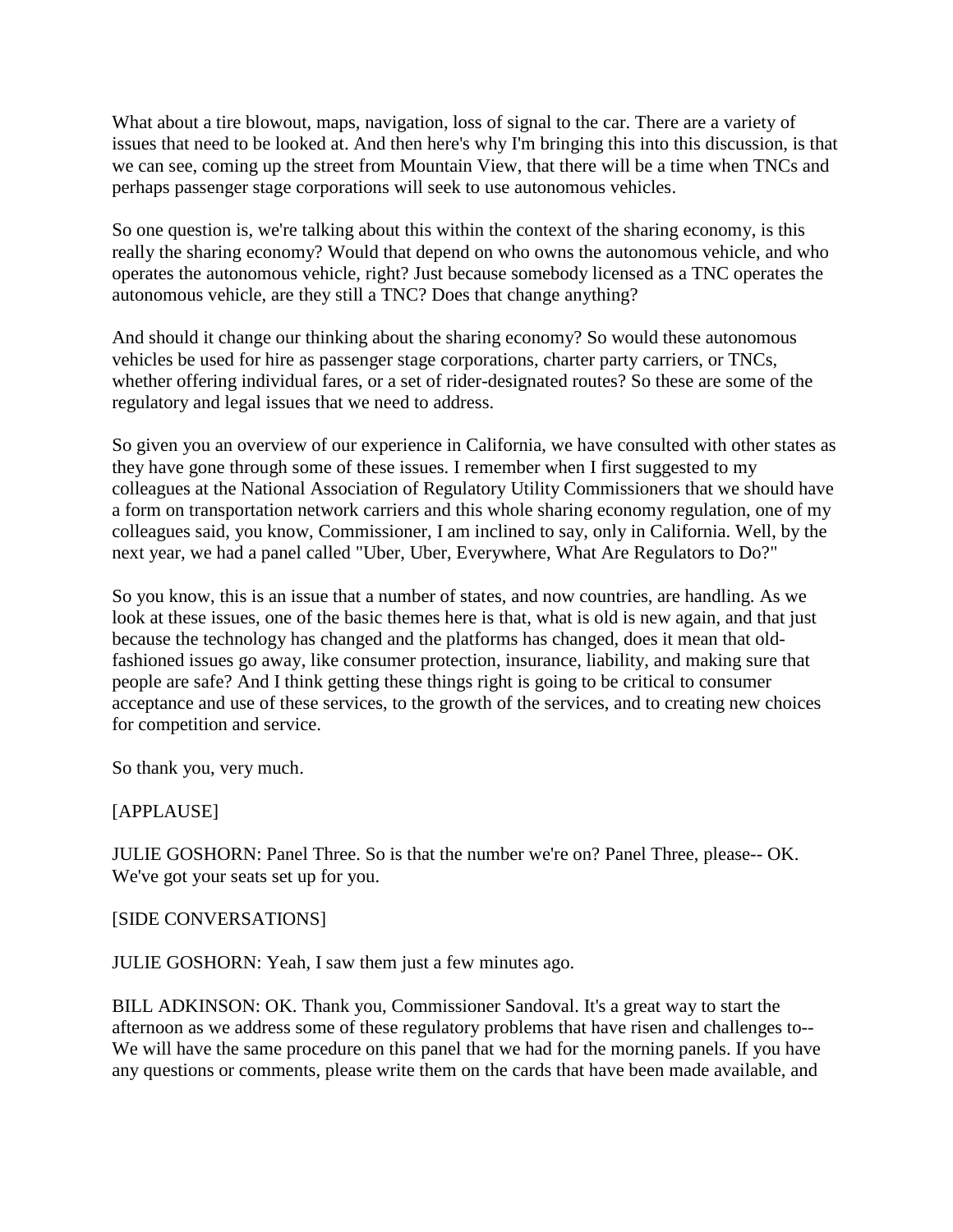What about a tire blowout, maps, navigation, loss of signal to the car. There are a variety of issues that need to be looked at. And then here's why I'm bringing this into this discussion, is that we can see, coming up the street from Mountain View, that there will be a time when TNCs and perhaps passenger stage corporations will seek to use autonomous vehicles.

So one question is, we're talking about this within the context of the sharing economy, is this really the sharing economy? Would that depend on who owns the autonomous vehicle, and who operates the autonomous vehicle, right? Just because somebody licensed as a TNC operates the autonomous vehicle, are they still a TNC? Does that change anything?

And should it change our thinking about the sharing economy? So would these autonomous vehicles be used for hire as passenger stage corporations, charter party carriers, or TNCs, whether offering individual fares, or a set of rider-designated routes? So these are some of the regulatory and legal issues that we need to address.

So given you an overview of our experience in California, we have consulted with other states as they have gone through some of these issues. I remember when I first suggested to my colleagues at the National Association of Regulatory Utility Commissioners that we should have a form on transportation network carriers and this whole sharing economy regulation, one of my colleagues said, you know, Commissioner, I am inclined to say, only in California. Well, by the next year, we had a panel called "Uber, Uber, Everywhere, What Are Regulators to Do?"

So you know, this is an issue that a number of states, and now countries, are handling. As we look at these issues, one of the basic themes here is that, what is old is new again, and that just because the technology has changed and the platforms has changed, does it mean that old-fashioned issues go away, like consumer protection, insurance, liability, and making sure that people are safe? And I think getting these things right is going to be critical to consumer acceptance and use of these services, to the growth of the services, and to creating new choices for competition and service.

So thank you, very much.

[APPLAUSE]

JULIE GOSHORN: Panel Three. So is that the number we're on? Panel Three, please-- OK. We've got your seats set up for you.

[SIDE CONVERSATIONS]

JULIE GOSHORN: Yeah, I saw them just a few minutes ago.

BILL ADKINSON: OK. Thank you, Commissioner Sandoval. It's a great way to start the afternoon as we address some of these regulatory problems that have risen and challenges to-- We will have the same procedure on this panel that we had for the morning panels. If you have any questions or comments, please write them on the cards that have been made available, and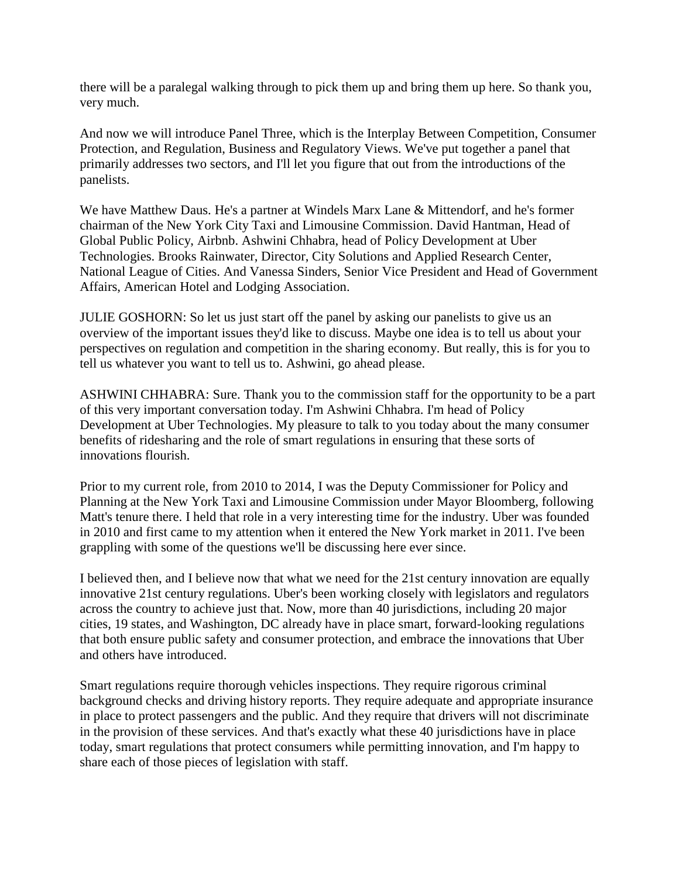there will be a paralegal walking through to pick them up and bring them up here. So thank you, very much.

And now we will introduce Panel Three, which is the Interplay Between Competition, Consumer Protection, and Regulation, Business and Regulatory Views. We've put together a panel that primarily addresses two sectors, and I'll let you figure that out from the introductions of the panelists.

We have Matthew Daus. He's a partner at Windels Marx Lane & Mittendorf, and he's former chairman of the New York City Taxi and Limousine Commission. David Hantman, Head of Global Public Policy, Airbnb. Ashwini Chhabra, head of Policy Development at Uber Technologies. Brooks Rainwater, Director, City Solutions and Applied Research Center, National League of Cities. And Vanessa Sinders, Senior Vice President and Head of Government Affairs, American Hotel and Lodging Association.

JULIE GOSHORN: So let us just start off the panel by asking our panelists to give us an overview of the important issues they'd like to discuss. Maybe one idea is to tell us about your perspectives on regulation and competition in the sharing economy. But really, this is for you to tell us whatever you want to tell us to. Ashwini, go ahead please.

ASHWINI CHHABRA: Sure. Thank you to the commission staff for the opportunity to be a part of this very important conversation today. I'm Ashwini Chhabra. I'm head of Policy Development at Uber Technologies. My pleasure to talk to you today about the many consumer benefits of ridesharing and the role of smart regulations in ensuring that these sorts of innovations flourish.

Prior to my current role, from 2010 to 2014, I was the Deputy Commissioner for Policy and Planning at the New York Taxi and Limousine Commission under Mayor Bloomberg, following Matt's tenure there. I held that role in a very interesting time for the industry. Uber was founded in 2010 and first came to my attention when it entered the New York market in 2011. I've been grappling with some of the questions we'll be discussing here ever since.

I believed then, and I believe now that what we need for the 21st century innovation are equally innovative 21st century regulations. Uber's been working closely with legislators and regulators across the country to achieve just that. Now, more than 40 jurisdictions, including 20 major cities, 19 states, and Washington, DC already have in place smart, forward-looking regulations that both ensure public safety and consumer protection, and embrace the innovations that Uber and others have introduced.

Smart regulations require thorough vehicles inspections. They require rigorous criminal background checks and driving history reports. They require adequate and appropriate insurance in place to protect passengers and the public. And they require that drivers will not discriminate in the provision of these services. And that's exactly what these 40 jurisdictions have in place today, smart regulations that protect consumers while permitting innovation, and I'm happy to share each of those pieces of legislation with staff.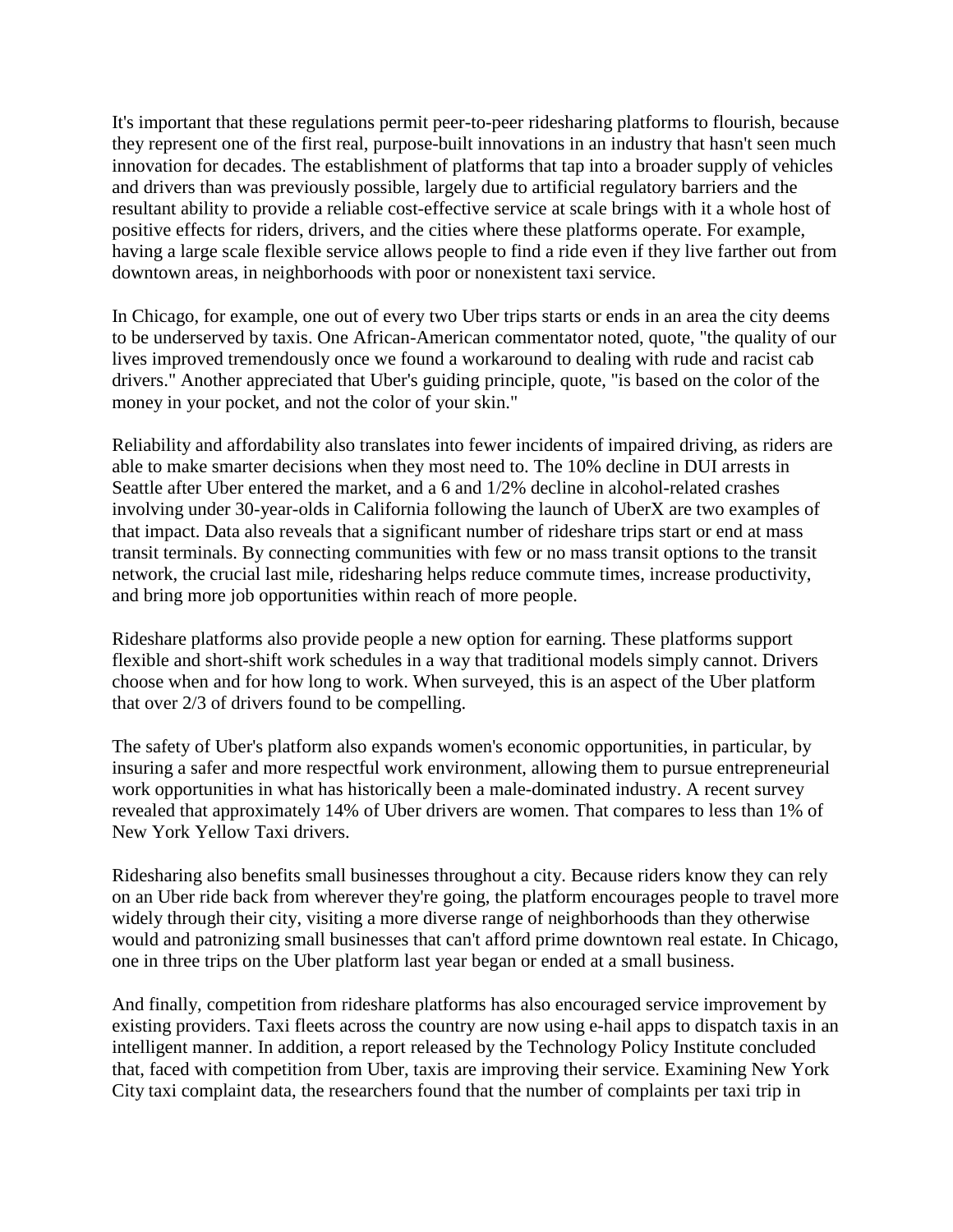It's important that these regulations permit peer-to-peer ridesharing platforms to flourish, because they represent one of the first real, purpose-built innovations in an industry that hasn't seen much innovation for decades. The establishment of platforms that tap into a broader supply of vehicles and drivers than was previously possible, largely due to artificial regulatory barriers and the resultant ability to provide a reliable cost-effective service at scale brings with it a whole host of positive effects for riders, drivers, and the cities where these platforms operate. For example, having a large scale flexible service allows people to find a ride even if they live farther out from downtown areas, in neighborhoods with poor or nonexistent taxi service.

In Chicago, for example, one out of every two Uber trips starts or ends in an area the city deems to be underserved by taxis. One African-American commentator noted, quote, "the quality of our lives improved tremendously once we found a workaround to dealing with rude and racist cab drivers." Another appreciated that Uber's guiding principle, quote, "is based on the color of the money in your pocket, and not the color of your skin."

Reliability and affordability also translates into fewer incidents of impaired driving, as riders are able to make smarter decisions when they most need to. The 10% decline in DUI arrests in Seattle after Uber entered the market, and a 6 and 1/2% decline in alcohol-related crashes involving under 30-year-olds in California following the launch of UberX are two examples of that impact. Data also reveals that a significant number of rideshare trips start or end at mass transit terminals. By connecting communities with few or no mass transit options to the transit network, the crucial last mile, ridesharing helps reduce commute times, increase productivity, and bring more job opportunities within reach of more people.

Rideshare platforms also provide people a new option for earning. These platforms support flexible and short-shift work schedules in a way that traditional models simply cannot. Drivers choose when and for how long to work. When surveyed, this is an aspect of the Uber platform that over 2/3 of drivers found to be compelling.

The safety of Uber's platform also expands women's economic opportunities, in particular, by insuring a safer and more respectful work environment, allowing them to pursue entrepreneurial work opportunities in what has historically been a male-dominated industry. A recent survey revealed that approximately 14% of Uber drivers are women. That compares to less than 1% of New York Yellow Taxi drivers.

Ridesharing also benefits small businesses throughout a city. Because riders know they can rely on an Uber ride back from wherever they're going, the platform encourages people to travel more widely through their city, visiting a more diverse range of neighborhoods than they otherwise would and patronizing small businesses that can't afford prime downtown real estate. In Chicago, one in three trips on the Uber platform last year began or ended at a small business.

And finally, competition from rideshare platforms has also encouraged service improvement by existing providers. Taxi fleets across the country are now using e-hail apps to dispatch taxis in an intelligent manner. In addition, a report released by the Technology Policy Institute concluded that, faced with competition from Uber, taxis are improving their service. Examining New York City taxi complaint data, the researchers found that the number of complaints per taxi trip in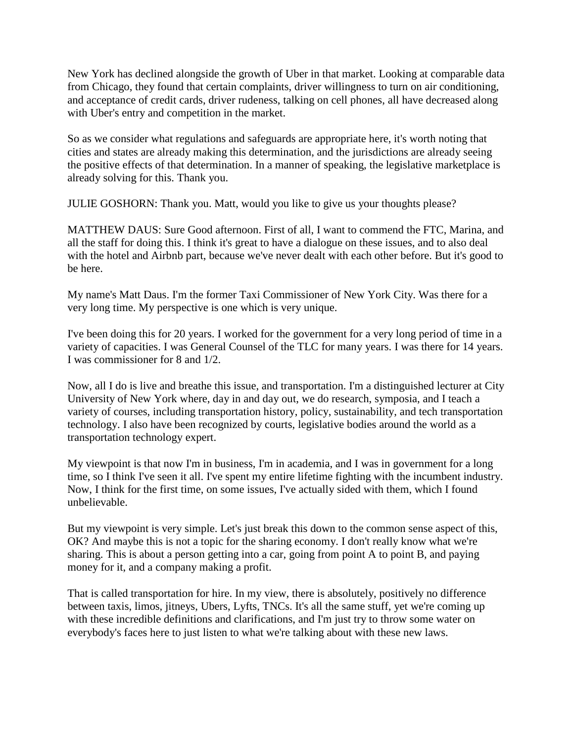New York has declined alongside the growth of Uber in that market. Looking at comparable data from Chicago, they found that certain complaints, driver willingness to turn on air conditioning, and acceptance of credit cards, driver rudeness, talking on cell phones, all have decreased along with Uber's entry and competition in the market.

So as we consider what regulations and safeguards are appropriate here, it's worth noting that cities and states are already making this determination, and the jurisdictions are already seeing the positive effects of that determination. In a manner of speaking, the legislative marketplace is already solving for this. Thank you.

JULIE GOSHORN: Thank you. Matt, would you like to give us your thoughts please?

MATTHEW DAUS: Sure Good afternoon. First of all, I want to commend the FTC, Marina, and all the staff for doing this. I think it's great to have a dialogue on these issues, and to also deal with the hotel and Airbnb part, because we've never dealt with each other before. But it's good to be here.

My name's Matt Daus. I'm the former Taxi Commissioner of New York City. Was there for a very long time. My perspective is one which is very unique.

I've been doing this for 20 years. I worked for the government for a very long period of time in a variety of capacities. I was General Counsel of the TLC for many years. I was there for 14 years. I was commissioner for 8 and 1/2.

Now, all I do is live and breathe this issue, and transportation. I'm a distinguished lecturer at City University of New York where, day in and day out, we do research, symposia, and I teach a variety of courses, including transportation history, policy, sustainability, and tech transportation technology. I also have been recognized by courts, legislative bodies around the world as a transportation technology expert.

My viewpoint is that now I'm in business, I'm in academia, and I was in government for a long time, so I think I've seen it all. I've spent my entire lifetime fighting with the incumbent industry. Now, I think for the first time, on some issues, I've actually sided with them, which I found unbelievable.

But my viewpoint is very simple. Let's just break this down to the common sense aspect of this, OK? And maybe this is not a topic for the sharing economy. I don't really know what we're sharing. This is about a person getting into a car, going from point A to point B, and paying money for it, and a company making a profit.

That is called transportation for hire. In my view, there is absolutely, positively no difference between taxis, limos, jitneys, Ubers, Lyfts, TNCs. It's all the same stuff, yet we're coming up with these incredible definitions and clarifications, and I'm just try to throw some water on everybody's faces here to just listen to what we're talking about with these new laws.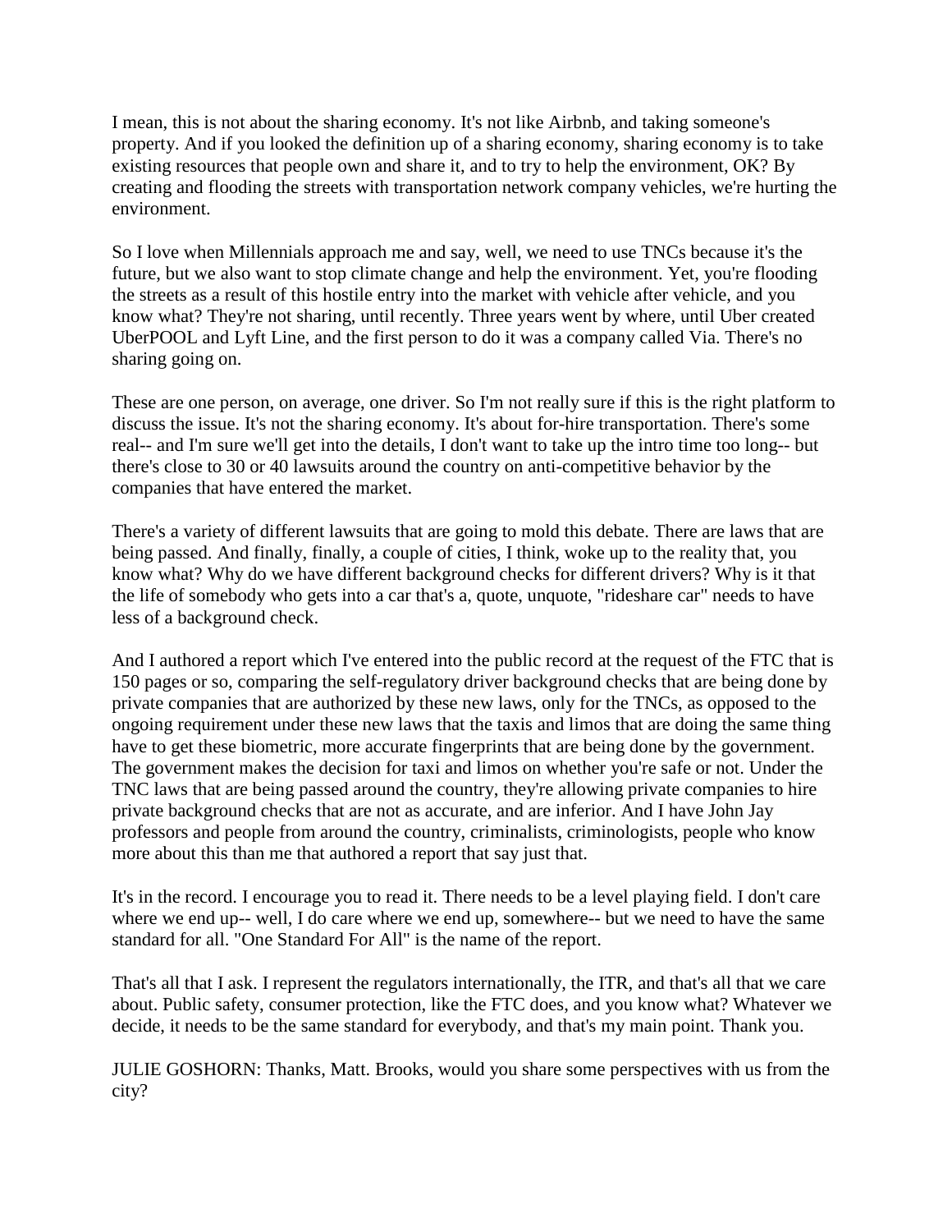I mean, this is not about the sharing economy. It's not like Airbnb, and taking someone's property. And if you looked the definition up of a sharing economy, sharing economy is to take existing resources that people own and share it, and to try to help the environment, OK? By creating and flooding the streets with transportation network company vehicles, we're hurting the environment.

So I love when Millennials approach me and say, well, we need to use TNCs because it's the future, but we also want to stop climate change and help the environment. Yet, you're flooding the streets as a result of this hostile entry into the market with vehicle after vehicle, and you know what? They're not sharing, until recently. Three years went by where, until Uber created UberPOOL and Lyft Line, and the first person to do it was a company called Via. There's no sharing going on.

These are one person, on average, one driver. So I'm not really sure if this is the right platform to discuss the issue. It's not the sharing economy. It's about for-hire transportation. There's some real-- and I'm sure we'll get into the details, I don't want to take up the intro time too long-- but there's close to 30 or 40 lawsuits around the country on anti-competitive behavior by the companies that have entered the market.

There's a variety of different lawsuits that are going to mold this debate. There are laws that are being passed. And finally, finally, a couple of cities, I think, woke up to the reality that, you know what? Why do we have different background checks for different drivers? Why is it that the life of somebody who gets into a car that's a, quote, unquote, "rideshare car" needs to have less of a background check.

And I authored a report which I've entered into the public record at the request of the FTC that is 150 pages or so, comparing the self-regulatory driver background checks that are being done by private companies that are authorized by these new laws, only for the TNCs, as opposed to the ongoing requirement under these new laws that the taxis and limos that are doing the same thing have to get these biometric, more accurate fingerprints that are being done by the government. The government makes the decision for taxi and limos on whether you're safe or not. Under the TNC laws that are being passed around the country, they're allowing private companies to hire private background checks that are not as accurate, and are inferior. And I have John Jay professors and people from around the country, criminalists, criminologists, people who know more about this than me that authored a report that say just that.

It's in the record. I encourage you to read it. There needs to be a level playing field. I don't care where we end up-- well, I do care where we end up, somewhere-- but we need to have the same standard for all. "One Standard For All" is the name of the report.

That's all that I ask. I represent the regulators internationally, the ITR, and that's all that we care about. Public safety, consumer protection, like the FTC does, and you know what? Whatever we decide, it needs to be the same standard for everybody, and that's my main point. Thank you.

JULIE GOSHORN: Thanks, Matt. Brooks, would you share some perspectives with us from the city?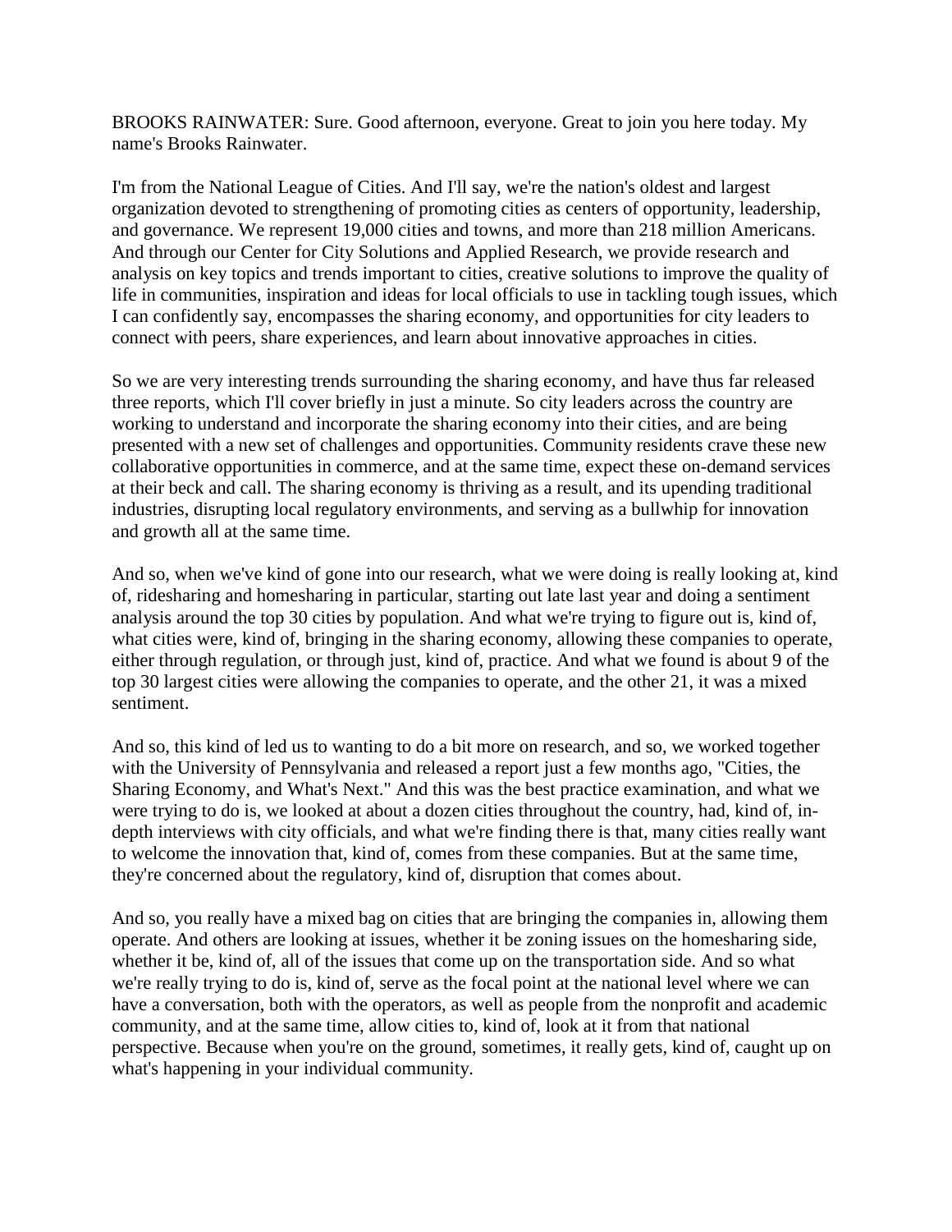BROOKS RAINWATER: Sure. Good afternoon, everyone. Great to join you here today. My name's Brooks Rainwater.

I'm from the National League of Cities. And I'll say, we're the nation's oldest and largest organization devoted to strengthening of promoting cities as centers of opportunity, leadership, and governance. We represent 19,000 cities and towns, and more than 218 million Americans. And through our Center for City Solutions and Applied Research, we provide research and analysis on key topics and trends important to cities, creative solutions to improve the quality of life in communities, inspiration and ideas for local officials to use in tackling tough issues, which I can confidently say, encompasses the sharing economy, and opportunities for city leaders to connect with peers, share experiences, and learn about innovative approaches in cities.

So we are very interesting trends surrounding the sharing economy, and have thus far released three reports, which I'll cover briefly in just a minute. So city leaders across the country are working to understand and incorporate the sharing economy into their cities, and are being presented with a new set of challenges and opportunities. Community residents crave these new collaborative opportunities in commerce, and at the same time, expect these on-demand services at their beck and call. The sharing economy is thriving as a result, and its upending traditional industries, disrupting local regulatory environments, and serving as a bullwhip for innovation and growth all at the same time.

And so, when we've kind of gone into our research, what we were doing is really looking at, kind of, ridesharing and homesharing in particular, starting out late last year and doing a sentiment analysis around the top 30 cities by population. And what we're trying to figure out is, kind of, what cities were, kind of, bringing in the sharing economy, allowing these companies to operate, either through regulation, or through just, kind of, practice. And what we found is about 9 of the top 30 largest cities were allowing the companies to operate, and the other 21, it was a mixed sentiment.

And so, this kind of led us to wanting to do a bit more on research, and so, we worked together with the University of Pennsylvania and released a report just a few months ago, "Cities, the Sharing Economy, and What's Next." And this was the best practice examination, and what we were trying to do is, we looked at about a dozen cities throughout the country, had, kind of, in-depth interviews with city officials, and what we're finding there is that, many cities really want to welcome the innovation that, kind of, comes from these companies. But at the same time, they're concerned about the regulatory, kind of, disruption that comes about.

And so, you really have a mixed bag on cities that are bringing the companies in, allowing them operate. And others are looking at issues, whether it be zoning issues on the homesharing side, whether it be, kind of, all of the issues that come up on the transportation side. And so what we're really trying to do is, kind of, serve as the focal point at the national level where we can have a conversation, both with the operators, as well as people from the nonprofit and academic community, and at the same time, allow cities to, kind of, look at it from that national perspective. Because when you're on the ground, sometimes, it really gets, kind of, caught up on what's happening in your individual community.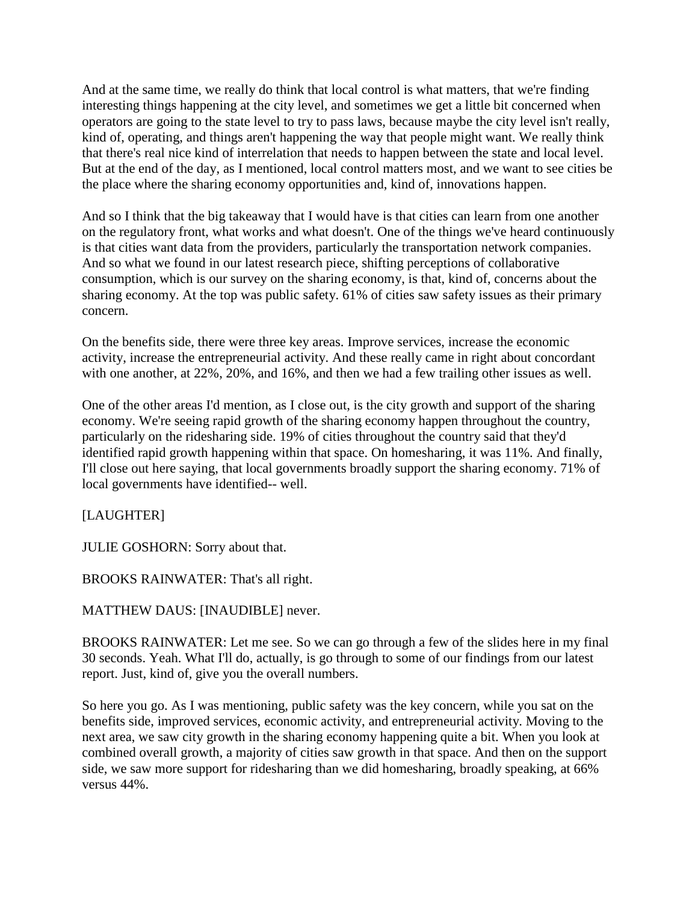And at the same time, we really do think that local control is what matters, that we're finding interesting things happening at the city level, and sometimes we get a little bit concerned when operators are going to the state level to try to pass laws, because maybe the city level isn't really, kind of, operating, and things aren't happening the way that people might want. We really think that there's real nice kind of interrelation that needs to happen between the state and local level. But at the end of the day, as I mentioned, local control matters most, and we want to see cities be the place where the sharing economy opportunities and, kind of, innovations happen.

And so I think that the big takeaway that I would have is that cities can learn from one another on the regulatory front, what works and what doesn't. One of the things we've heard continuously is that cities want data from the providers, particularly the transportation network companies. And so what we found in our latest research piece, shifting perceptions of collaborative consumption, which is our survey on the sharing economy, is that, kind of, concerns about the sharing economy. At the top was public safety. 61% of cities saw safety issues as their primary concern.

On the benefits side, there were three key areas. Improve services, increase the economic activity, increase the entrepreneurial activity. And these really came in right about concordant with one another, at 22%, 20%, and 16%, and then we had a few trailing other issues as well.

One of the other areas I'd mention, as I close out, is the city growth and support of the sharing economy. We're seeing rapid growth of the sharing economy happen throughout the country, particularly on the ridesharing side. 19% of cities throughout the country said that they'd identified rapid growth happening within that space. On homesharing, it was 11%. And finally, I'll close out here saying, that local governments broadly support the sharing economy. 71% of local governments have identified-- well.

[LAUGHTER]

JULIE GOSHORN: Sorry about that.

BROOKS RAINWATER: That's all right.

MATTHEW DAUS: [INAUDIBLE] never.

BROOKS RAINWATER: Let me see. So we can go through a few of the slides here in my final 30 seconds. Yeah. What I'll do, actually, is go through to some of our findings from our latest report. Just, kind of, give you the overall numbers.

So here you go. As I was mentioning, public safety was the key concern, while you sat on the benefits side, improved services, economic activity, and entrepreneurial activity. Moving to the next area, we saw city growth in the sharing economy happening quite a bit. When you look at combined overall growth, a majority of cities saw growth in that space. And then on the support side, we saw more support for ridesharing than we did homesharing, broadly speaking, at 66% versus 44%.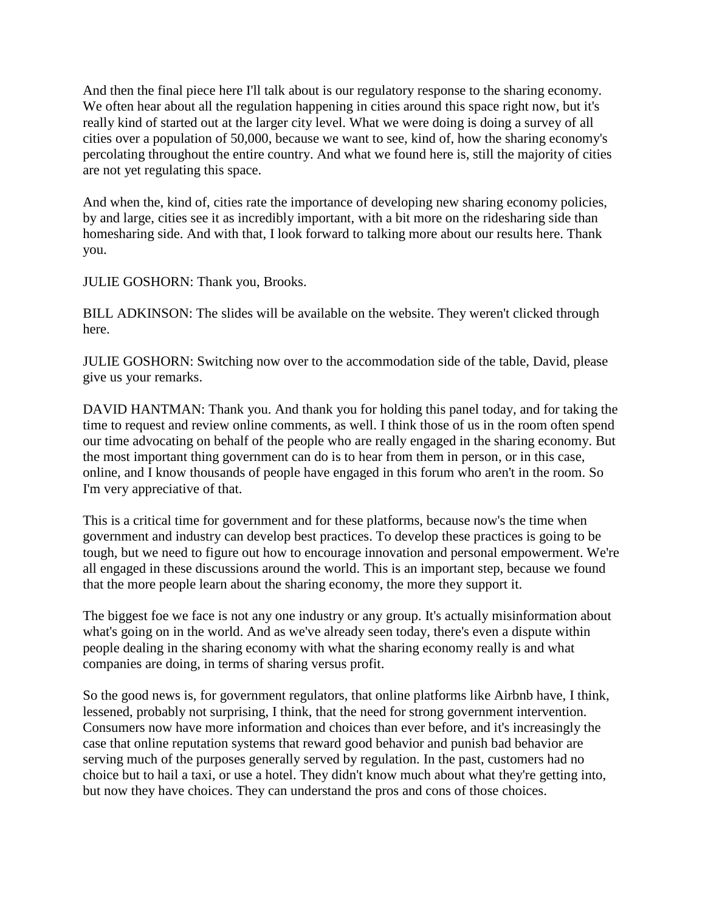And then the final piece here I'll talk about is our regulatory response to the sharing economy. We often hear about all the regulation happening in cities around this space right now, but it's really kind of started out at the larger city level. What we were doing is doing a survey of all cities over a population of 50,000, because we want to see, kind of, how the sharing economy's percolating throughout the entire country. And what we found here is, still the majority of cities are not yet regulating this space.

And when the, kind of, cities rate the importance of developing new sharing economy policies, by and large, cities see it as incredibly important, with a bit more on the ridesharing side than homesharing side. And with that, I look forward to talking more about our results here. Thank you.

JULIE GOSHORN: Thank you, Brooks.

BILL ADKINSON: The slides will be available on the website. They weren't clicked through here.

JULIE GOSHORN: Switching now over to the accommodation side of the table, David, please give us your remarks.

DAVID HANTMAN: Thank you. And thank you for holding this panel today, and for taking the time to request and review online comments, as well. I think those of us in the room often spend our time advocating on behalf of the people who are really engaged in the sharing economy. But the most important thing government can do is to hear from them in person, or in this case, online, and I know thousands of people have engaged in this forum who aren't in the room. So I'm very appreciative of that.

This is a critical time for government and for these platforms, because now's the time when government and industry can develop best practices. To develop these practices is going to be tough, but we need to figure out how to encourage innovation and personal empowerment. We're all engaged in these discussions around the world. This is an important step, because we found that the more people learn about the sharing economy, the more they support it.

The biggest foe we face is not any one industry or any group. It's actually misinformation about what's going on in the world. And as we've already seen today, there's even a dispute within people dealing in the sharing economy with what the sharing economy really is and what companies are doing, in terms of sharing versus profit.

So the good news is, for government regulators, that online platforms like Airbnb have, I think, lessened, probably not surprising, I think, that the need for strong government intervention. Consumers now have more information and choices than ever before, and it's increasingly the case that online reputation systems that reward good behavior and punish bad behavior are serving much of the purposes generally served by regulation. In the past, customers had no choice but to hail a taxi, or use a hotel. They didn't know much about what they're getting into, but now they have choices. They can understand the pros and cons of those choices.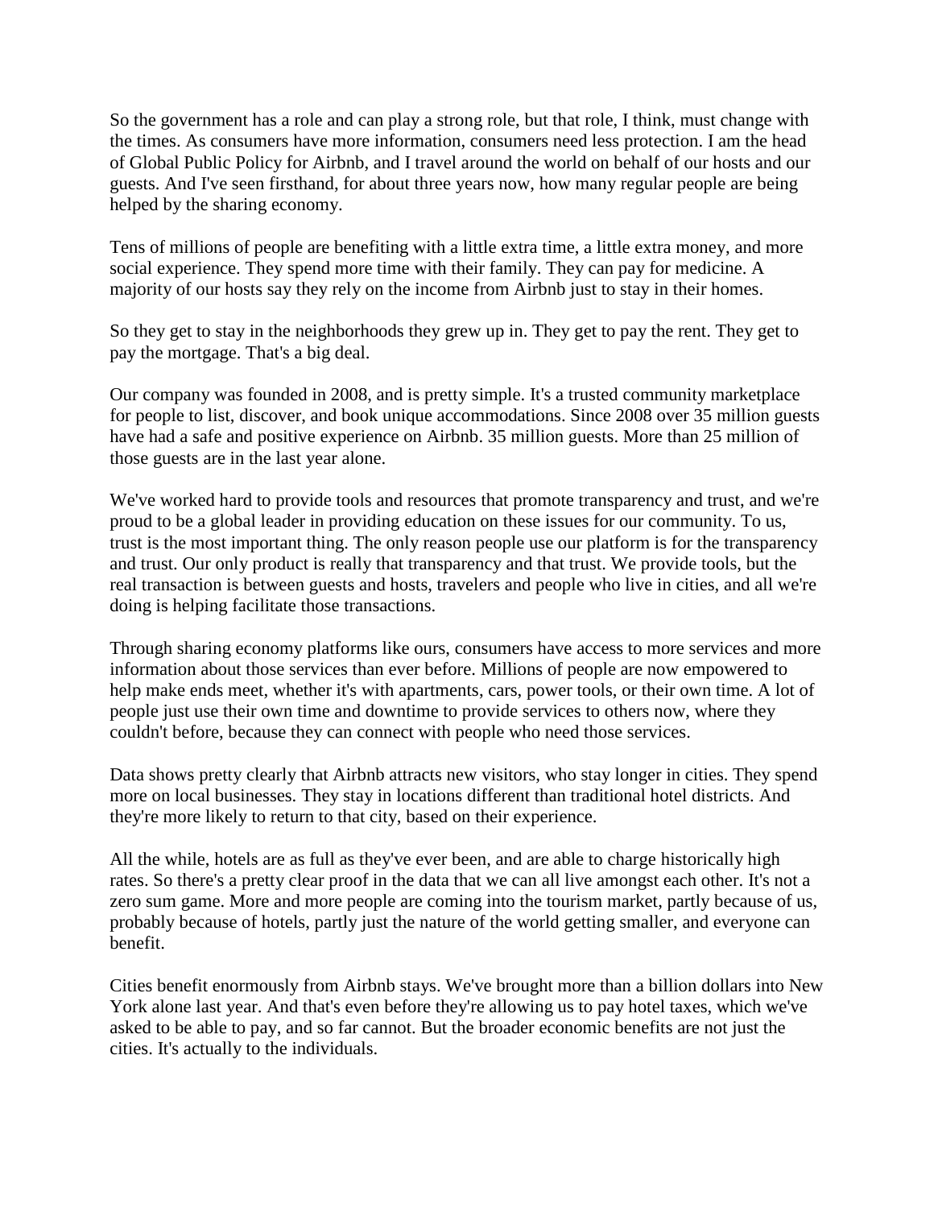So the government has a role and can play a strong role, but that role, I think, must change with the times. As consumers have more information, consumers need less protection. I am the head of Global Public Policy for Airbnb, and I travel around the world on behalf of our hosts and our guests. And I've seen firsthand, for about three years now, how many regular people are being helped by the sharing economy.

Tens of millions of people are benefiting with a little extra time, a little extra money, and more social experience. They spend more time with their family. They can pay for medicine. A majority of our hosts say they rely on the income from Airbnb just to stay in their homes.

So they get to stay in the neighborhoods they grew up in. They get to pay the rent. They get to pay the mortgage. That's a big deal.

Our company was founded in 2008, and is pretty simple. It's a trusted community marketplace for people to list, discover, and book unique accommodations. Since 2008 over 35 million guests have had a safe and positive experience on Airbnb. 35 million guests. More than 25 million of those guests are in the last year alone.

We've worked hard to provide tools and resources that promote transparency and trust, and we're proud to be a global leader in providing education on these issues for our community. To us, trust is the most important thing. The only reason people use our platform is for the transparency and trust. Our only product is really that transparency and that trust. We provide tools, but the real transaction is between guests and hosts, travelers and people who live in cities, and all we're doing is helping facilitate those transactions.

Through sharing economy platforms like ours, consumers have access to more services and more information about those services than ever before. Millions of people are now empowered to help make ends meet, whether it's with apartments, cars, power tools, or their own time. A lot of people just use their own time and downtime to provide services to others now, where they couldn't before, because they can connect with people who need those services.

Data shows pretty clearly that Airbnb attracts new visitors, who stay longer in cities. They spend more on local businesses. They stay in locations different than traditional hotel districts. And they're more likely to return to that city, based on their experience.

All the while, hotels are as full as they've ever been, and are able to charge historically high rates. So there's a pretty clear proof in the data that we can all live amongst each other. It's not a zero sum game. More and more people are coming into the tourism market, partly because of us, probably because of hotels, partly just the nature of the world getting smaller, and everyone can benefit.

Cities benefit enormously from Airbnb stays. We've brought more than a billion dollars into New York alone last year. And that's even before they're allowing us to pay hotel taxes, which we've asked to be able to pay, and so far cannot. But the broader economic benefits are not just the cities. It's actually to the individuals.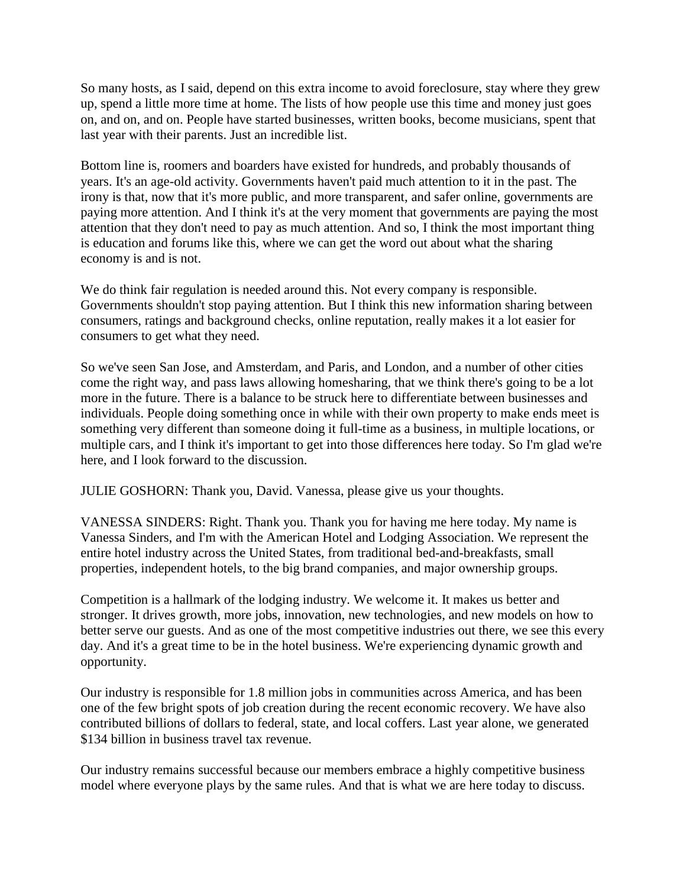So many hosts, as I said, depend on this extra income to avoid foreclosure, stay where they grew up, spend a little more time at home. The lists of how people use this time and money just goes on, and on, and on. People have started businesses, written books, become musicians, spent that last year with their parents. Just an incredible list.

Bottom line is, roomers and boarders have existed for hundreds, and probably thousands of years. It's an age-old activity. Governments haven't paid much attention to it in the past. The irony is that, now that it's more public, and more transparent, and safer online, governments are paying more attention. And I think it's at the very moment that governments are paying the most attention that they don't need to pay as much attention. And so, I think the most important thing is education and forums like this, where we can get the word out about what the sharing economy is and is not.

We do think fair regulation is needed around this. Not every company is responsible. Governments shouldn't stop paying attention. But I think this new information sharing between consumers, ratings and background checks, online reputation, really makes it a lot easier for consumers to get what they need.

So we've seen San Jose, and Amsterdam, and Paris, and London, and a number of other cities come the right way, and pass laws allowing homesharing, that we think there's going to be a lot more in the future. There is a balance to be struck here to differentiate between businesses and individuals. People doing something once in while with their own property to make ends meet is something very different than someone doing it full-time as a business, in multiple locations, or multiple cars, and I think it's important to get into those differences here today. So I'm glad we're here, and I look forward to the discussion.

JULIE GOSHORN: Thank you, David. Vanessa, please give us your thoughts.

VANESSA SINDERS: Right. Thank you. Thank you for having me here today. My name is Vanessa Sinders, and I'm with the American Hotel and Lodging Association. We represent the entire hotel industry across the United States, from traditional bed-and-breakfasts, small properties, independent hotels, to the big brand companies, and major ownership groups.

Competition is a hallmark of the lodging industry. We welcome it. It makes us better and stronger. It drives growth, more jobs, innovation, new technologies, and new models on how to better serve our guests. And as one of the most competitive industries out there, we see this every day. And it's a great time to be in the hotel business. We're experiencing dynamic growth and opportunity.

Our industry is responsible for 1.8 million jobs in communities across America, and has been one of the few bright spots of job creation during the recent economic recovery. We have also contributed billions of dollars to federal, state, and local coffers. Last year alone, we generated $134 billion in business travel tax revenue.

Our industry remains successful because our members embrace a highly competitive business model where everyone plays by the same rules. And that is what we are here today to discuss.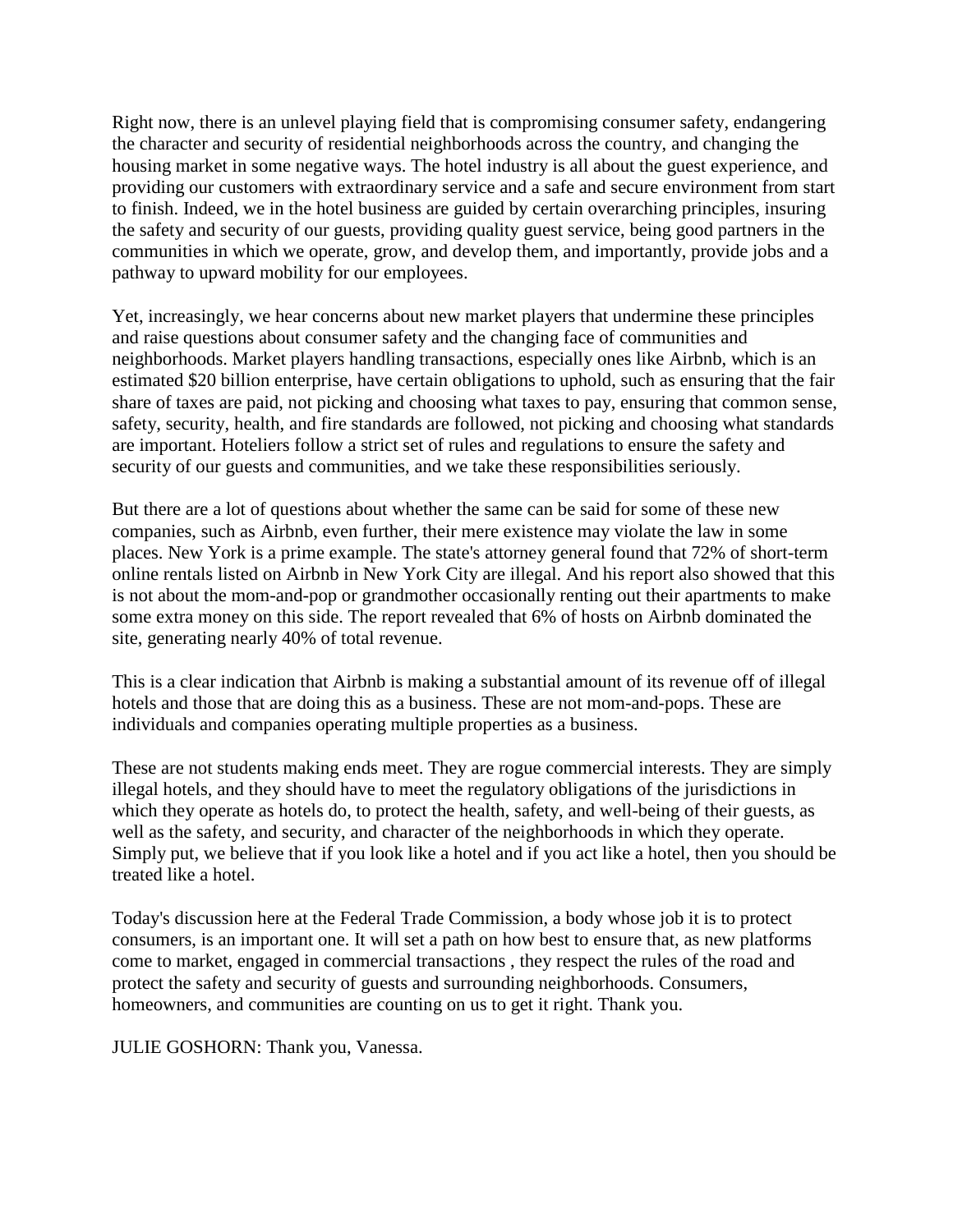Right now, there is an unlevel playing field that is compromising consumer safety, endangering the character and security of residential neighborhoods across the country, and changing the housing market in some negative ways. The hotel industry is all about the guest experience, and providing our customers with extraordinary service and a safe and secure environment from start to finish. Indeed, we in the hotel business are guided by certain overarching principles, insuring the safety and security of our guests, providing quality guest service, being good partners in the communities in which we operate, grow, and develop them, and importantly, provide jobs and a pathway to upward mobility for our employees.

Yet, increasingly, we hear concerns about new market players that undermine these principles and raise questions about consumer safety and the changing face of communities and neighborhoods. Market players handling transactions, especially ones like Airbnb, which is an estimated $20 billion enterprise, have certain obligations to uphold, such as ensuring that the fair share of taxes are paid, not picking and choosing what taxes to pay, ensuring that common sense, safety, security, health, and fire standards are followed, not picking and choosing what standards are important. Hoteliers follow a strict set of rules and regulations to ensure the safety and security of our guests and communities, and we take these responsibilities seriously.

But there are a lot of questions about whether the same can be said for some of these new companies, such as Airbnb, even further, their mere existence may violate the law in some places. New York is a prime example. The state's attorney general found that 72% of short-term online rentals listed on Airbnb in New York City are illegal. And his report also showed that this is not about the mom-and-pop or grandmother occasionally renting out their apartments to make some extra money on this side. The report revealed that 6% of hosts on Airbnb dominated the site, generating nearly 40% of total revenue.

This is a clear indication that Airbnb is making a substantial amount of its revenue off of illegal hotels and those that are doing this as a business. These are not mom-and-pops. These are individuals and companies operating multiple properties as a business.

These are not students making ends meet. They are rogue commercial interests. They are simply illegal hotels, and they should have to meet the regulatory obligations of the jurisdictions in which they operate as hotels do, to protect the health, safety, and well-being of their guests, as well as the safety, and security, and character of the neighborhoods in which they operate. Simply put, we believe that if you look like a hotel and if you act like a hotel, then you should be treated like a hotel.

Today's discussion here at the Federal Trade Commission, a body whose job it is to protect consumers, is an important one. It will set a path on how best to ensure that, as new platforms come to market, engaged in commercial transactions , they respect the rules of the road and protect the safety and security of guests and surrounding neighborhoods. Consumers, homeowners, and communities are counting on us to get it right. Thank you.

JULIE GOSHORN: Thank you, Vanessa.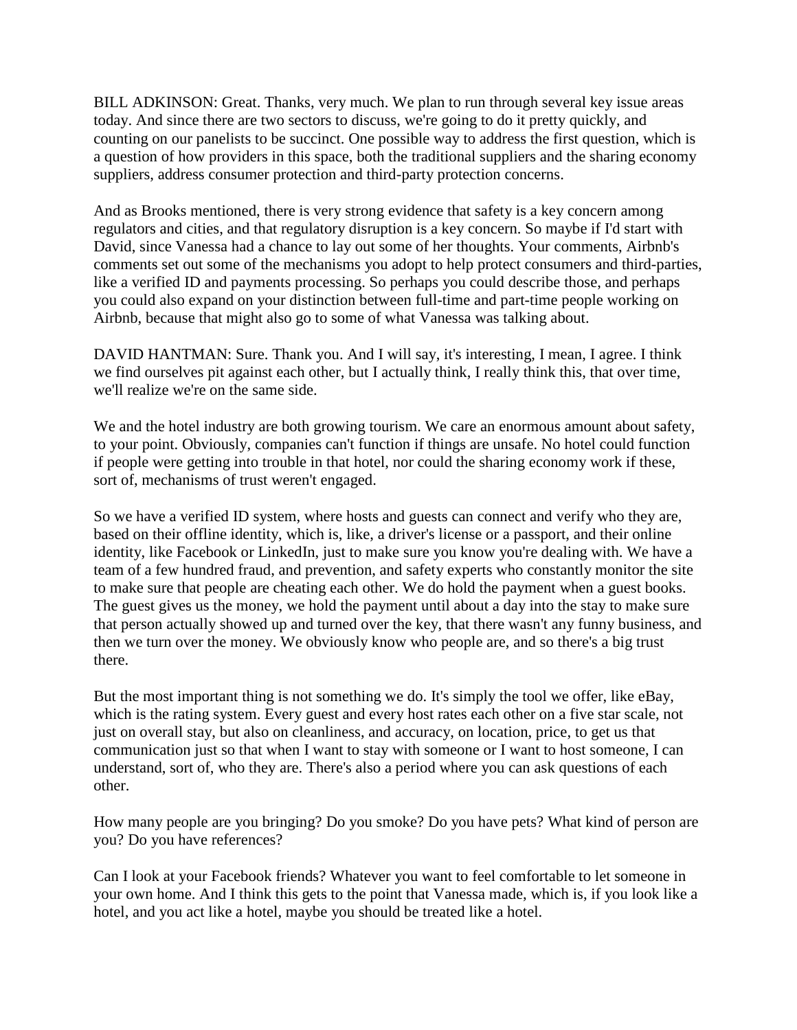BILL ADKINSON: Great. Thanks, very much. We plan to run through several key issue areas today. And since there are two sectors to discuss, we're going to do it pretty quickly, and counting on our panelists to be succinct. One possible way to address the first question, which is a question of how providers in this space, both the traditional suppliers and the sharing economy suppliers, address consumer protection and third-party protection concerns.

And as Brooks mentioned, there is very strong evidence that safety is a key concern among regulators and cities, and that regulatory disruption is a key concern. So maybe if I'd start with David, since Vanessa had a chance to lay out some of her thoughts. Your comments, Airbnb's comments set out some of the mechanisms you adopt to help protect consumers and third-parties, like a verified ID and payments processing. So perhaps you could describe those, and perhaps you could also expand on your distinction between full-time and part-time people working on Airbnb, because that might also go to some of what Vanessa was talking about.

DAVID HANTMAN: Sure. Thank you. And I will say, it's interesting, I mean, I agree. I think we find ourselves pit against each other, but I actually think, I really think this, that over time, we'll realize we're on the same side.

We and the hotel industry are both growing tourism. We care an enormous amount about safety, to your point. Obviously, companies can't function if things are unsafe. No hotel could function if people were getting into trouble in that hotel, nor could the sharing economy work if these, sort of, mechanisms of trust weren't engaged.

So we have a verified ID system, where hosts and guests can connect and verify who they are, based on their offline identity, which is, like, a driver's license or a passport, and their online identity, like Facebook or LinkedIn, just to make sure you know you're dealing with. We have a team of a few hundred fraud, and prevention, and safety experts who constantly monitor the site to make sure that people are cheating each other. We do hold the payment when a guest books. The guest gives us the money, we hold the payment until about a day into the stay to make sure that person actually showed up and turned over the key, that there wasn't any funny business, and then we turn over the money. We obviously know who people are, and so there's a big trust there.

But the most important thing is not something we do. It's simply the tool we offer, like eBay, which is the rating system. Every guest and every host rates each other on a five star scale, not just on overall stay, but also on cleanliness, and accuracy, on location, price, to get us that communication just so that when I want to stay with someone or I want to host someone, I can understand, sort of, who they are. There's also a period where you can ask questions of each other.

How many people are you bringing? Do you smoke? Do you have pets? What kind of person are you? Do you have references?

Can I look at your Facebook friends? Whatever you want to feel comfortable to let someone in your own home. And I think this gets to the point that Vanessa made, which is, if you look like a hotel, and you act like a hotel, maybe you should be treated like a hotel.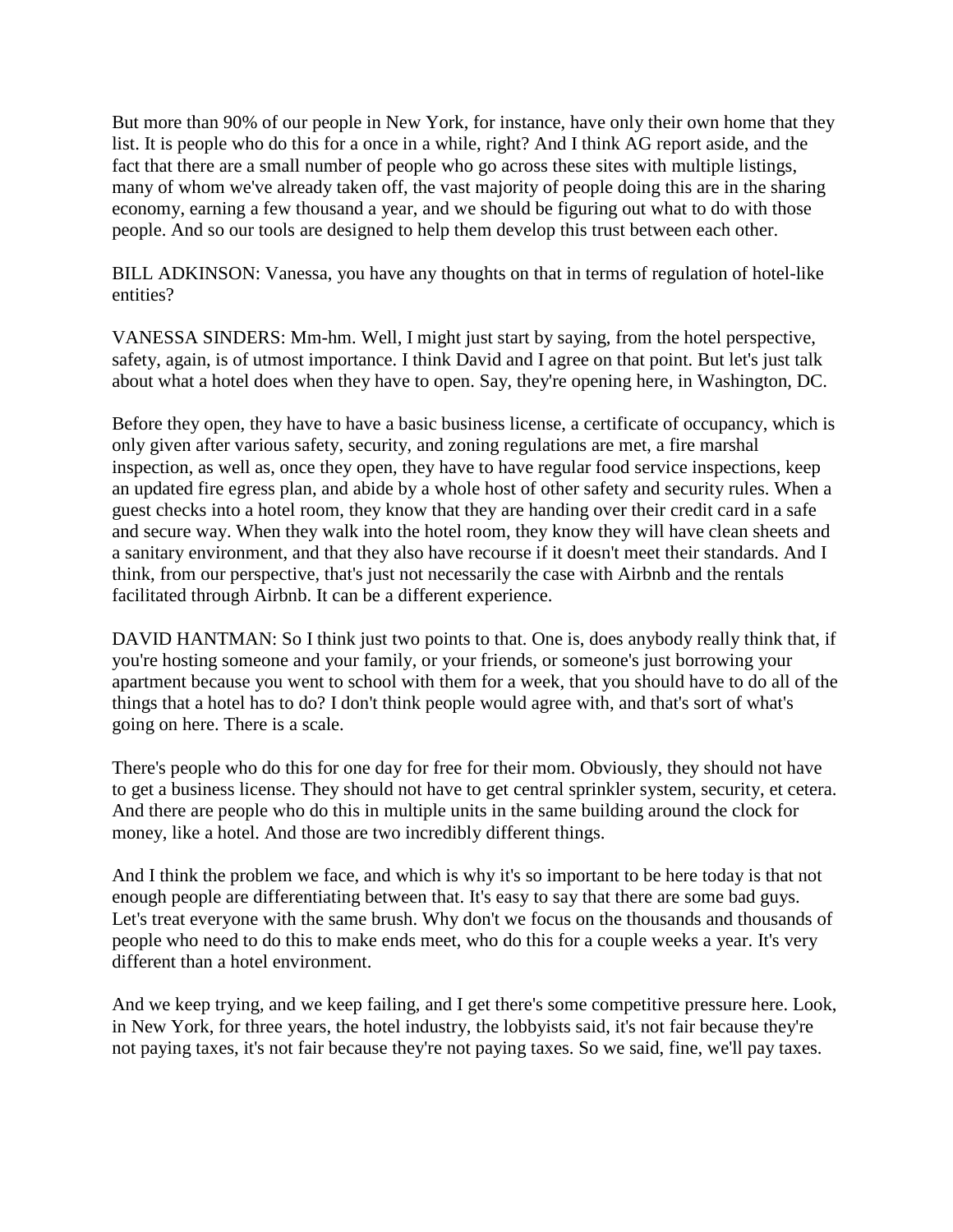But more than 90% of our people in New York, for instance, have only their own home that they list. It is people who do this for a once in a while, right? And I think AG report aside, and the fact that there are a small number of people who go across these sites with multiple listings, many of whom we've already taken off, the vast majority of people doing this are in the sharing economy, earning a few thousand a year, and we should be figuring out what to do with those people. And so our tools are designed to help them develop this trust between each other.

BILL ADKINSON: Vanessa, you have any thoughts on that in terms of regulation of hotel-like entities?

VANESSA SINDERS: Mm-hm. Well, I might just start by saying, from the hotel perspective, safety, again, is of utmost importance. I think David and I agree on that point. But let's just talk about what a hotel does when they have to open. Say, they're opening here, in Washington, DC.

Before they open, they have to have a basic business license, a certificate of occupancy, which is only given after various safety, security, and zoning regulations are met, a fire marshal inspection, as well as, once they open, they have to have regular food service inspections, keep an updated fire egress plan, and abide by a whole host of other safety and security rules. When a guest checks into a hotel room, they know that they are handing over their credit card in a safe and secure way. When they walk into the hotel room, they know they will have clean sheets and a sanitary environment, and that they also have recourse if it doesn't meet their standards. And I think, from our perspective, that's just not necessarily the case with Airbnb and the rentals facilitated through Airbnb. It can be a different experience.

DAVID HANTMAN: So I think just two points to that. One is, does anybody really think that, if you're hosting someone and your family, or your friends, or someone's just borrowing your apartment because you went to school with them for a week, that you should have to do all of the things that a hotel has to do? I don't think people would agree with, and that's sort of what's going on here. There is a scale.

There's people who do this for one day for free for their mom. Obviously, they should not have to get a business license. They should not have to get central sprinkler system, security, et cetera. And there are people who do this in multiple units in the same building around the clock for money, like a hotel. And those are two incredibly different things.

And I think the problem we face, and which is why it's so important to be here today is that not enough people are differentiating between that. It's easy to say that there are some bad guys. Let's treat everyone with the same brush. Why don't we focus on the thousands and thousands of people who need to do this to make ends meet, who do this for a couple weeks a year. It's very different than a hotel environment.

And we keep trying, and we keep failing, and I get there's some competitive pressure here. Look, in New York, for three years, the hotel industry, the lobbyists said, it's not fair because they're not paying taxes, it's not fair because they're not paying taxes. So we said, fine, we'll pay taxes.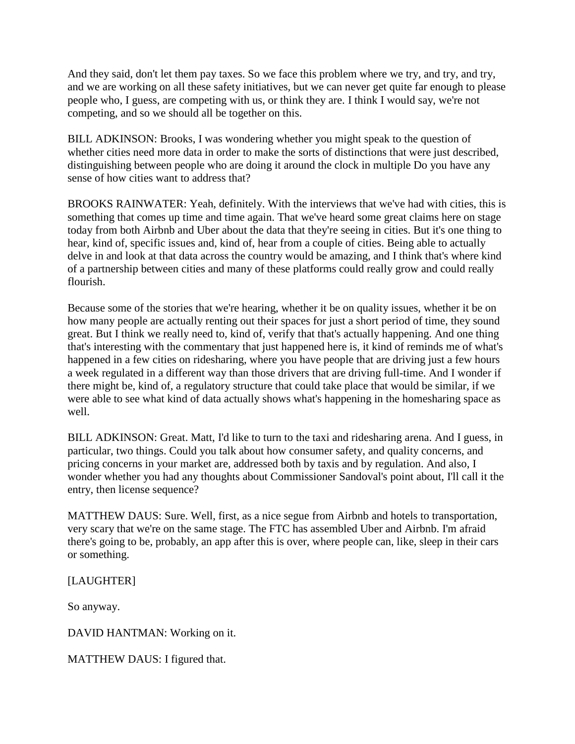And they said, don't let them pay taxes. So we face this problem where we try, and try, and try, and we are working on all these safety initiatives, but we can never get quite far enough to please people who, I guess, are competing with us, or think they are. I think I would say, we're not competing, and so we should all be together on this.

BILL ADKINSON: Brooks, I was wondering whether you might speak to the question of whether cities need more data in order to make the sorts of distinctions that were just described, distinguishing between people who are doing it around the clock in multiple Do you have any sense of how cities want to address that?

BROOKS RAINWATER: Yeah, definitely. With the interviews that we've had with cities, this is something that comes up time and time again. That we've heard some great claims here on stage today from both Airbnb and Uber about the data that they're seeing in cities. But it's one thing to hear, kind of, specific issues and, kind of, hear from a couple of cities. Being able to actually delve in and look at that data across the country would be amazing, and I think that's where kind of a partnership between cities and many of these platforms could really grow and could really flourish.

Because some of the stories that we're hearing, whether it be on quality issues, whether it be on how many people are actually renting out their spaces for just a short period of time, they sound great. But I think we really need to, kind of, verify that that's actually happening. And one thing that's interesting with the commentary that just happened here is, it kind of reminds me of what's happened in a few cities on ridesharing, where you have people that are driving just a few hours a week regulated in a different way than those drivers that are driving full-time. And I wonder if there might be, kind of, a regulatory structure that could take place that would be similar, if we were able to see what kind of data actually shows what's happening in the homesharing space as well.

BILL ADKINSON: Great. Matt, I'd like to turn to the taxi and ridesharing arena. And I guess, in particular, two things. Could you talk about how consumer safety, and quality concerns, and pricing concerns in your market are, addressed both by taxis and by regulation. And also, I wonder whether you had any thoughts about Commissioner Sandoval's point about, I'll call it the entry, then license sequence?

MATTHEW DAUS: Sure. Well, first, as a nice segue from Airbnb and hotels to transportation, very scary that we're on the same stage. The FTC has assembled Uber and Airbnb. I'm afraid there's going to be, probably, an app after this is over, where people can, like, sleep in their cars or something.

[LAUGHTER]

So anyway.

DAVID HANTMAN: Working on it.

MATTHEW DAUS: I figured that.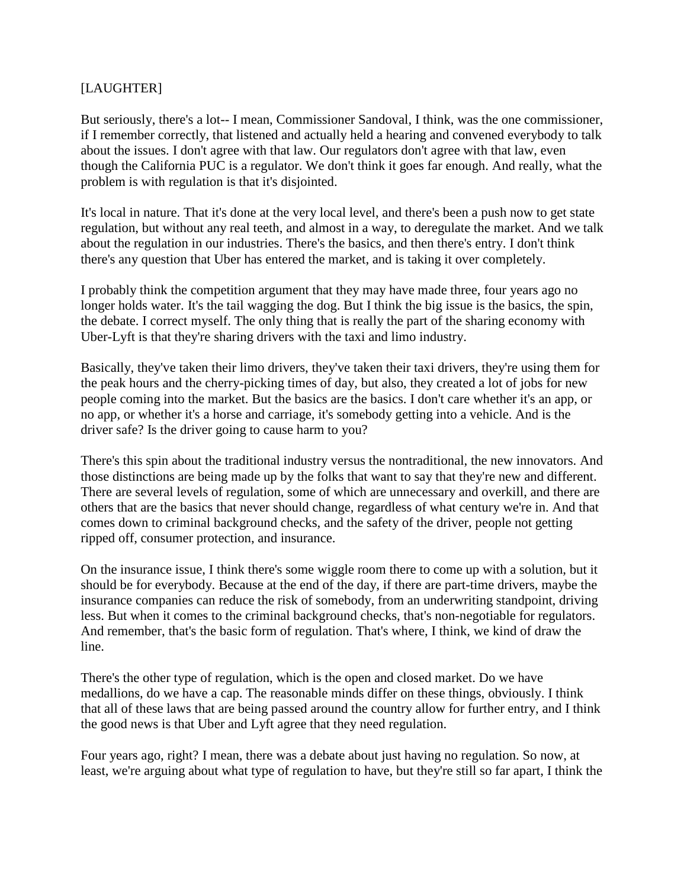[LAUGHTER]

But seriously, there's a lot-- I mean, Commissioner Sandoval, I think, was the one commissioner, if I remember correctly, that listened and actually held a hearing and convened everybody to talk about the issues. I don't agree with that law. Our regulators don't agree with that law, even though the California PUC is a regulator. We don't think it goes far enough. And really, what the problem is with regulation is that it's disjointed.

It's local in nature. That it's done at the very local level, and there's been a push now to get state regulation, but without any real teeth, and almost in a way, to deregulate the market. And we talk about the regulation in our industries. There's the basics, and then there's entry. I don't think there's any question that Uber has entered the market, and is taking it over completely.

I probably think the competition argument that they may have made three, four years ago no longer holds water. It's the tail wagging the dog. But I think the big issue is the basics, the spin, the debate. I correct myself. The only thing that is really the part of the sharing economy with Uber-Lyft is that they're sharing drivers with the taxi and limo industry.

Basically, they've taken their limo drivers, they've taken their taxi drivers, they're using them for the peak hours and the cherry-picking times of day, but also, they created a lot of jobs for new people coming into the market. But the basics are the basics. I don't care whether it's an app, or no app, or whether it's a horse and carriage, it's somebody getting into a vehicle. And is the driver safe? Is the driver going to cause harm to you?

There's this spin about the traditional industry versus the nontraditional, the new innovators. And those distinctions are being made up by the folks that want to say that they're new and different. There are several levels of regulation, some of which are unnecessary and overkill, and there are others that are the basics that never should change, regardless of what century we're in. And that comes down to criminal background checks, and the safety of the driver, people not getting ripped off, consumer protection, and insurance.

On the insurance issue, I think there's some wiggle room there to come up with a solution, but it should be for everybody. Because at the end of the day, if there are part-time drivers, maybe the insurance companies can reduce the risk of somebody, from an underwriting standpoint, driving less. But when it comes to the criminal background checks, that's non-negotiable for regulators. And remember, that's the basic form of regulation. That's where, I think, we kind of draw the line.

There's the other type of regulation, which is the open and closed market. Do we have medallions, do we have a cap. The reasonable minds differ on these things, obviously. I think that all of these laws that are being passed around the country allow for further entry, and I think the good news is that Uber and Lyft agree that they need regulation.

Four years ago, right? I mean, there was a debate about just having no regulation. So now, at least, we're arguing about what type of regulation to have, but they're still so far apart, I think the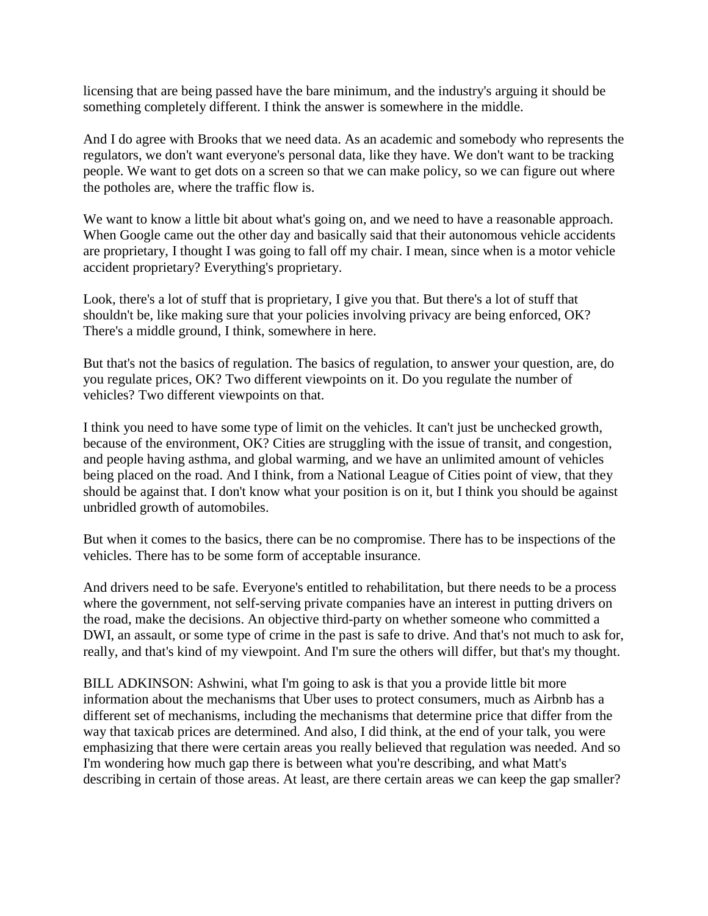licensing that are being passed have the bare minimum, and the industry's arguing it should be something completely different. I think the answer is somewhere in the middle.

And I do agree with Brooks that we need data. As an academic and somebody who represents the regulators, we don't want everyone's personal data, like they have. We don't want to be tracking people. We want to get dots on a screen so that we can make policy, so we can figure out where the potholes are, where the traffic flow is.

We want to know a little bit about what's going on, and we need to have a reasonable approach. When Google came out the other day and basically said that their autonomous vehicle accidents are proprietary, I thought I was going to fall off my chair. I mean, since when is a motor vehicle accident proprietary? Everything's proprietary.

Look, there's a lot of stuff that is proprietary, I give you that. But there's a lot of stuff that shouldn't be, like making sure that your policies involving privacy are being enforced, OK? There's a middle ground, I think, somewhere in here.

But that's not the basics of regulation. The basics of regulation, to answer your question, are, do you regulate prices, OK? Two different viewpoints on it. Do you regulate the number of vehicles? Two different viewpoints on that.

I think you need to have some type of limit on the vehicles. It can't just be unchecked growth, because of the environment, OK? Cities are struggling with the issue of transit, and congestion, and people having asthma, and global warming, and we have an unlimited amount of vehicles being placed on the road. And I think, from a National League of Cities point of view, that they should be against that. I don't know what your position is on it, but I think you should be against unbridled growth of automobiles.

But when it comes to the basics, there can be no compromise. There has to be inspections of the vehicles. There has to be some form of acceptable insurance.

And drivers need to be safe. Everyone's entitled to rehabilitation, but there needs to be a process where the government, not self-serving private companies have an interest in putting drivers on the road, make the decisions. An objective third-party on whether someone who committed a DWI, an assault, or some type of crime in the past is safe to drive. And that's not much to ask for, really, and that's kind of my viewpoint. And I'm sure the others will differ, but that's my thought.

BILL ADKINSON: Ashwini, what I'm going to ask is that you a provide little bit more information about the mechanisms that Uber uses to protect consumers, much as Airbnb has a different set of mechanisms, including the mechanisms that determine price that differ from the way that taxicab prices are determined. And also, I did think, at the end of your talk, you were emphasizing that there were certain areas you really believed that regulation was needed. And so I'm wondering how much gap there is between what you're describing, and what Matt's describing in certain of those areas. At least, are there certain areas we can keep the gap smaller?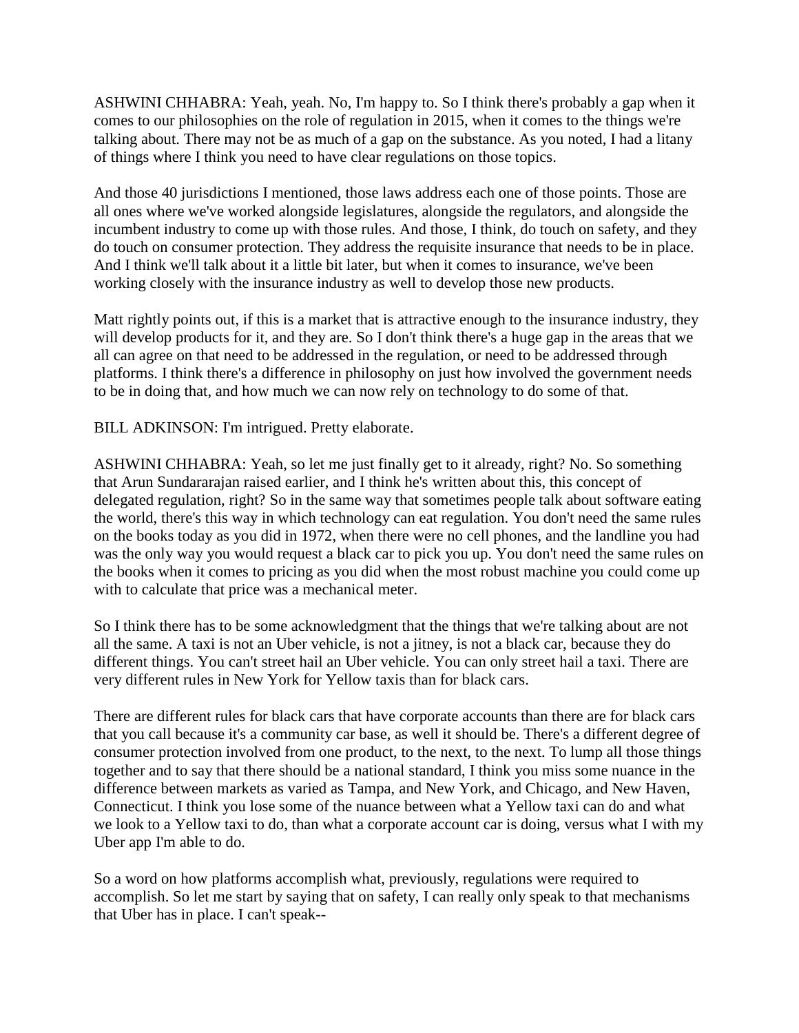ASHWINI CHHABRA: Yeah, yeah. No, I'm happy to. So I think there's probably a gap when it comes to our philosophies on the role of regulation in 2015, when it comes to the things we're talking about. There may not be as much of a gap on the substance. As you noted, I had a litany of things where I think you need to have clear regulations on those topics.

And those 40 jurisdictions I mentioned, those laws address each one of those points. Those are all ones where we've worked alongside legislatures, alongside the regulators, and alongside the incumbent industry to come up with those rules. And those, I think, do touch on safety, and they do touch on consumer protection. They address the requisite insurance that needs to be in place. And I think we'll talk about it a little bit later, but when it comes to insurance, we've been working closely with the insurance industry as well to develop those new products.

Matt rightly points out, if this is a market that is attractive enough to the insurance industry, they will develop products for it, and they are. So I don't think there's a huge gap in the areas that we all can agree on that need to be addressed in the regulation, or need to be addressed through platforms. I think there's a difference in philosophy on just how involved the government needs to be in doing that, and how much we can now rely on technology to do some of that.

BILL ADKINSON: I'm intrigued. Pretty elaborate.

ASHWINI CHHABRA: Yeah, so let me just finally get to it already, right? No. So something that Arun Sundararajan raised earlier, and I think he's written about this, this concept of delegated regulation, right? So in the same way that sometimes people talk about software eating the world, there's this way in which technology can eat regulation. You don't need the same rules on the books today as you did in 1972, when there were no cell phones, and the landline you had was the only way you would request a black car to pick you up. You don't need the same rules on the books when it comes to pricing as you did when the most robust machine you could come up with to calculate that price was a mechanical meter.

So I think there has to be some acknowledgment that the things that we're talking about are not all the same. A taxi is not an Uber vehicle, is not a jitney, is not a black car, because they do different things. You can't street hail an Uber vehicle. You can only street hail a taxi. There are very different rules in New York for Yellow taxis than for black cars.

There are different rules for black cars that have corporate accounts than there are for black cars that you call because it's a community car base, as well it should be. There's a different degree of consumer protection involved from one product, to the next, to the next. To lump all those things together and to say that there should be a national standard, I think you miss some nuance in the difference between markets as varied as Tampa, and New York, and Chicago, and New Haven, Connecticut. I think you lose some of the nuance between what a Yellow taxi can do and what we look to a Yellow taxi to do, than what a corporate account car is doing, versus what I with my Uber app I'm able to do.

So a word on how platforms accomplish what, previously, regulations were required to accomplish. So let me start by saying that on safety, I can really only speak to that mechanisms that Uber has in place. I can't speak--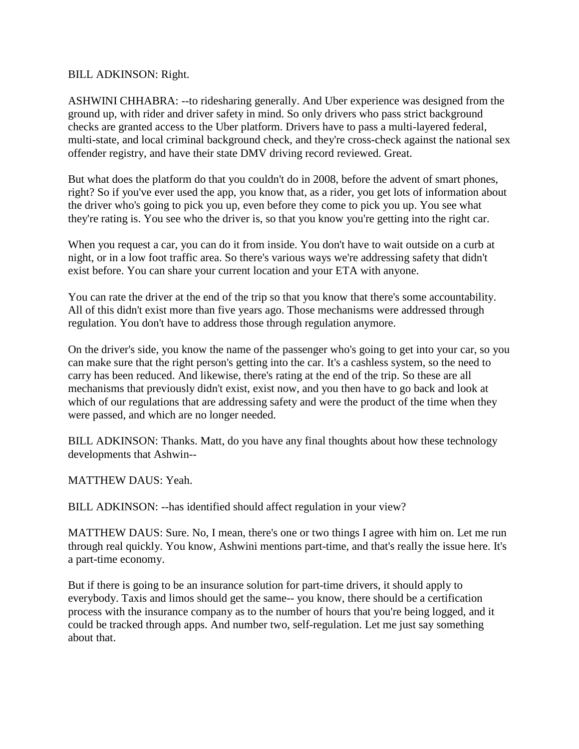BILL ADKINSON: Right.

ASHWINI CHHABRA: --to ridesharing generally. And Uber experience was designed from the ground up, with rider and driver safety in mind. So only drivers who pass strict background checks are granted access to the Uber platform. Drivers have to pass a multi-layered federal, multi-state, and local criminal background check, and they're cross-check against the national sex offender registry, and have their state DMV driving record reviewed. Great.

But what does the platform do that you couldn't do in 2008, before the advent of smart phones, right? So if you've ever used the app, you know that, as a rider, you get lots of information about the driver who's going to pick you up, even before they come to pick you up. You see what they're rating is. You see who the driver is, so that you know you're getting into the right car.

When you request a car, you can do it from inside. You don't have to wait outside on a curb at night, or in a low foot traffic area. So there's various ways we're addressing safety that didn't exist before. You can share your current location and your ETA with anyone.

You can rate the driver at the end of the trip so that you know that there's some accountability. All of this didn't exist more than five years ago. Those mechanisms were addressed through regulation. You don't have to address those through regulation anymore.

On the driver's side, you know the name of the passenger who's going to get into your car, so you can make sure that the right person's getting into the car. It's a cashless system, so the need to carry has been reduced. And likewise, there's rating at the end of the trip. So these are all mechanisms that previously didn't exist, exist now, and you then have to go back and look at which of our regulations that are addressing safety and were the product of the time when they were passed, and which are no longer needed.

BILL ADKINSON: Thanks. Matt, do you have any final thoughts about how these technology developments that Ashwin--

MATTHEW DAUS: Yeah.

BILL ADKINSON: --has identified should affect regulation in your view?

MATTHEW DAUS: Sure. No, I mean, there's one or two things I agree with him on. Let me run through real quickly. You know, Ashwini mentions part-time, and that's really the issue here. It's a part-time economy.

But if there is going to be an insurance solution for part-time drivers, it should apply to everybody. Taxis and limos should get the same-- you know, there should be a certification process with the insurance company as to the number of hours that you're being logged, and it could be tracked through apps. And number two, self-regulation. Let me just say something about that.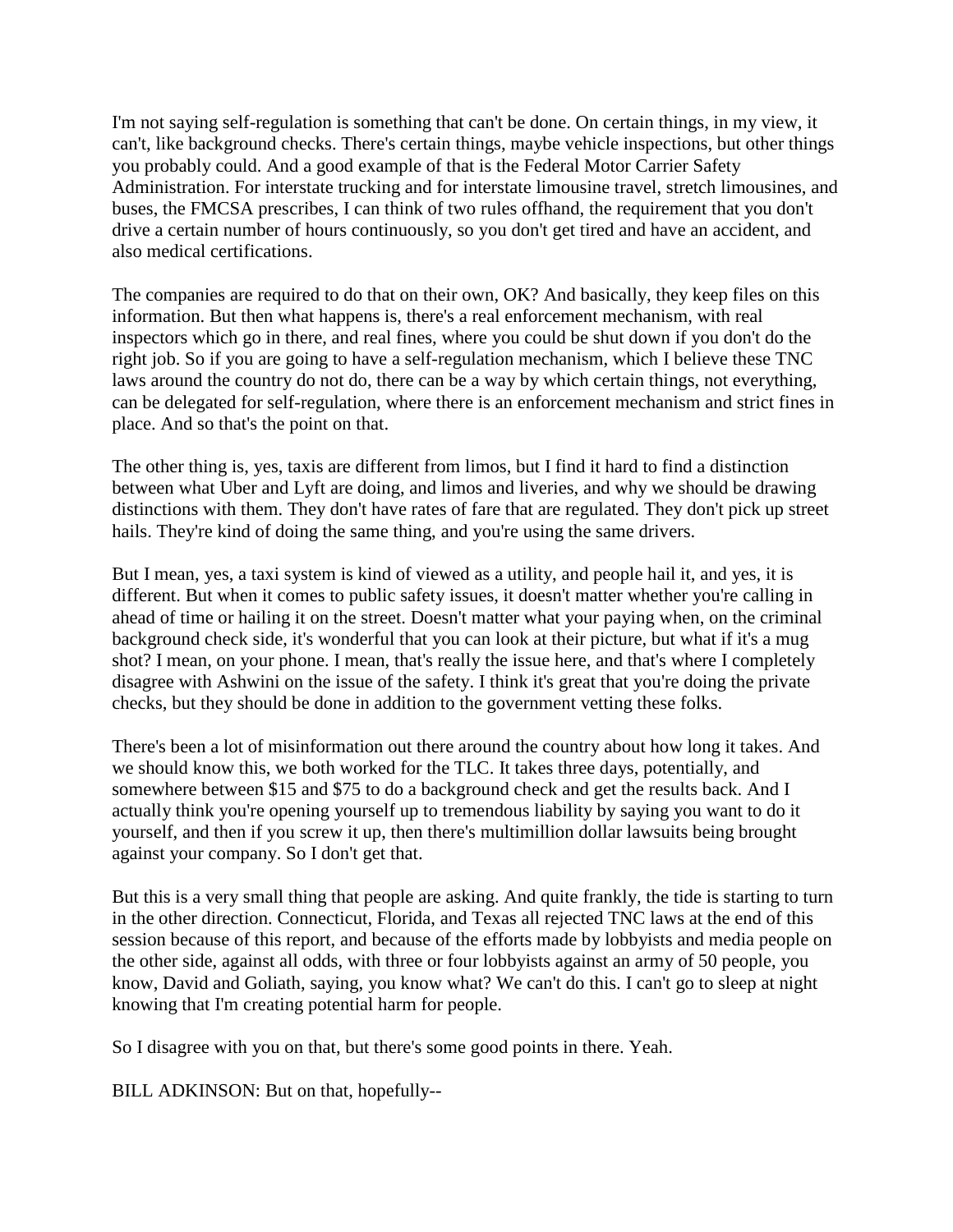I'm not saying self-regulation is something that can't be done. On certain things, in my view, it can't, like background checks. There's certain things, maybe vehicle inspections, but other things you probably could. And a good example of that is the Federal Motor Carrier Safety Administration. For interstate trucking and for interstate limousine travel, stretch limousines, and buses, the FMCSA prescribes, I can think of two rules offhand, the requirement that you don't drive a certain number of hours continuously, so you don't get tired and have an accident, and also medical certifications.

The companies are required to do that on their own, OK? And basically, they keep files on this information. But then what happens is, there's a real enforcement mechanism, with real inspectors which go in there, and real fines, where you could be shut down if you don't do the right job. So if you are going to have a self-regulation mechanism, which I believe these TNC laws around the country do not do, there can be a way by which certain things, not everything, can be delegated for self-regulation, where there is an enforcement mechanism and strict fines in place. And so that's the point on that.

The other thing is, yes, taxis are different from limos, but I find it hard to find a distinction between what Uber and Lyft are doing, and limos and liveries, and why we should be drawing distinctions with them. They don't have rates of fare that are regulated. They don't pick up street hails. They're kind of doing the same thing, and you're using the same drivers.

But I mean, yes, a taxi system is kind of viewed as a utility, and people hail it, and yes, it is different. But when it comes to public safety issues, it doesn't matter whether you're calling in ahead of time or hailing it on the street. Doesn't matter what your paying when, on the criminal background check side, it's wonderful that you can look at their picture, but what if it's a mug shot? I mean, on your phone. I mean, that's really the issue here, and that's where I completely disagree with Ashwini on the issue of the safety. I think it's great that you're doing the private checks, but they should be done in addition to the government vetting these folks.

There's been a lot of misinformation out there around the country about how long it takes. And we should know this, we both worked for the TLC. It takes three days, potentially, and somewhere between $15 and $75 to do a background check and get the results back. And I actually think you're opening yourself up to tremendous liability by saying you want to do it yourself, and then if you screw it up, then there's multimillion dollar lawsuits being brought against your company. So I don't get that.

But this is a very small thing that people are asking. And quite frankly, the tide is starting to turn in the other direction. Connecticut, Florida, and Texas all rejected TNC laws at the end of this session because of this report, and because of the efforts made by lobbyists and media people on the other side, against all odds, with three or four lobbyists against an army of 50 people, you know, David and Goliath, saying, you know what? We can't do this. I can't go to sleep at night knowing that I'm creating potential harm for people.

So I disagree with you on that, but there's some good points in there. Yeah.

BILL ADKINSON: But on that, hopefully--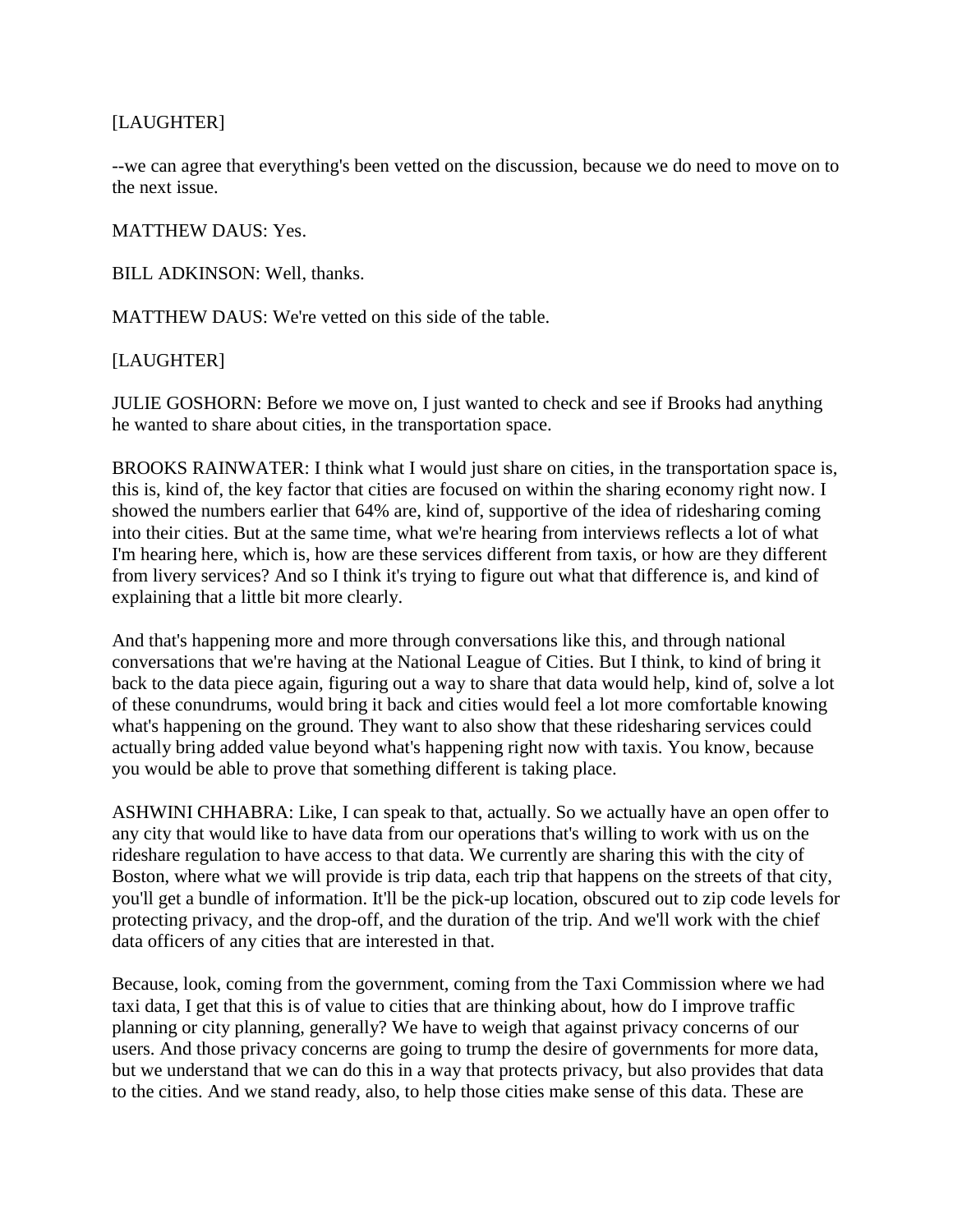[LAUGHTER]

--we can agree that everything's been vetted on the discussion, because we do need to move on to the next issue.

MATTHEW DAUS: Yes.

BILL ADKINSON: Well, thanks.

MATTHEW DAUS: We're vetted on this side of the table.

[LAUGHTER]

JULIE GOSHORN: Before we move on, I just wanted to check and see if Brooks had anything he wanted to share about cities, in the transportation space.

BROOKS RAINWATER: I think what I would just share on cities, in the transportation space is, this is, kind of, the key factor that cities are focused on within the sharing economy right now. I showed the numbers earlier that 64% are, kind of, supportive of the idea of ridesharing coming into their cities. But at the same time, what we're hearing from interviews reflects a lot of what I'm hearing here, which is, how are these services different from taxis, or how are they different from livery services? And so I think it's trying to figure out what that difference is, and kind of explaining that a little bit more clearly.

And that's happening more and more through conversations like this, and through national conversations that we're having at the National League of Cities. But I think, to kind of bring it back to the data piece again, figuring out a way to share that data would help, kind of, solve a lot of these conundrums, would bring it back and cities would feel a lot more comfortable knowing what's happening on the ground. They want to also show that these ridesharing services could actually bring added value beyond what's happening right now with taxis. You know, because you would be able to prove that something different is taking place.

ASHWINI CHHABRA: Like, I can speak to that, actually. So we actually have an open offer to any city that would like to have data from our operations that's willing to work with us on the rideshare regulation to have access to that data. We currently are sharing this with the city of Boston, where what we will provide is trip data, each trip that happens on the streets of that city, you'll get a bundle of information. It'll be the pick-up location, obscured out to zip code levels for protecting privacy, and the drop-off, and the duration of the trip. And we'll work with the chief data officers of any cities that are interested in that.

Because, look, coming from the government, coming from the Taxi Commission where we had taxi data, I get that this is of value to cities that are thinking about, how do I improve traffic planning or city planning, generally? We have to weigh that against privacy concerns of our users. And those privacy concerns are going to trump the desire of governments for more data, but we understand that we can do this in a way that protects privacy, but also provides that data to the cities. And we stand ready, also, to help those cities make sense of this data. These are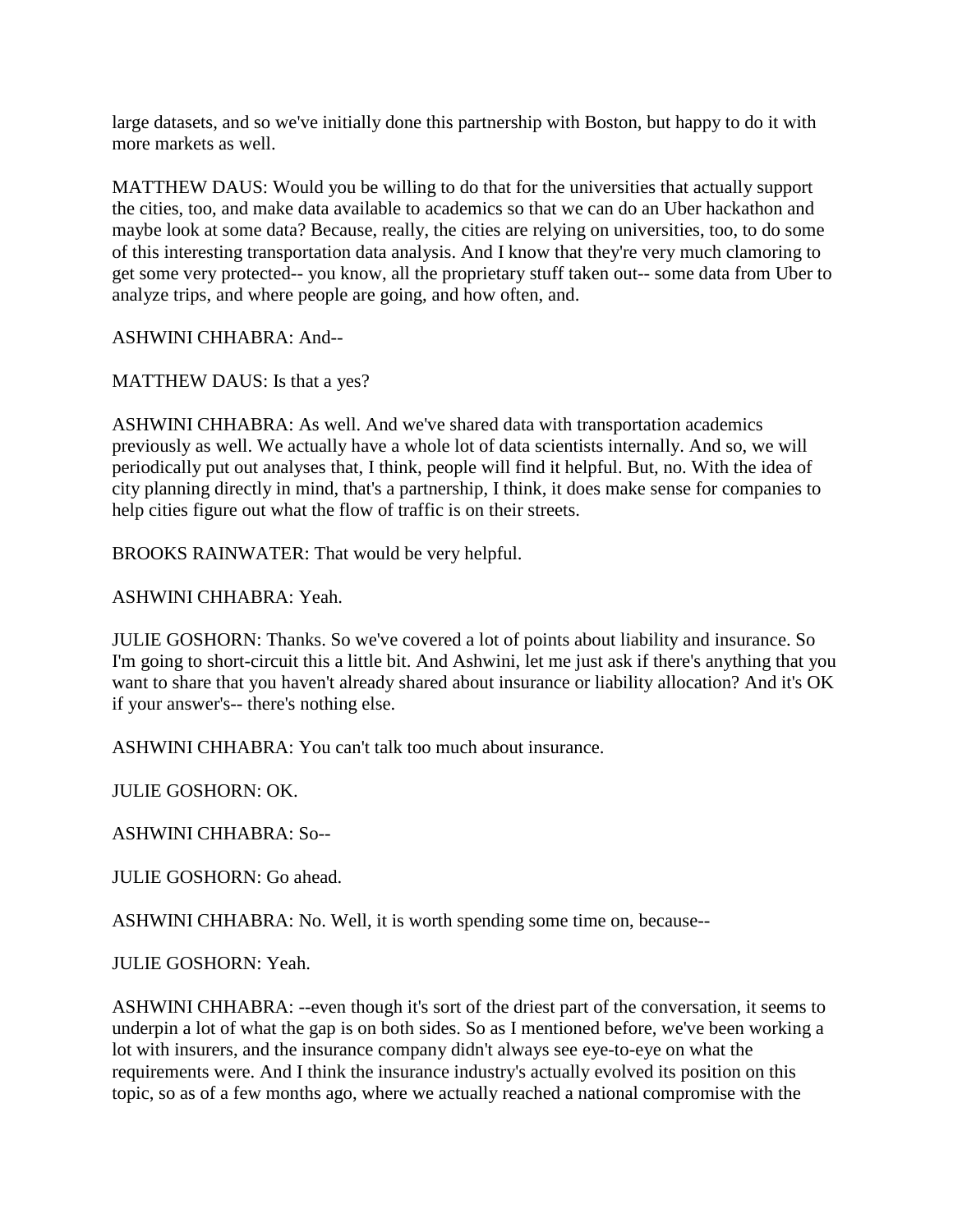large datasets, and so we've initially done this partnership with Boston, but happy to do it with more markets as well.

MATTHEW DAUS: Would you be willing to do that for the universities that actually support the cities, too, and make data available to academics so that we can do an Uber hackathon and maybe look at some data? Because, really, the cities are relying on universities, too, to do some of this interesting transportation data analysis. And I know that they're very much clamoring to get some very protected-- you know, all the proprietary stuff taken out-- some data from Uber to analyze trips, and where people are going, and how often, and.

ASHWINI CHHABRA: And--

MATTHEW DAUS: Is that a yes?

ASHWINI CHHABRA: As well. And we've shared data with transportation academics previously as well. We actually have a whole lot of data scientists internally. And so, we will periodically put out analyses that, I think, people will find it helpful. But, no. With the idea of city planning directly in mind, that's a partnership, I think, it does make sense for companies to help cities figure out what the flow of traffic is on their streets.

BROOKS RAINWATER: That would be very helpful.

ASHWINI CHHABRA: Yeah.

JULIE GOSHORN: Thanks. So we've covered a lot of points about liability and insurance. So I'm going to short-circuit this a little bit. And Ashwini, let me just ask if there's anything that you want to share that you haven't already shared about insurance or liability allocation? And it's OK if your answer's-- there's nothing else.

ASHWINI CHHABRA: You can't talk too much about insurance.

JULIE GOSHORN: OK.

ASHWINI CHHABRA: So--

JULIE GOSHORN: Go ahead.

ASHWINI CHHABRA: No. Well, it is worth spending some time on, because--

JULIE GOSHORN: Yeah.

ASHWINI CHHABRA: --even though it's sort of the driest part of the conversation, it seems to underpin a lot of what the gap is on both sides. So as I mentioned before, we've been working a lot with insurers, and the insurance company didn't always see eye-to-eye on what the requirements were. And I think the insurance industry's actually evolved its position on this topic, so as of a few months ago, where we actually reached a national compromise with the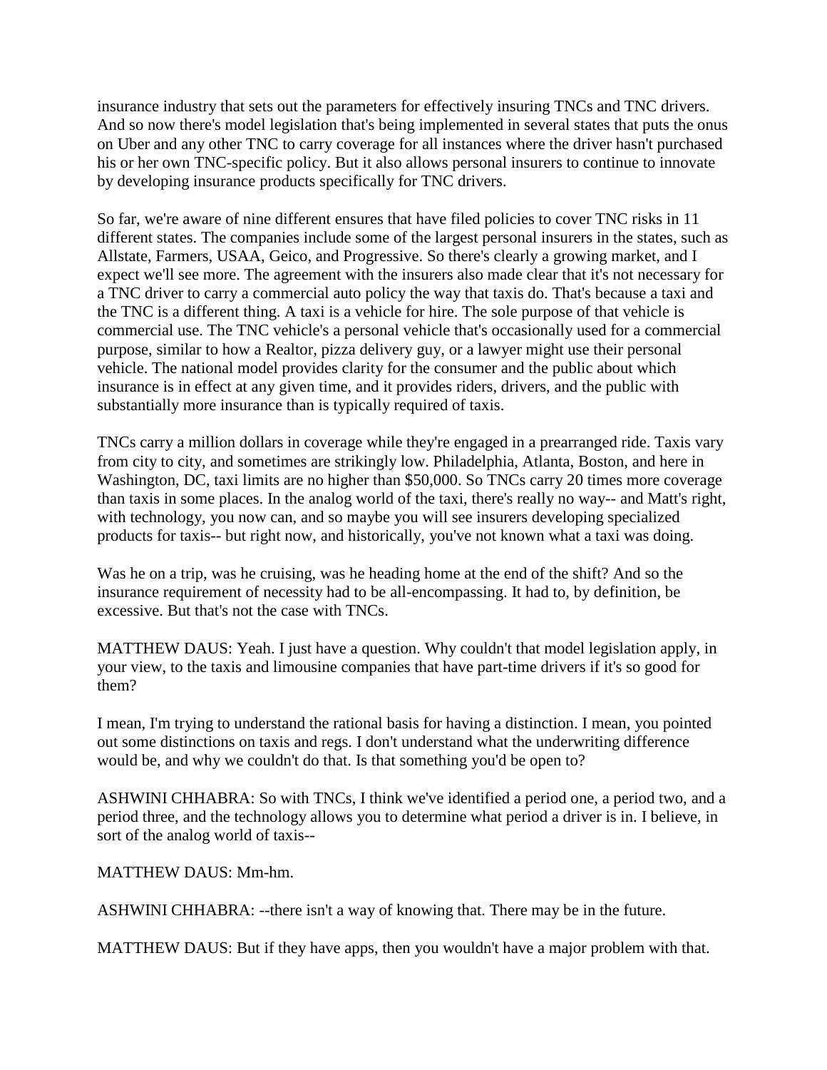insurance industry that sets out the parameters for effectively insuring TNCs and TNC drivers. And so now there's model legislation that's being implemented in several states that puts the onus on Uber and any other TNC to carry coverage for all instances where the driver hasn't purchased his or her own TNC-specific policy. But it also allows personal insurers to continue to innovate by developing insurance products specifically for TNC drivers.

So far, we're aware of nine different ensures that have filed policies to cover TNC risks in 11 different states. The companies include some of the largest personal insurers in the states, such as Allstate, Farmers, USAA, Geico, and Progressive. So there's clearly a growing market, and I expect we'll see more. The agreement with the insurers also made clear that it's not necessary for a TNC driver to carry a commercial auto policy the way that taxis do. That's because a taxi and the TNC is a different thing. A taxi is a vehicle for hire. The sole purpose of that vehicle is commercial use. The TNC vehicle's a personal vehicle that's occasionally used for a commercial purpose, similar to how a Realtor, pizza delivery guy, or a lawyer might use their personal vehicle. The national model provides clarity for the consumer and the public about which insurance is in effect at any given time, and it provides riders, drivers, and the public with substantially more insurance than is typically required of taxis.

TNCs carry a million dollars in coverage while they're engaged in a prearranged ride. Taxis vary from city to city, and sometimes are strikingly low. Philadelphia, Atlanta, Boston, and here in Washington, DC, taxi limits are no higher than $50,000. So TNCs carry 20 times more coverage than taxis in some places. In the analog world of the taxi, there's really no way-- and Matt's right, with technology, you now can, and so maybe you will see insurers developing specialized products for taxis-- but right now, and historically, you've not known what a taxi was doing.

Was he on a trip, was he cruising, was he heading home at the end of the shift? And so the insurance requirement of necessity had to be all-encompassing. It had to, by definition, be excessive. But that's not the case with TNCs.

MATTHEW DAUS: Yeah. I just have a question. Why couldn't that model legislation apply, in your view, to the taxis and limousine companies that have part-time drivers if it's so good for them?

I mean, I'm trying to understand the rational basis for having a distinction. I mean, you pointed out some distinctions on taxis and regs. I don't understand what the underwriting difference would be, and why we couldn't do that. Is that something you'd be open to?

ASHWINI CHHABRA: So with TNCs, I think we've identified a period one, a period two, and a period three, and the technology allows you to determine what period a driver is in. I believe, in sort of the analog world of taxis--

MATTHEW DAUS: Mm-hm.

ASHWINI CHHABRA: --there isn't a way of knowing that. There may be in the future.

MATTHEW DAUS: But if they have apps, then you wouldn't have a major problem with that.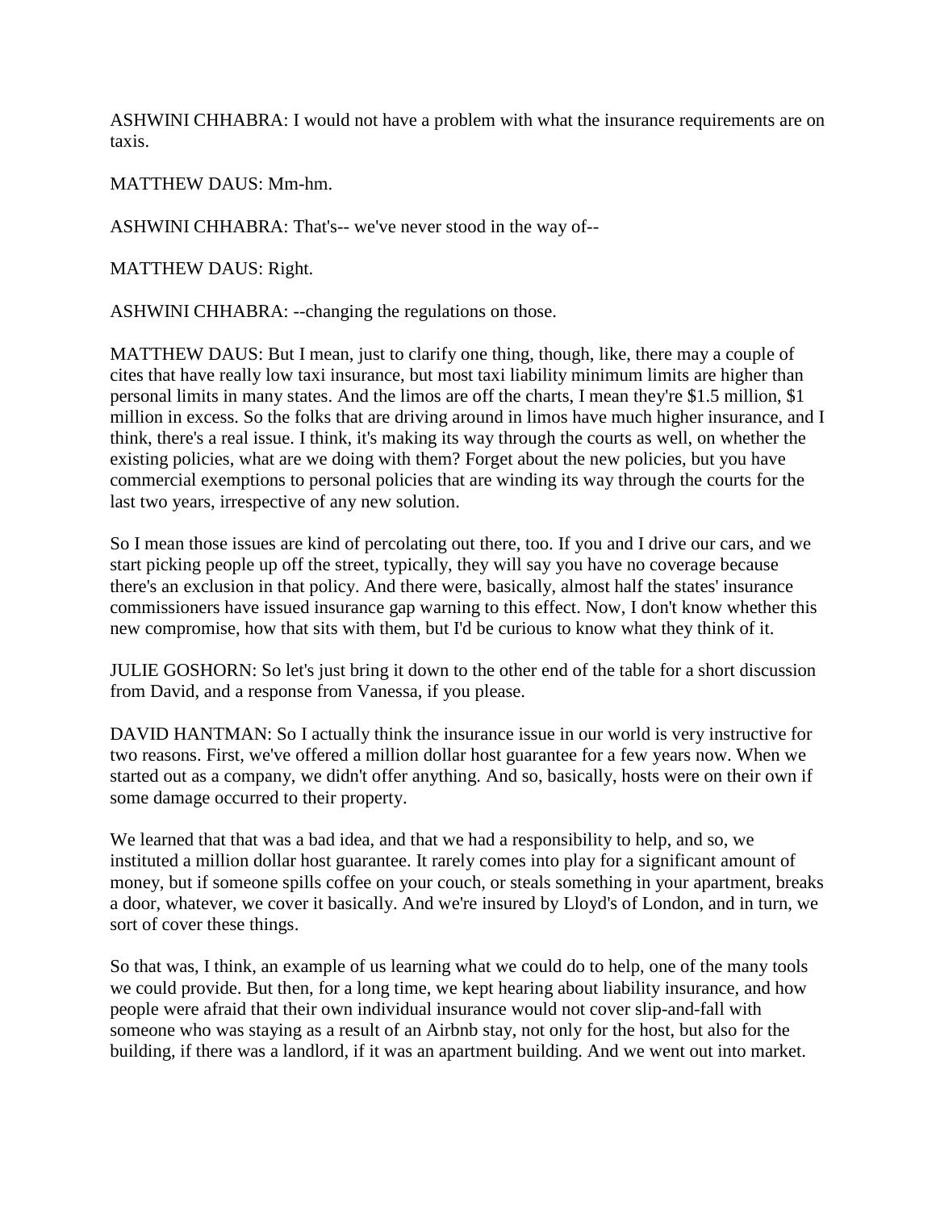ASHWINI CHHABRA: I would not have a problem with what the insurance requirements are on taxis.

MATTHEW DAUS: Mm-hm.

ASHWINI CHHABRA: That's-- we've never stood in the way of--

MATTHEW DAUS: Right.

ASHWINI CHHABRA: --changing the regulations on those.

MATTHEW DAUS: But I mean, just to clarify one thing, though, like, there may a couple of cites that have really low taxi insurance, but most taxi liability minimum limits are higher than personal limits in many states. And the limos are off the charts, I mean they're $1.5 million, $1 million in excess. So the folks that are driving around in limos have much higher insurance, and I think, there's a real issue. I think, it's making its way through the courts as well, on whether the existing policies, what are we doing with them? Forget about the new policies, but you have commercial exemptions to personal policies that are winding its way through the courts for the last two years, irrespective of any new solution.

So I mean those issues are kind of percolating out there, too. If you and I drive our cars, and we start picking people up off the street, typically, they will say you have no coverage because there's an exclusion in that policy. And there were, basically, almost half the states' insurance commissioners have issued insurance gap warning to this effect. Now, I don't know whether this new compromise, how that sits with them, but I'd be curious to know what they think of it.

JULIE GOSHORN: So let's just bring it down to the other end of the table for a short discussion from David, and a response from Vanessa, if you please.

DAVID HANTMAN: So I actually think the insurance issue in our world is very instructive for two reasons. First, we've offered a million dollar host guarantee for a few years now. When we started out as a company, we didn't offer anything. And so, basically, hosts were on their own if some damage occurred to their property.

We learned that that was a bad idea, and that we had a responsibility to help, and so, we instituted a million dollar host guarantee. It rarely comes into play for a significant amount of money, but if someone spills coffee on your couch, or steals something in your apartment, breaks a door, whatever, we cover it basically. And we're insured by Lloyd's of London, and in turn, we sort of cover these things.

So that was, I think, an example of us learning what we could do to help, one of the many tools we could provide. But then, for a long time, we kept hearing about liability insurance, and how people were afraid that their own individual insurance would not cover slip-and-fall with someone who was staying as a result of an Airbnb stay, not only for the host, but also for the building, if there was a landlord, if it was an apartment building. And we went out into market.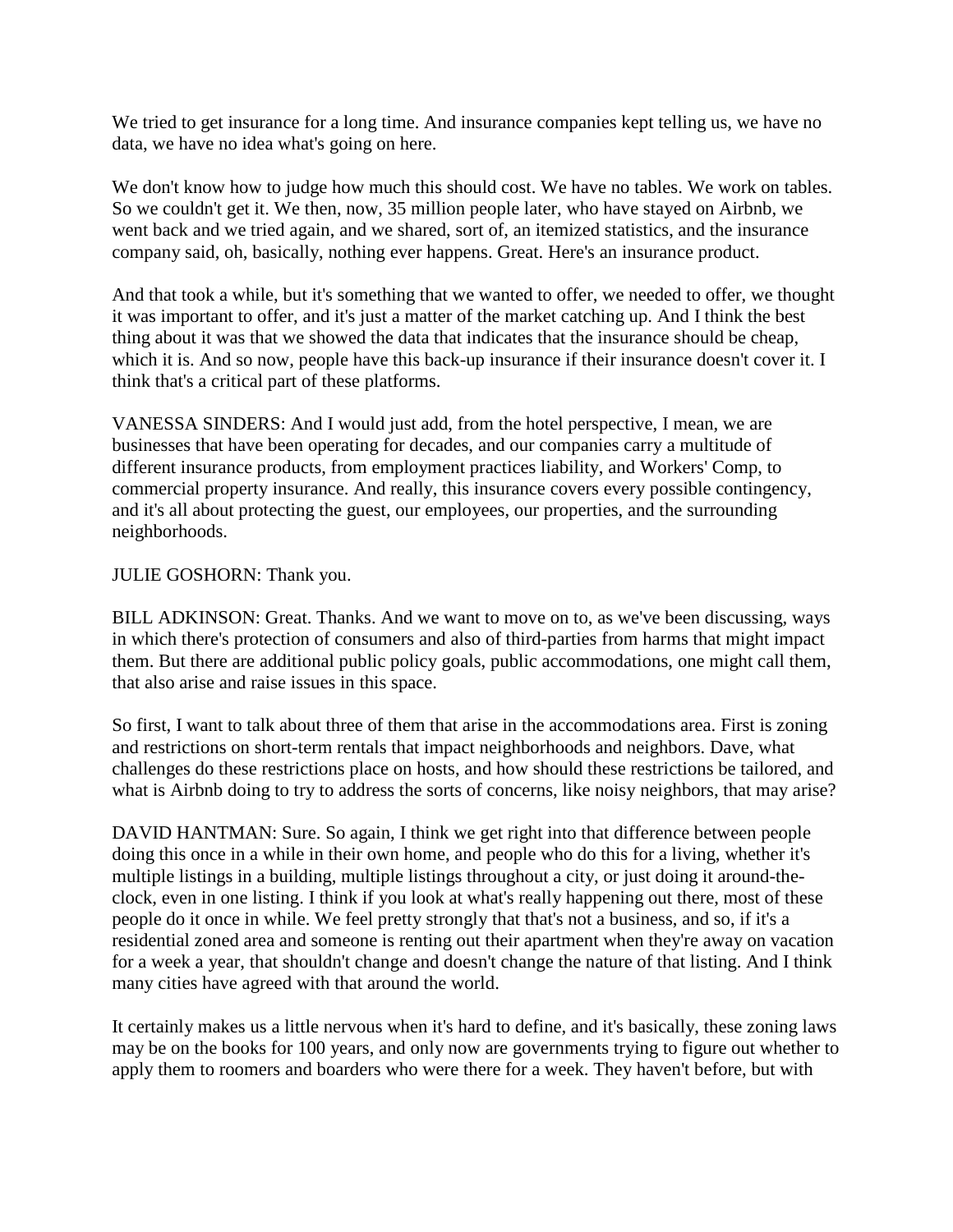We tried to get insurance for a long time. And insurance companies kept telling us, we have no data, we have no idea what's going on here.

We don't know how to judge how much this should cost. We have no tables. We work on tables. So we couldn't get it. We then, now, 35 million people later, who have stayed on Airbnb, we went back and we tried again, and we shared, sort of, an itemized statistics, and the insurance company said, oh, basically, nothing ever happens. Great. Here's an insurance product.

And that took a while, but it's something that we wanted to offer, we needed to offer, we thought it was important to offer, and it's just a matter of the market catching up. And I think the best thing about it was that we showed the data that indicates that the insurance should be cheap, which it is. And so now, people have this back-up insurance if their insurance doesn't cover it. I think that's a critical part of these platforms.

VANESSA SINDERS: And I would just add, from the hotel perspective, I mean, we are businesses that have been operating for decades, and our companies carry a multitude of different insurance products, from employment practices liability, and Workers' Comp, to commercial property insurance. And really, this insurance covers every possible contingency, and it's all about protecting the guest, our employees, our properties, and the surrounding neighborhoods.

JULIE GOSHORN: Thank you.

BILL ADKINSON: Great. Thanks. And we want to move on to, as we've been discussing, ways in which there's protection of consumers and also of third-parties from harms that might impact them. But there are additional public policy goals, public accommodations, one might call them, that also arise and raise issues in this space.

So first, I want to talk about three of them that arise in the accommodations area. First is zoning and restrictions on short-term rentals that impact neighborhoods and neighbors. Dave, what challenges do these restrictions place on hosts, and how should these restrictions be tailored, and what is Airbnb doing to try to address the sorts of concerns, like noisy neighbors, that may arise?

DAVID HANTMAN: Sure. So again, I think we get right into that difference between people doing this once in a while in their own home, and people who do this for a living, whether it's multiple listings in a building, multiple listings throughout a city, or just doing it around-the-clock, even in one listing. I think if you look at what's really happening out there, most of these people do it once in while. We feel pretty strongly that that's not a business, and so, if it's a residential zoned area and someone is renting out their apartment when they're away on vacation for a week a year, that shouldn't change and doesn't change the nature of that listing. And I think many cities have agreed with that around the world.

It certainly makes us a little nervous when it's hard to define, and it's basically, these zoning laws may be on the books for 100 years, and only now are governments trying to figure out whether to apply them to roomers and boarders who were there for a week. They haven't before, but with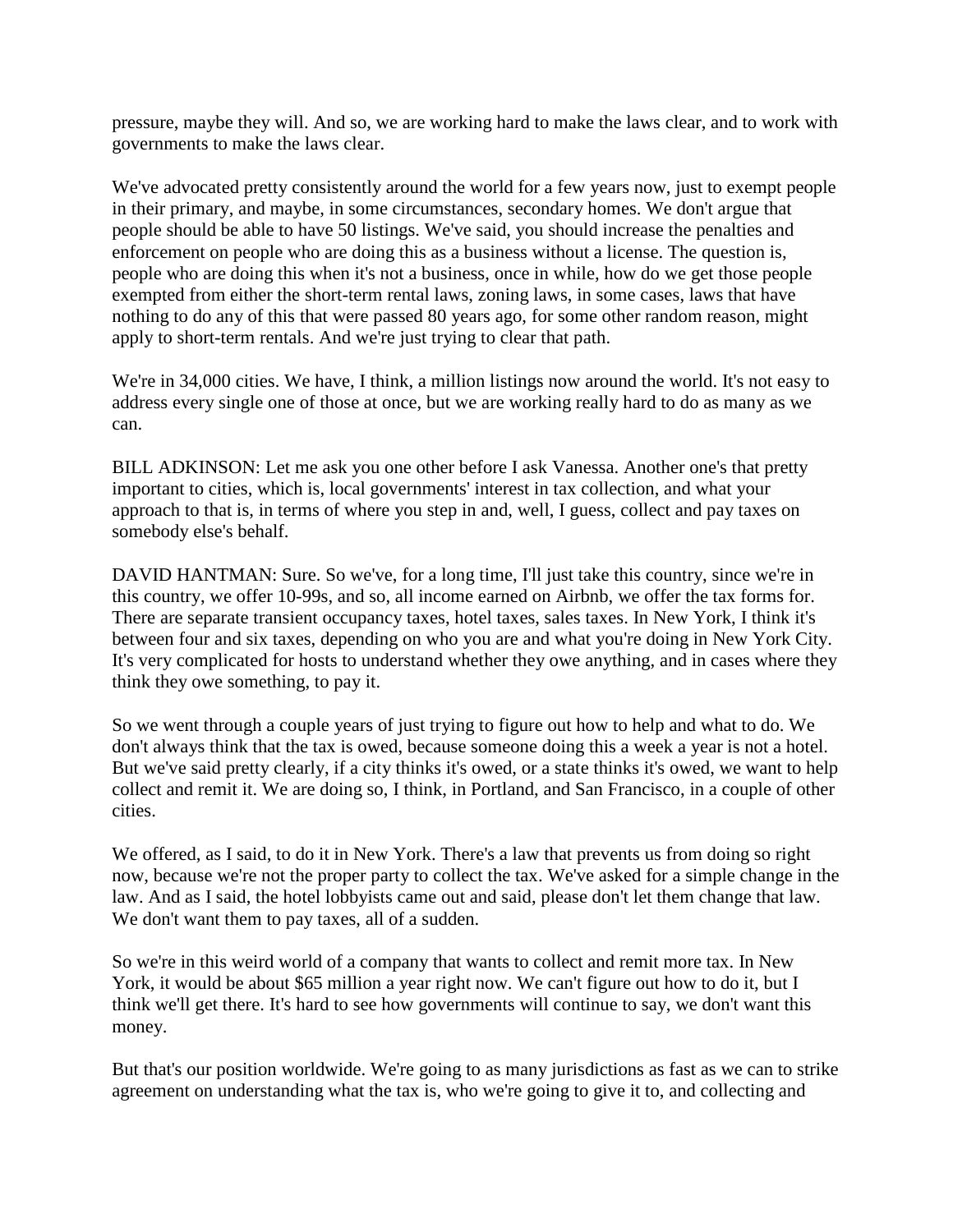pressure, maybe they will. And so, we are working hard to make the laws clear, and to work with governments to make the laws clear.

We've advocated pretty consistently around the world for a few years now, just to exempt people in their primary, and maybe, in some circumstances, secondary homes. We don't argue that people should be able to have 50 listings. We've said, you should increase the penalties and enforcement on people who are doing this as a business without a license. The question is, people who are doing this when it's not a business, once in while, how do we get those people exempted from either the short-term rental laws, zoning laws, in some cases, laws that have nothing to do any of this that were passed 80 years ago, for some other random reason, might apply to short-term rentals. And we're just trying to clear that path.

We're in 34,000 cities. We have, I think, a million listings now around the world. It's not easy to address every single one of those at once, but we are working really hard to do as many as we can.

BILL ADKINSON: Let me ask you one other before I ask Vanessa. Another one's that pretty important to cities, which is, local governments' interest in tax collection, and what your approach to that is, in terms of where you step in and, well, I guess, collect and pay taxes on somebody else's behalf.

DAVID HANTMAN: Sure. So we've, for a long time, I'll just take this country, since we're in this country, we offer 10-99s, and so, all income earned on Airbnb, we offer the tax forms for. There are separate transient occupancy taxes, hotel taxes, sales taxes. In New York, I think it's between four and six taxes, depending on who you are and what you're doing in New York City. It's very complicated for hosts to understand whether they owe anything, and in cases where they think they owe something, to pay it.

So we went through a couple years of just trying to figure out how to help and what to do. We don't always think that the tax is owed, because someone doing this a week a year is not a hotel. But we've said pretty clearly, if a city thinks it's owed, or a state thinks it's owed, we want to help collect and remit it. We are doing so, I think, in Portland, and San Francisco, in a couple of other cities.

We offered, as I said, to do it in New York. There's a law that prevents us from doing so right now, because we're not the proper party to collect the tax. We've asked for a simple change in the law. And as I said, the hotel lobbyists came out and said, please don't let them change that law. We don't want them to pay taxes, all of a sudden.

So we're in this weird world of a company that wants to collect and remit more tax. In New York, it would be about $65 million a year right now. We can't figure out how to do it, but I think we'll get there. It's hard to see how governments will continue to say, we don't want this money.

But that's our position worldwide. We're going to as many jurisdictions as fast as we can to strike agreement on understanding what the tax is, who we're going to give it to, and collecting and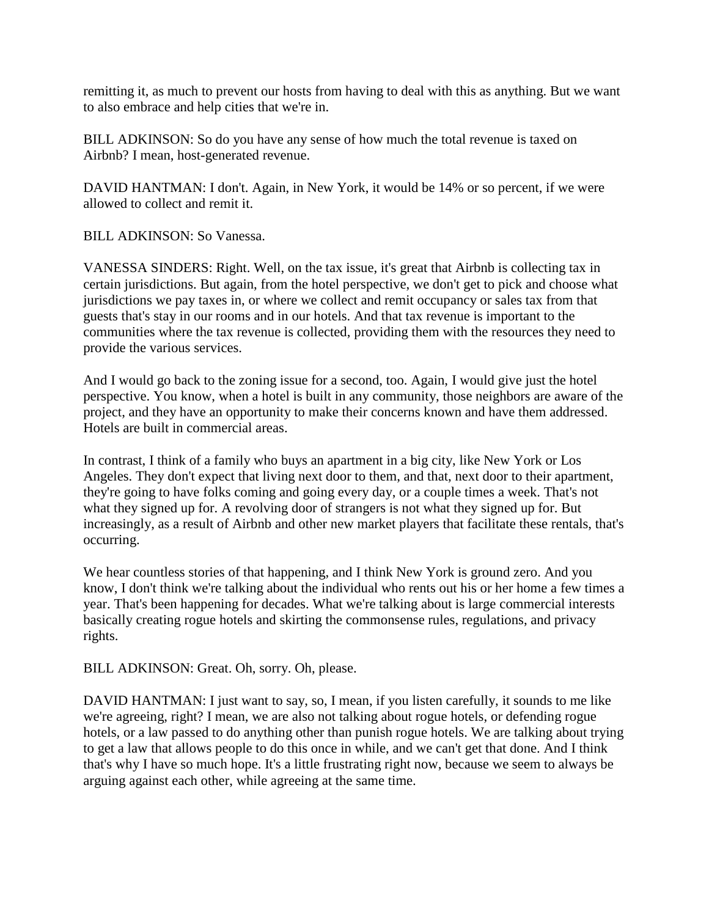remitting it, as much to prevent our hosts from having to deal with this as anything. But we want to also embrace and help cities that we're in.

BILL ADKINSON: So do you have any sense of how much the total revenue is taxed on Airbnb? I mean, host-generated revenue.

DAVID HANTMAN: I don't. Again, in New York, it would be 14% or so percent, if we were allowed to collect and remit it.

BILL ADKINSON: So Vanessa.

VANESSA SINDERS: Right. Well, on the tax issue, it's great that Airbnb is collecting tax in certain jurisdictions. But again, from the hotel perspective, we don't get to pick and choose what jurisdictions we pay taxes in, or where we collect and remit occupancy or sales tax from that guests that's stay in our rooms and in our hotels. And that tax revenue is important to the communities where the tax revenue is collected, providing them with the resources they need to provide the various services.

And I would go back to the zoning issue for a second, too. Again, I would give just the hotel perspective. You know, when a hotel is built in any community, those neighbors are aware of the project, and they have an opportunity to make their concerns known and have them addressed. Hotels are built in commercial areas.

In contrast, I think of a family who buys an apartment in a big city, like New York or Los Angeles. They don't expect that living next door to them, and that, next door to their apartment, they're going to have folks coming and going every day, or a couple times a week. That's not what they signed up for. A revolving door of strangers is not what they signed up for. But increasingly, as a result of Airbnb and other new market players that facilitate these rentals, that's occurring.

We hear countless stories of that happening, and I think New York is ground zero. And you know, I don't think we're talking about the individual who rents out his or her home a few times a year. That's been happening for decades. What we're talking about is large commercial interests basically creating rogue hotels and skirting the commonsense rules, regulations, and privacy rights.

BILL ADKINSON: Great. Oh, sorry. Oh, please.

DAVID HANTMAN: I just want to say, so, I mean, if you listen carefully, it sounds to me like we're agreeing, right? I mean, we are also not talking about rogue hotels, or defending rogue hotels, or a law passed to do anything other than punish rogue hotels. We are talking about trying to get a law that allows people to do this once in while, and we can't get that done. And I think that's why I have so much hope. It's a little frustrating right now, because we seem to always be arguing against each other, while agreeing at the same time.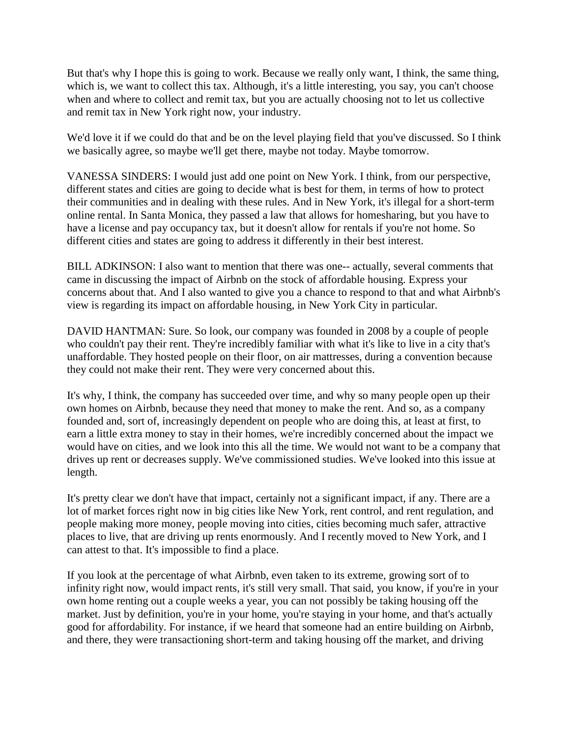But that's why I hope this is going to work. Because we really only want, I think, the same thing, which is, we want to collect this tax. Although, it's a little interesting, you say, you can't choose when and where to collect and remit tax, but you are actually choosing not to let us collective and remit tax in New York right now, your industry.

We'd love it if we could do that and be on the level playing field that you've discussed. So I think we basically agree, so maybe we'll get there, maybe not today. Maybe tomorrow.

VANESSA SINDERS: I would just add one point on New York. I think, from our perspective, different states and cities are going to decide what is best for them, in terms of how to protect their communities and in dealing with these rules. And in New York, it's illegal for a short-term online rental. In Santa Monica, they passed a law that allows for homesharing, but you have to have a license and pay occupancy tax, but it doesn't allow for rentals if you're not home. So different cities and states are going to address it differently in their best interest.

BILL ADKINSON: I also want to mention that there was one-- actually, several comments that came in discussing the impact of Airbnb on the stock of affordable housing. Express your concerns about that. And I also wanted to give you a chance to respond to that and what Airbnb's view is regarding its impact on affordable housing, in New York City in particular.

DAVID HANTMAN: Sure. So look, our company was founded in 2008 by a couple of people who couldn't pay their rent. They're incredibly familiar with what it's like to live in a city that's unaffordable. They hosted people on their floor, on air mattresses, during a convention because they could not make their rent. They were very concerned about this.

It's why, I think, the company has succeeded over time, and why so many people open up their own homes on Airbnb, because they need that money to make the rent. And so, as a company founded and, sort of, increasingly dependent on people who are doing this, at least at first, to earn a little extra money to stay in their homes, we're incredibly concerned about the impact we would have on cities, and we look into this all the time. We would not want to be a company that drives up rent or decreases supply. We've commissioned studies. We've looked into this issue at length.

It's pretty clear we don't have that impact, certainly not a significant impact, if any. There are a lot of market forces right now in big cities like New York, rent control, and rent regulation, and people making more money, people moving into cities, cities becoming much safer, attractive places to live, that are driving up rents enormously. And I recently moved to New York, and I can attest to that. It's impossible to find a place.

If you look at the percentage of what Airbnb, even taken to its extreme, growing sort of to infinity right now, would impact rents, it's still very small. That said, you know, if you're in your own home renting out a couple weeks a year, you can not possibly be taking housing off the market. Just by definition, you're in your home, you're staying in your home, and that's actually good for affordability. For instance, if we heard that someone had an entire building on Airbnb, and there, they were transactioning short-term and taking housing off the market, and driving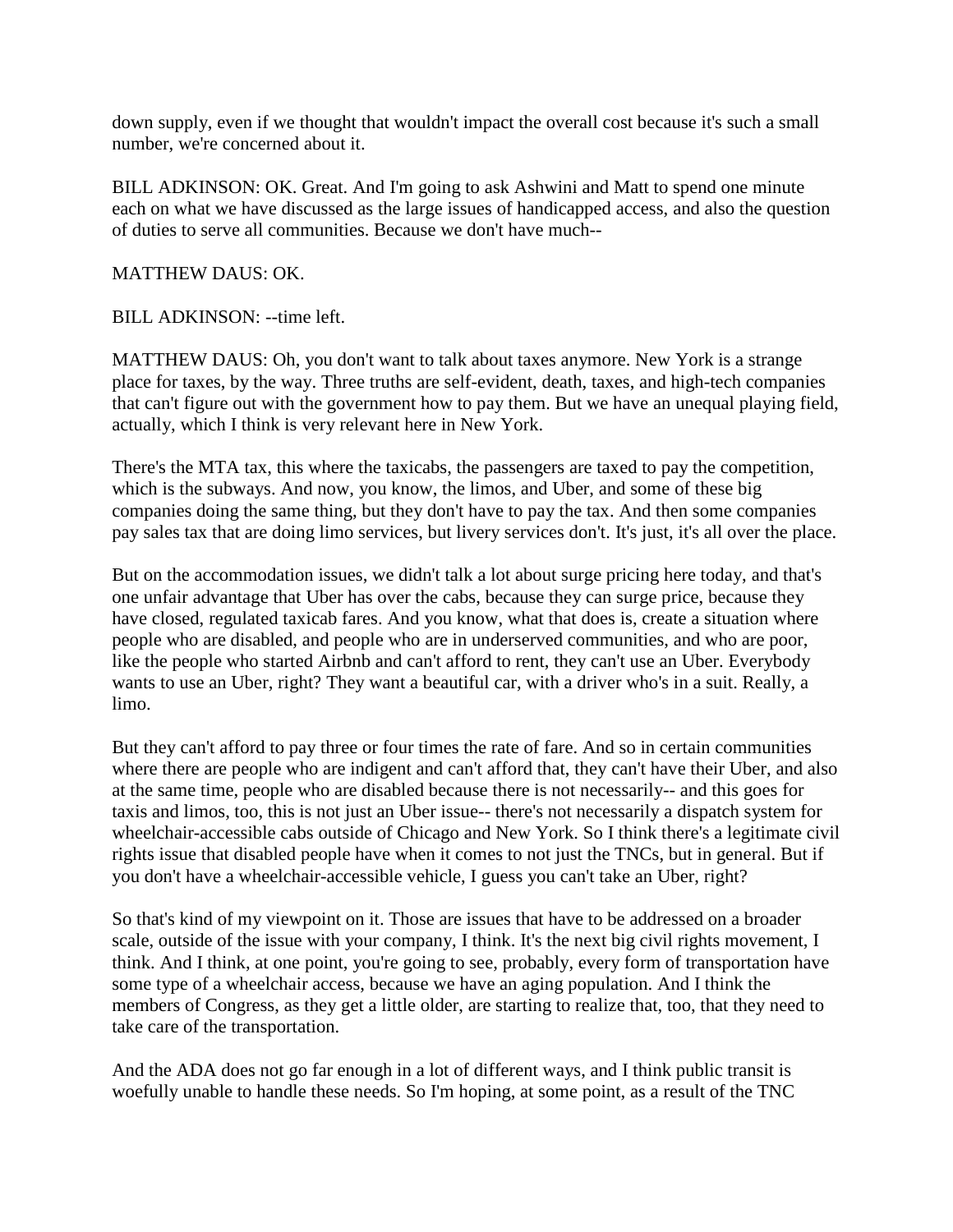down supply, even if we thought that wouldn't impact the overall cost because it's such a small number, we're concerned about it.

BILL ADKINSON: OK. Great. And I'm going to ask Ashwini and Matt to spend one minute each on what we have discussed as the large issues of handicapped access, and also the question of duties to serve all communities. Because we don't have much--

MATTHEW DAUS: OK.

BILL ADKINSON: --time left.

MATTHEW DAUS: Oh, you don't want to talk about taxes anymore. New York is a strange place for taxes, by the way. Three truths are self-evident, death, taxes, and high-tech companies that can't figure out with the government how to pay them. But we have an unequal playing field, actually, which I think is very relevant here in New York.

There's the MTA tax, this where the taxicabs, the passengers are taxed to pay the competition, which is the subways. And now, you know, the limos, and Uber, and some of these big companies doing the same thing, but they don't have to pay the tax. And then some companies pay sales tax that are doing limo services, but livery services don't. It's just, it's all over the place.

But on the accommodation issues, we didn't talk a lot about surge pricing here today, and that's one unfair advantage that Uber has over the cabs, because they can surge price, because they have closed, regulated taxicab fares. And you know, what that does is, create a situation where people who are disabled, and people who are in underserved communities, and who are poor, like the people who started Airbnb and can't afford to rent, they can't use an Uber. Everybody wants to use an Uber, right? They want a beautiful car, with a driver who's in a suit. Really, a limo.

But they can't afford to pay three or four times the rate of fare. And so in certain communities where there are people who are indigent and can't afford that, they can't have their Uber, and also at the same time, people who are disabled because there is not necessarily-- and this goes for taxis and limos, too, this is not just an Uber issue-- there's not necessarily a dispatch system for wheelchair-accessible cabs outside of Chicago and New York. So I think there's a legitimate civil rights issue that disabled people have when it comes to not just the TNCs, but in general. But if you don't have a wheelchair-accessible vehicle, I guess you can't take an Uber, right?

So that's kind of my viewpoint on it. Those are issues that have to be addressed on a broader scale, outside of the issue with your company, I think. It's the next big civil rights movement, I think. And I think, at one point, you're going to see, probably, every form of transportation have some type of a wheelchair access, because we have an aging population. And I think the members of Congress, as they get a little older, are starting to realize that, too, that they need to take care of the transportation.

And the ADA does not go far enough in a lot of different ways, and I think public transit is woefully unable to handle these needs. So I'm hoping, at some point, as a result of the TNC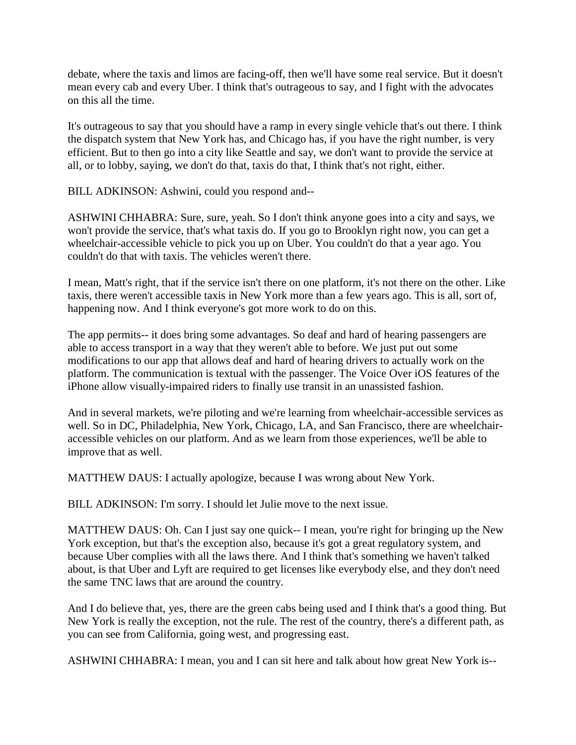debate, where the taxis and limos are facing-off, then we'll have some real service. But it doesn't mean every cab and every Uber. I think that's outrageous to say, and I fight with the advocates on this all the time.

It's outrageous to say that you should have a ramp in every single vehicle that's out there. I think the dispatch system that New York has, and Chicago has, if you have the right number, is very efficient. But to then go into a city like Seattle and say, we don't want to provide the service at all, or to lobby, saying, we don't do that, taxis do that, I think that's not right, either.

BILL ADKINSON: Ashwini, could you respond and--

ASHWINI CHHABRA: Sure, sure, yeah. So I don't think anyone goes into a city and says, we won't provide the service, that's what taxis do. If you go to Brooklyn right now, you can get a wheelchair-accessible vehicle to pick you up on Uber. You couldn't do that a year ago. You couldn't do that with taxis. The vehicles weren't there.

I mean, Matt's right, that if the service isn't there on one platform, it's not there on the other. Like taxis, there weren't accessible taxis in New York more than a few years ago. This is all, sort of, happening now. And I think everyone's got more work to do on this.

The app permits-- it does bring some advantages. So deaf and hard of hearing passengers are able to access transport in a way that they weren't able to before. We just put out some modifications to our app that allows deaf and hard of hearing drivers to actually work on the platform. The communication is textual with the passenger. The Voice Over iOS features of the iPhone allow visually-impaired riders to finally use transit in an unassisted fashion.

And in several markets, we're piloting and we're learning from wheelchair-accessible services as well. So in DC, Philadelphia, New York, Chicago, LA, and San Francisco, there are wheelchair-accessible vehicles on our platform. And as we learn from those experiences, we'll be able to improve that as well.

MATTHEW DAUS: I actually apologize, because I was wrong about New York.

BILL ADKINSON: I'm sorry. I should let Julie move to the next issue.

MATTHEW DAUS: Oh. Can I just say one quick-- I mean, you're right for bringing up the New York exception, but that's the exception also, because it's got a great regulatory system, and because Uber complies with all the laws there. And I think that's something we haven't talked about, is that Uber and Lyft are required to get licenses like everybody else, and they don't need the same TNC laws that are around the country.

And I do believe that, yes, there are the green cabs being used and I think that's a good thing. But New York is really the exception, not the rule. The rest of the country, there's a different path, as you can see from California, going west, and progressing east.

ASHWINI CHHABRA: I mean, you and I can sit here and talk about how great New York is--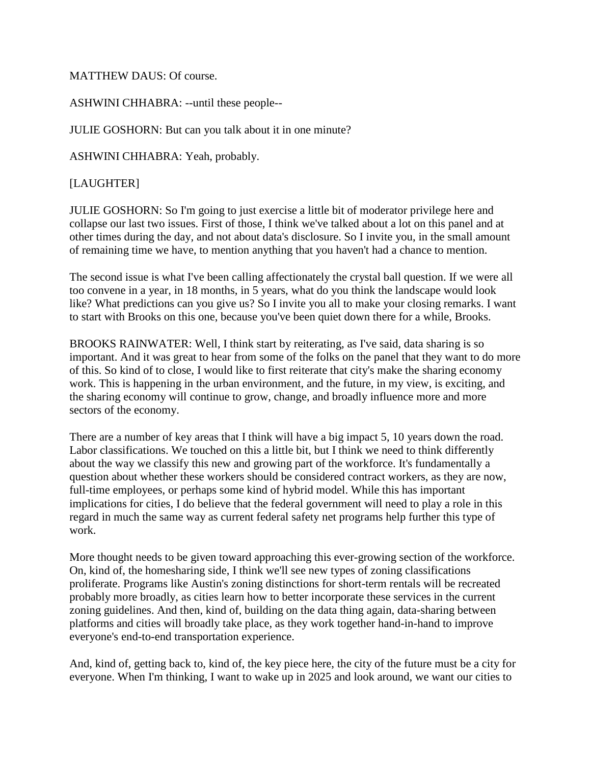MATTHEW DAUS: Of course.

ASHWINI CHHABRA: --until these people--

JULIE GOSHORN: But can you talk about it in one minute?

ASHWINI CHHABRA: Yeah, probably.

[LAUGHTER]

JULIE GOSHORN: So I'm going to just exercise a little bit of moderator privilege here and collapse our last two issues. First of those, I think we've talked about a lot on this panel and at other times during the day, and not about data's disclosure. So I invite you, in the small amount of remaining time we have, to mention anything that you haven't had a chance to mention.

The second issue is what I've been calling affectionately the crystal ball question. If we were all too convene in a year, in 18 months, in 5 years, what do you think the landscape would look like? What predictions can you give us? So I invite you all to make your closing remarks. I want to start with Brooks on this one, because you've been quiet down there for a while, Brooks.

BROOKS RAINWATER: Well, I think start by reiterating, as I've said, data sharing is so important. And it was great to hear from some of the folks on the panel that they want to do more of this. So kind of to close, I would like to first reiterate that city's make the sharing economy work. This is happening in the urban environment, and the future, in my view, is exciting, and the sharing economy will continue to grow, change, and broadly influence more and more sectors of the economy.

There are a number of key areas that I think will have a big impact 5, 10 years down the road. Labor classifications. We touched on this a little bit, but I think we need to think differently about the way we classify this new and growing part of the workforce. It's fundamentally a question about whether these workers should be considered contract workers, as they are now, full-time employees, or perhaps some kind of hybrid model. While this has important implications for cities, I do believe that the federal government will need to play a role in this regard in much the same way as current federal safety net programs help further this type of work.

More thought needs to be given toward approaching this ever-growing section of the workforce. On, kind of, the homesharing side, I think we'll see new types of zoning classifications proliferate. Programs like Austin's zoning distinctions for short-term rentals will be recreated probably more broadly, as cities learn how to better incorporate these services in the current zoning guidelines. And then, kind of, building on the data thing again, data-sharing between platforms and cities will broadly take place, as they work together hand-in-hand to improve everyone's end-to-end transportation experience.

And, kind of, getting back to, kind of, the key piece here, the city of the future must be a city for everyone. When I'm thinking, I want to wake up in 2025 and look around, we want our cities to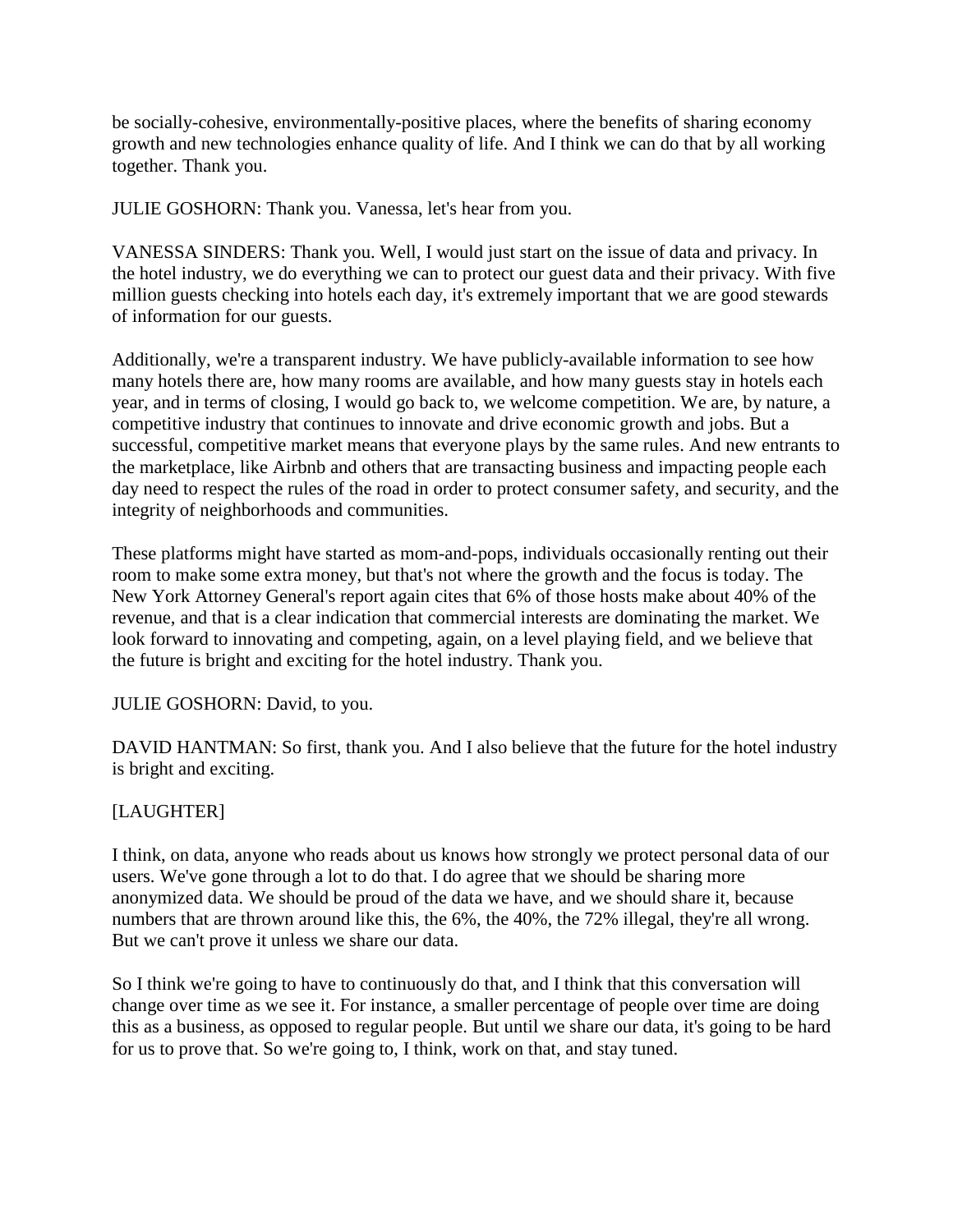be socially-cohesive, environmentally-positive places, where the benefits of sharing economy growth and new technologies enhance quality of life. And I think we can do that by all working together. Thank you.

JULIE GOSHORN: Thank you. Vanessa, let's hear from you.

VANESSA SINDERS: Thank you. Well, I would just start on the issue of data and privacy. In the hotel industry, we do everything we can to protect our guest data and their privacy. With five million guests checking into hotels each day, it's extremely important that we are good stewards of information for our guests.

Additionally, we're a transparent industry. We have publicly-available information to see how many hotels there are, how many rooms are available, and how many guests stay in hotels each year, and in terms of closing, I would go back to, we welcome competition. We are, by nature, a competitive industry that continues to innovate and drive economic growth and jobs. But a successful, competitive market means that everyone plays by the same rules. And new entrants to the marketplace, like Airbnb and others that are transacting business and impacting people each day need to respect the rules of the road in order to protect consumer safety, and security, and the integrity of neighborhoods and communities.

These platforms might have started as mom-and-pops, individuals occasionally renting out their room to make some extra money, but that's not where the growth and the focus is today. The New York Attorney General's report again cites that 6% of those hosts make about 40% of the revenue, and that is a clear indication that commercial interests are dominating the market. We look forward to innovating and competing, again, on a level playing field, and we believe that the future is bright and exciting for the hotel industry. Thank you.

JULIE GOSHORN: David, to you.

DAVID HANTMAN: So first, thank you. And I also believe that the future for the hotel industry is bright and exciting.

[LAUGHTER]

I think, on data, anyone who reads about us knows how strongly we protect personal data of our users. We've gone through a lot to do that. I do agree that we should be sharing more anonymized data. We should be proud of the data we have, and we should share it, because numbers that are thrown around like this, the 6%, the 40%, the 72% illegal, they're all wrong. But we can't prove it unless we share our data.

So I think we're going to have to continuously do that, and I think that this conversation will change over time as we see it. For instance, a smaller percentage of people over time are doing this as a business, as opposed to regular people. But until we share our data, it's going to be hard for us to prove that. So we're going to, I think, work on that, and stay tuned.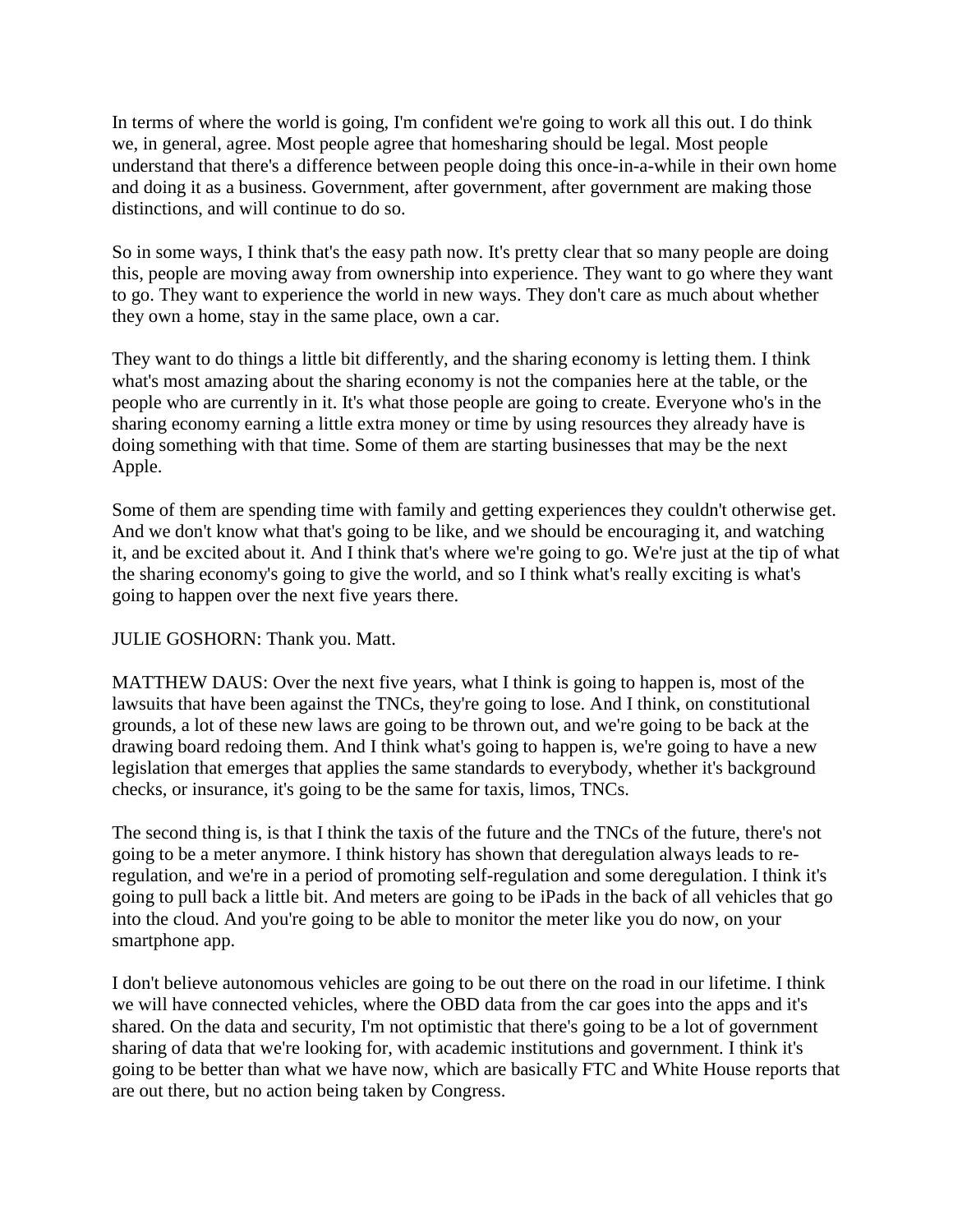In terms of where the world is going, I'm confident we're going to work all this out. I do think we, in general, agree. Most people agree that homesharing should be legal. Most people understand that there's a difference between people doing this once-in-a-while in their own home and doing it as a business. Government, after government, after government are making those distinctions, and will continue to do so.

So in some ways, I think that's the easy path now. It's pretty clear that so many people are doing this, people are moving away from ownership into experience. They want to go where they want to go. They want to experience the world in new ways. They don't care as much about whether they own a home, stay in the same place, own a car.

They want to do things a little bit differently, and the sharing economy is letting them. I think what's most amazing about the sharing economy is not the companies here at the table, or the people who are currently in it. It's what those people are going to create. Everyone who's in the sharing economy earning a little extra money or time by using resources they already have is doing something with that time. Some of them are starting businesses that may be the next Apple.

Some of them are spending time with family and getting experiences they couldn't otherwise get. And we don't know what that's going to be like, and we should be encouraging it, and watching it, and be excited about it. And I think that's where we're going to go. We're just at the tip of what the sharing economy's going to give the world, and so I think what's really exciting is what's going to happen over the next five years there.

JULIE GOSHORN: Thank you. Matt.

MATTHEW DAUS: Over the next five years, what I think is going to happen is, most of the lawsuits that have been against the TNCs, they're going to lose. And I think, on constitutional grounds, a lot of these new laws are going to be thrown out, and we're going to be back at the drawing board redoing them. And I think what's going to happen is, we're going to have a new legislation that emerges that applies the same standards to everybody, whether it's background checks, or insurance, it's going to be the same for taxis, limos, TNCs.

The second thing is, is that I think the taxis of the future and the TNCs of the future, there's not going to be a meter anymore. I think history has shown that deregulation always leads to re-regulation, and we're in a period of promoting self-regulation and some deregulation. I think it's going to pull back a little bit. And meters are going to be iPads in the back of all vehicles that go into the cloud. And you're going to be able to monitor the meter like you do now, on your smartphone app.

I don't believe autonomous vehicles are going to be out there on the road in our lifetime. I think we will have connected vehicles, where the OBD data from the car goes into the apps and it's shared. On the data and security, I'm not optimistic that there's going to be a lot of government sharing of data that we're looking for, with academic institutions and government. I think it's going to be better than what we have now, which are basically FTC and White House reports that are out there, but no action being taken by Congress.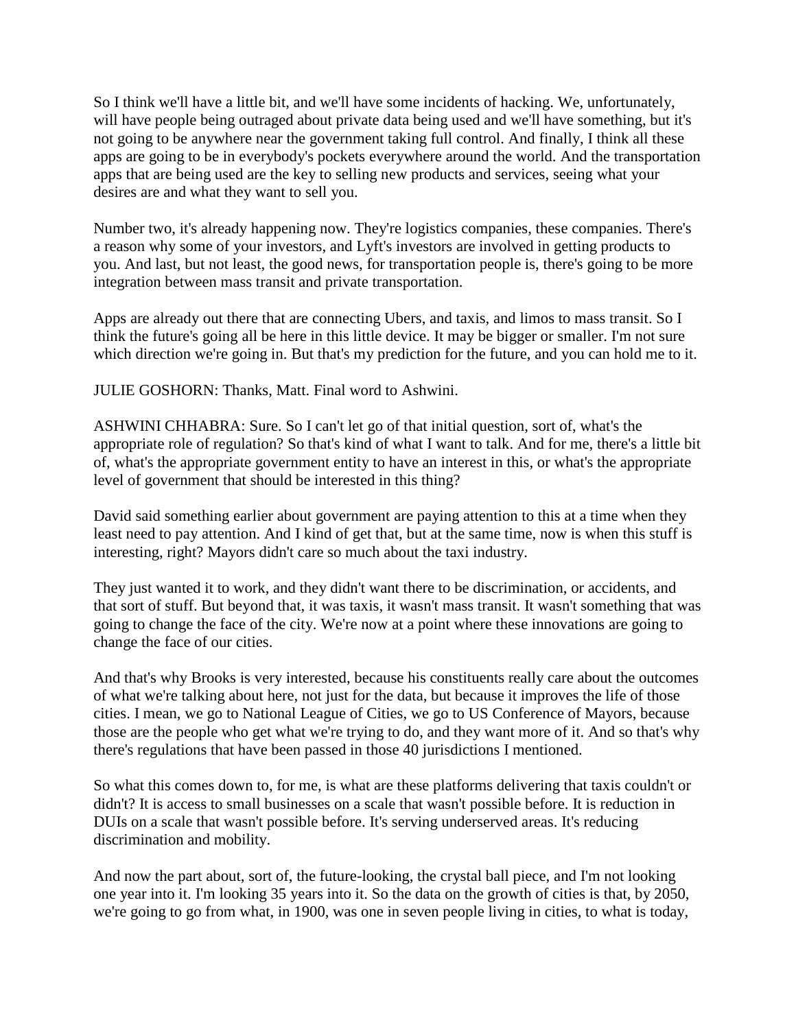So I think we'll have a little bit, and we'll have some incidents of hacking. We, unfortunately, will have people being outraged about private data being used and we'll have something, but it's not going to be anywhere near the government taking full control. And finally, I think all these apps are going to be in everybody's pockets everywhere around the world. And the transportation apps that are being used are the key to selling new products and services, seeing what your desires are and what they want to sell you.

Number two, it's already happening now. They're logistics companies, these companies. There's a reason why some of your investors, and Lyft's investors are involved in getting products to you. And last, but not least, the good news, for transportation people is, there's going to be more integration between mass transit and private transportation.

Apps are already out there that are connecting Ubers, and taxis, and limos to mass transit. So I think the future's going all be here in this little device. It may be bigger or smaller. I'm not sure which direction we're going in. But that's my prediction for the future, and you can hold me to it.

JULIE GOSHORN: Thanks, Matt. Final word to Ashwini.

ASHWINI CHHABRA: Sure. So I can't let go of that initial question, sort of, what's the appropriate role of regulation? So that's kind of what I want to talk. And for me, there's a little bit of, what's the appropriate government entity to have an interest in this, or what's the appropriate level of government that should be interested in this thing?

David said something earlier about government are paying attention to this at a time when they least need to pay attention. And I kind of get that, but at the same time, now is when this stuff is interesting, right? Mayors didn't care so much about the taxi industry.

They just wanted it to work, and they didn't want there to be discrimination, or accidents, and that sort of stuff. But beyond that, it was taxis, it wasn't mass transit. It wasn't something that was going to change the face of the city. We're now at a point where these innovations are going to change the face of our cities.

And that's why Brooks is very interested, because his constituents really care about the outcomes of what we're talking about here, not just for the data, but because it improves the life of those cities. I mean, we go to National League of Cities, we go to US Conference of Mayors, because those are the people who get what we're trying to do, and they want more of it. And so that's why there's regulations that have been passed in those 40 jurisdictions I mentioned.

So what this comes down to, for me, is what are these platforms delivering that taxis couldn't or didn't? It is access to small businesses on a scale that wasn't possible before. It is reduction in DUIs on a scale that wasn't possible before. It's serving underserved areas. It's reducing discrimination and mobility.

And now the part about, sort of, the future-looking, the crystal ball piece, and I'm not looking one year into it. I'm looking 35 years into it. So the data on the growth of cities is that, by 2050, we're going to go from what, in 1900, was one in seven people living in cities, to what is today,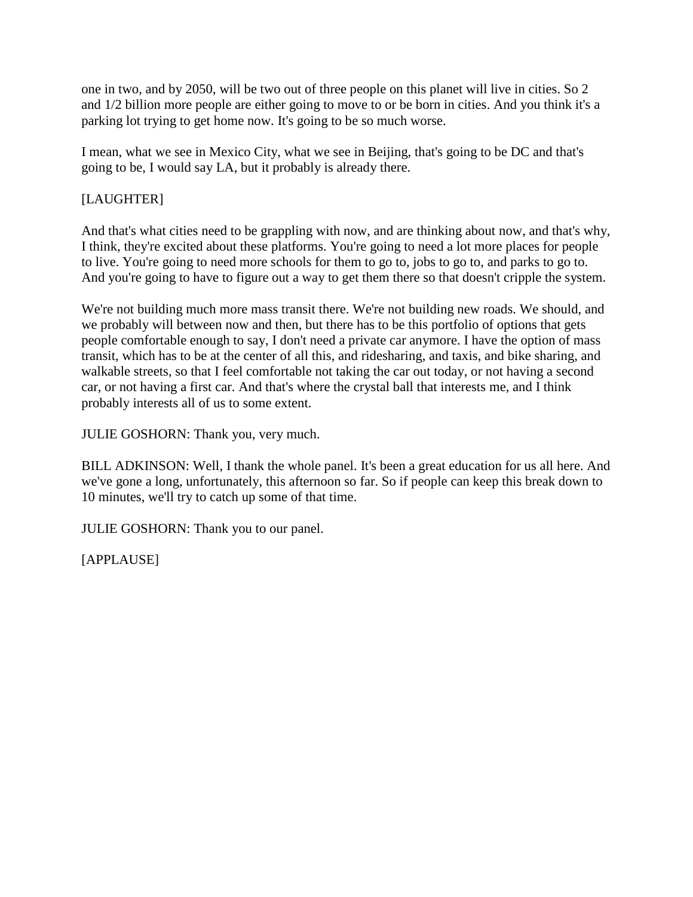one in two, and by 2050, will be two out of three people on this planet will live in cities. So 2 and 1/2 billion more people are either going to move to or be born in cities. And you think it's a parking lot trying to get home now. It's going to be so much worse.

I mean, what we see in Mexico City, what we see in Beijing, that's going to be DC and that's going to be, I would say LA, but it probably is already there.

[LAUGHTER]

And that's what cities need to be grappling with now, and are thinking about now, and that's why, I think, they're excited about these platforms. You're going to need a lot more places for people to live. You're going to need more schools for them to go to, jobs to go to, and parks to go to. And you're going to have to figure out a way to get them there so that doesn't cripple the system.

We're not building much more mass transit there. We're not building new roads. We should, and we probably will between now and then, but there has to be this portfolio of options that gets people comfortable enough to say, I don't need a private car anymore. I have the option of mass transit, which has to be at the center of all this, and ridesharing, and taxis, and bike sharing, and walkable streets, so that I feel comfortable not taking the car out today, or not having a second car, or not having a first car. And that's where the crystal ball that interests me, and I think probably interests all of us to some extent.

JULIE GOSHORN: Thank you, very much.

BILL ADKINSON: Well, I thank the whole panel. It's been a great education for us all here. And we've gone a long, unfortunately, this afternoon so far. So if people can keep this break down to 10 minutes, we'll try to catch up some of that time.

JULIE GOSHORN: Thank you to our panel.

[APPLAUSE]